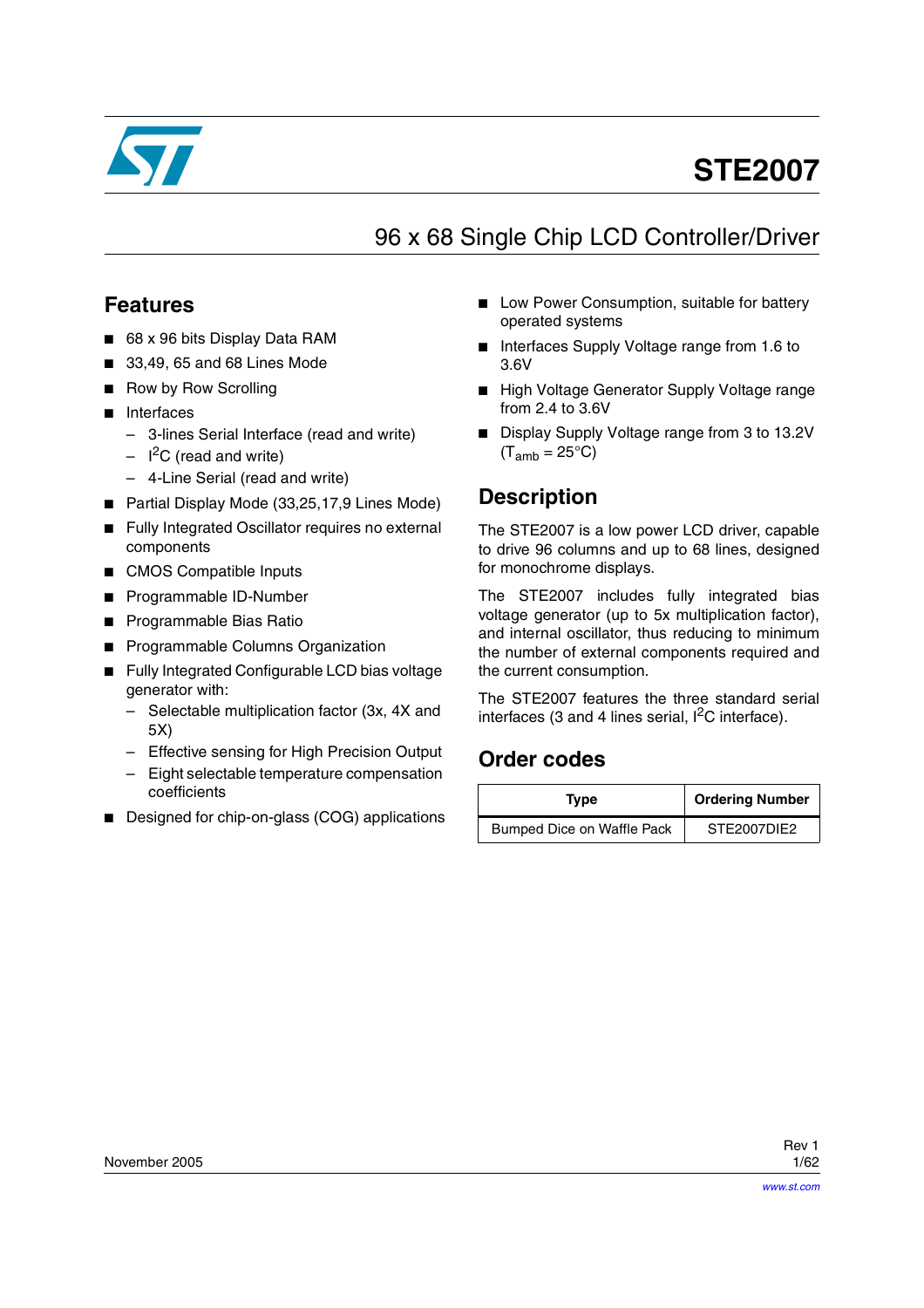# STE2007

## 96 x 68 Single Chip LCD Controller/Driver

## Features

- 68 x 96 bits Display Data RAM
- 33,49, 65 and 68 Lines Mode
- Row by Row Scrolling
- Interfaces
  - 3-lines Serial Interface (read and write)
  - $I^2C$ (read and write)
  - 4-Line Serial (read and write)
- Partial Display Mode (33,25,17,9 Lines Mode)
- Fully Integrated Oscillator requires no external components
- CMOS Compatible Inputs
- Programmable ID-Number
- Programmable Bias Ratio
- Programmable Columns Organization
- Fully Integrated Configurable LCD bias voltage generator with:
  - Selectable multiplication factor (3x, 4X and 5X)
  - Effective sensing for High Precision Output
  - Eight selectable temperature compensation coefficients
- Designed for chip-on-glass (COG) applications
- Low Power Consumption, suitable for battery operated systems
- Interfaces Supply Voltage range from 1.6 to 3.6V
- High Voltage Generator Supply Voltage range from 2.4 to 3.6V
- Display Supply Voltage range from 3 to 13.2V ($T_{amb}$ = 25°C)

## Description

The STE2007 is a low power LCD driver, capable to drive 96 columns and up to 68 lines, designed for monochrome displays.

The STE2007 includes fully integrated bias voltage generator (up to 5x multiplication factor), and internal oscillator, thus reducing to minimum the number of external components required and the current consumption.

The STE2007 features the three standard serial interfaces (3 and 4 lines serial, $I^2C$ interface).

## Order codes

| Type | Ordering Number |
|---|---|
| Bumped Dice on Waffle Pack | STE2007DIE2 |

November 2005

Rev 1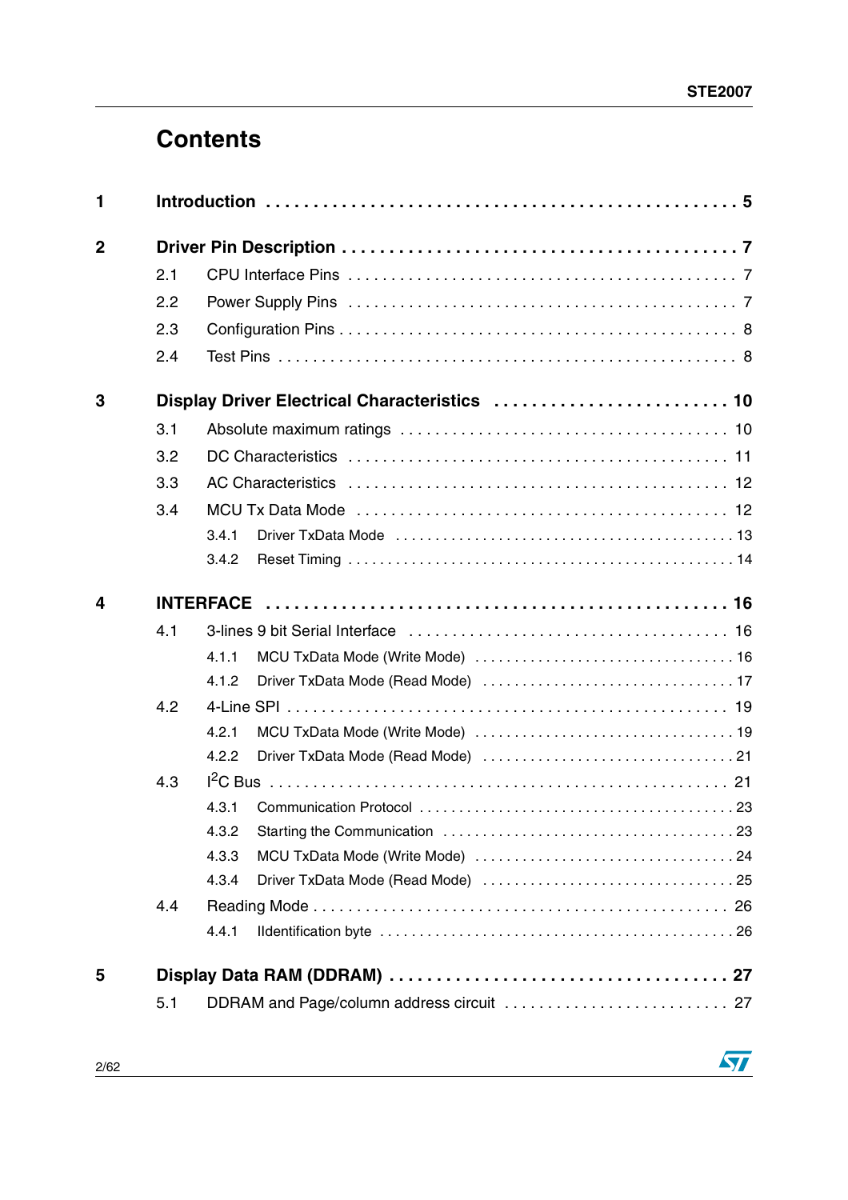# Contents

**1 Introduction** . . . . . . . . . . . . . . . . . . . . . . . . . . . . . . . . . . . . . . . . . . . . . . . **5**

**2 Driver Pin Description** . . . . . . . . . . . . . . . . . . . . . . . . . . . . . . . . . . . . . . . . **7**

- 2.1 CPU Interface Pins . . . . . . . . . . . . . . . . . . . . . . . . . . . . . . . . . . . . . . . . . 7
- 2.2 Power Supply Pins . . . . . . . . . . . . . . . . . . . . . . . . . . . . . . . . . . . . . . . . . 7
- 2.3 Configuration Pins . . . . . . . . . . . . . . . . . . . . . . . . . . . . . . . . . . . . . . . . . 8
- 2.4 Test Pins . . . . . . . . . . . . . . . . . . . . . . . . . . . . . . . . . . . . . . . . . . . . . . . 8

**3 Display Driver Electrical Characteristics** . . . . . . . . . . . . . . . . . . . . . . . . . **10**

- 3.1 Absolute maximum ratings . . . . . . . . . . . . . . . . . . . . . . . . . . . . . . . . . . . 10
- 3.2 DC Characteristics . . . . . . . . . . . . . . . . . . . . . . . . . . . . . . . . . . . . . . . . 11
- 3.3 AC Characteristics . . . . . . . . . . . . . . . . . . . . . . . . . . . . . . . . . . . . . . . . 12
- 3.4 MCU Tx Data Mode . . . . . . . . . . . . . . . . . . . . . . . . . . . . . . . . . . . . . . . . 12
  - 3.4.1 Driver TxData Mode . . . . . . . . . . . . . . . . . . . . . . . . . . . . . . . . . . . . 13
  - 3.4.2 Reset Timing . . . . . . . . . . . . . . . . . . . . . . . . . . . . . . . . . . . . . . . . . 14

**4 INTERFACE** . . . . . . . . . . . . . . . . . . . . . . . . . . . . . . . . . . . . . . . . . . . . . . . **16**

- 4.1 3-lines 9 bit Serial Interface . . . . . . . . . . . . . . . . . . . . . . . . . . . . . . . . . . 16
  - 4.1.1 MCU TxData Mode (Write Mode) . . . . . . . . . . . . . . . . . . . . . . . . . . . . 16
  - 4.1.2 Driver TxData Mode (Read Mode) . . . . . . . . . . . . . . . . . . . . . . . . . . . 17
- 4.2 4-Line SPI . . . . . . . . . . . . . . . . . . . . . . . . . . . . . . . . . . . . . . . . . . . . . . 19
  - 4.2.1 MCU TxData Mode (Write Mode) . . . . . . . . . . . . . . . . . . . . . . . . . . . . 19
  - 4.2.2 Driver TxData Mode (Read Mode) . . . . . . . . . . . . . . . . . . . . . . . . . . . 21
- 4.3 I$^2$C Bus . . . . . . . . . . . . . . . . . . . . . . . . . . . . . . . . . . . . . . . . . . . . . . 21
  - 4.3.1 Communication Protocol . . . . . . . . . . . . . . . . . . . . . . . . . . . . . . . . . 23
  - 4.3.2 Starting the Communication . . . . . . . . . . . . . . . . . . . . . . . . . . . . . . . 23
  - 4.3.3 MCU TxData Mode (Write Mode) . . . . . . . . . . . . . . . . . . . . . . . . . . . . 24
  - 4.3.4 Driver TxData Mode (Read Mode) . . . . . . . . . . . . . . . . . . . . . . . . . . . 25
- 4.4 Reading Mode . . . . . . . . . . . . . . . . . . . . . . . . . . . . . . . . . . . . . . . . . . . 26
  - 4.4.1 IIdentification byte . . . . . . . . . . . . . . . . . . . . . . . . . . . . . . . . . . . . . 26

**5 Display Data RAM (DDRAM)** . . . . . . . . . . . . . . . . . . . . . . . . . . . . . . . . . . . **27**

- 5.1 DDRAM and Page/column address circuit . . . . . . . . . . . . . . . . . . . . . . . . . 27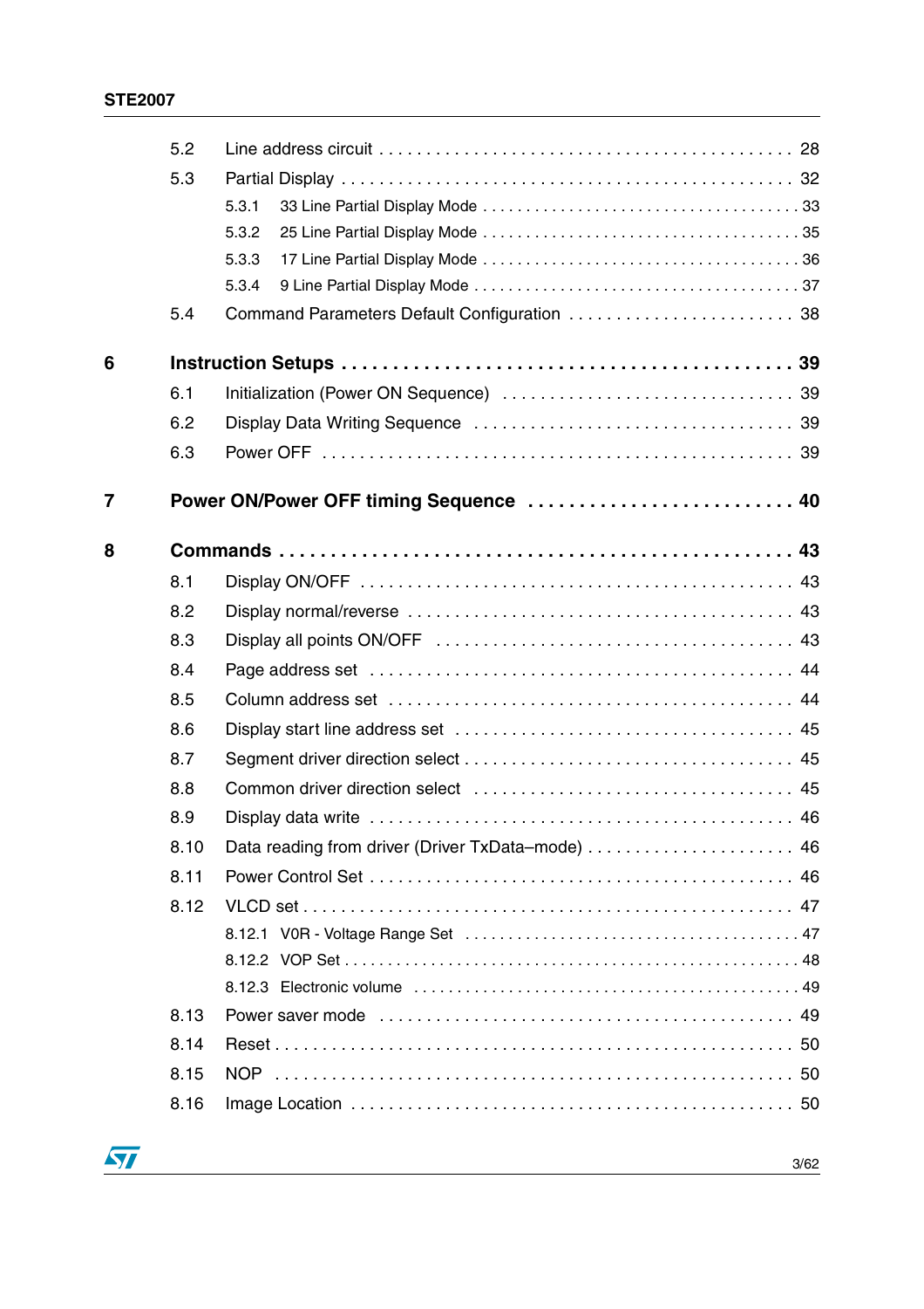5.2 Line address circuit . . . . . . . . . . . . . . . . . . . . . . . . . . . . . . . . . . . . . . . . . . 28

5.3 Partial Display . . . . . . . . . . . . . . . . . . . . . . . . . . . . . . . . . . . . . . . . . . . . . 32

5.3.1 33 Line Partial Display Mode . . . . . . . . . . . . . . . . . . . . . . . . . . . . . . . . . . 33

5.3.2 25 Line Partial Display Mode . . . . . . . . . . . . . . . . . . . . . . . . . . . . . . . . . . 35

5.3.3 17 Line Partial Display Mode . . . . . . . . . . . . . . . . . . . . . . . . . . . . . . . . . . 36

5.3.4 9 Line Partial Display Mode . . . . . . . . . . . . . . . . . . . . . . . . . . . . . . . . . . . 37

5.4 Command Parameters Default Configuration . . . . . . . . . . . . . . . . . . . . . . . . 38

**6 Instruction Setups . . . . . . . . . . . . . . . . . . . . . . . . . . . . . . . . . . . . . . . . . . 39**

6.1 Initialization (Power ON Sequence) . . . . . . . . . . . . . . . . . . . . . . . . . . . . . . 39

6.2 Display Data Writing Sequence . . . . . . . . . . . . . . . . . . . . . . . . . . . . . . . . . 39

6.3 Power OFF . . . . . . . . . . . . . . . . . . . . . . . . . . . . . . . . . . . . . . . . . . . . . . . . 39

**7 Power ON/Power OFF timing Sequence . . . . . . . . . . . . . . . . . . . . . . . . . 40**

**8 Commands . . . . . . . . . . . . . . . . . . . . . . . . . . . . . . . . . . . . . . . . . . . . . . . 43**

8.1 Display ON/OFF . . . . . . . . . . . . . . . . . . . . . . . . . . . . . . . . . . . . . . . . . . . . 43

8.2 Display normal/reverse . . . . . . . . . . . . . . . . . . . . . . . . . . . . . . . . . . . . . . . 43

8.3 Display all points ON/OFF . . . . . . . . . . . . . . . . . . . . . . . . . . . . . . . . . . . . 43

8.4 Page address set . . . . . . . . . . . . . . . . . . . . . . . . . . . . . . . . . . . . . . . . . . . 44

8.5 Column address set . . . . . . . . . . . . . . . . . . . . . . . . . . . . . . . . . . . . . . . . . 44

8.6 Display start line address set . . . . . . . . . . . . . . . . . . . . . . . . . . . . . . . . . . 45

8.7 Segment driver direction select . . . . . . . . . . . . . . . . . . . . . . . . . . . . . . . . . 45

8.8 Common driver direction select . . . . . . . . . . . . . . . . . . . . . . . . . . . . . . . . . 45

8.9 Display data write . . . . . . . . . . . . . . . . . . . . . . . . . . . . . . . . . . . . . . . . . . . 46

8.10 Data reading from driver (Driver TxData–mode) . . . . . . . . . . . . . . . . . . . . . 46

8.11 Power Control Set . . . . . . . . . . . . . . . . . . . . . . . . . . . . . . . . . . . . . . . . . . 46

8.12 VLCD set . . . . . . . . . . . . . . . . . . . . . . . . . . . . . . . . . . . . . . . . . . . . . . . . . 47

8.12.1 V0R - Voltage Range Set . . . . . . . . . . . . . . . . . . . . . . . . . . . . . . . . . . . . 47

8.12.2 VOP Set . . . . . . . . . . . . . . . . . . . . . . . . . . . . . . . . . . . . . . . . . . . . . . . . 48

8.12.3 Electronic volume . . . . . . . . . . . . . . . . . . . . . . . . . . . . . . . . . . . . . . . . . 49

8.13 Power saver mode . . . . . . . . . . . . . . . . . . . . . . . . . . . . . . . . . . . . . . . . . . 49

8.14 Reset . . . . . . . . . . . . . . . . . . . . . . . . . . . . . . . . . . . . . . . . . . . . . . . . . . . . 50

8.15 NOP . . . . . . . . . . . . . . . . . . . . . . . . . . . . . . . . . . . . . . . . . . . . . . . . . . . . 50

8.16 Image Location . . . . . . . . . . . . . . . . . . . . . . . . . . . . . . . . . . . . . . . . . . . . 50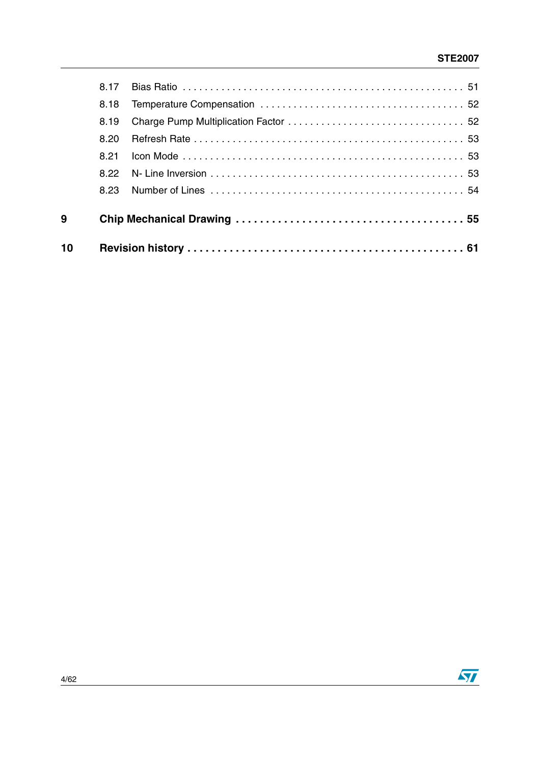8.17 Bias Ratio . . . . . . . . . . . . . . . . . . . . . . . . . . . . . . . . . . . . . . . . . . . . . . . . . . 51

8.18 Temperature Compensation . . . . . . . . . . . . . . . . . . . . . . . . . . . . . . . . . . . . 52

8.19 Charge Pump Multiplication Factor . . . . . . . . . . . . . . . . . . . . . . . . . . . . . . . 52

8.20 Refresh Rate . . . . . . . . . . . . . . . . . . . . . . . . . . . . . . . . . . . . . . . . . . . . . . . 53

8.21 Icon Mode . . . . . . . . . . . . . . . . . . . . . . . . . . . . . . . . . . . . . . . . . . . . . . . . . 53

8.22 N- Line Inversion . . . . . . . . . . . . . . . . . . . . . . . . . . . . . . . . . . . . . . . . . . . . 53

8.23 Number of Lines . . . . . . . . . . . . . . . . . . . . . . . . . . . . . . . . . . . . . . . . . . . . 54

**9 Chip Mechanical Drawing . . . . . . . . . . . . . . . . . . . . . . . . . . . . . . . . . . . . 55**

**10 Revision history . . . . . . . . . . . . . . . . . . . . . . . . . . . . . . . . . . . . . . . . . . . . 61**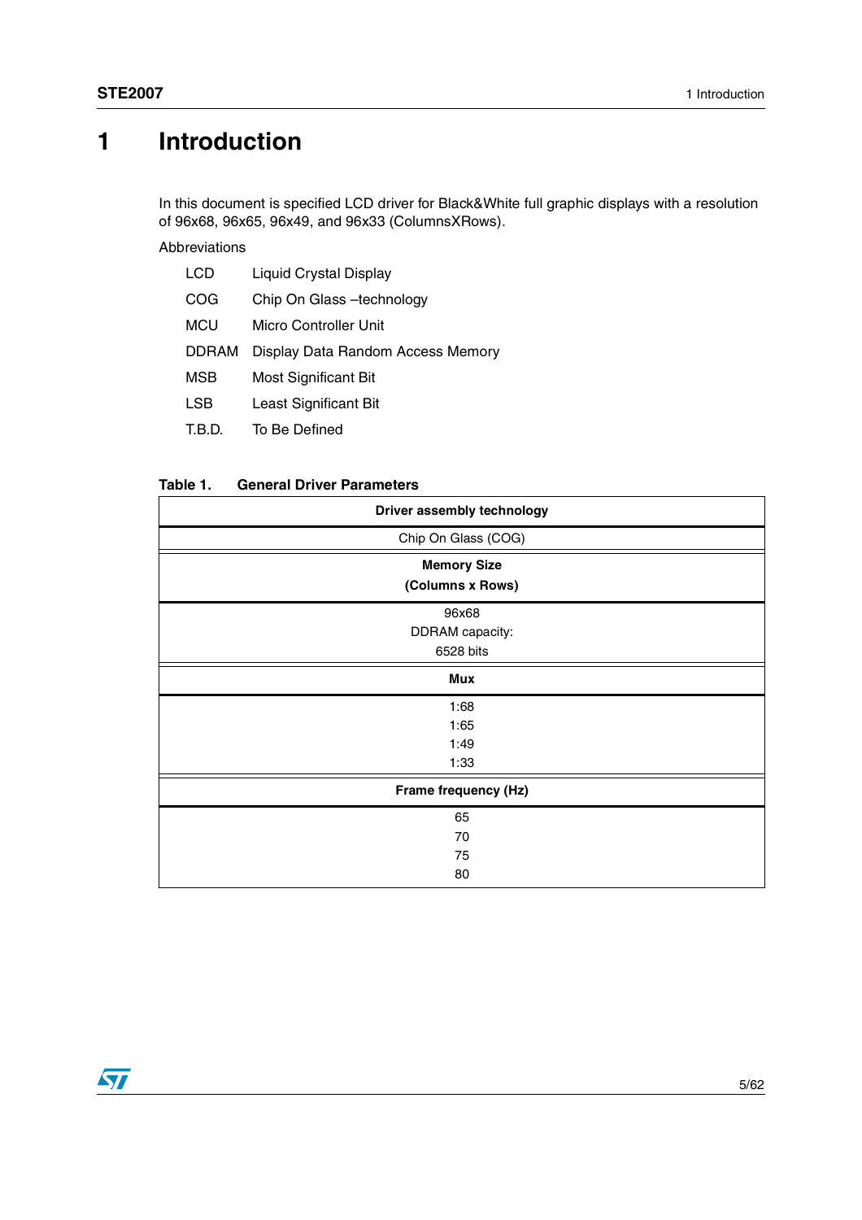# 1 Introduction

In this document is specified LCD driver for Black&White full graphic displays with a resolution of 96x68, 96x65, 96x49, and 96x33 (ColumnsXRows).

Abbreviations

| | |
|---|---|
| LCD | Liquid Crystal Display |
| COG | Chip On Glass –technology |
| MCU | Micro Controller Unit |
| DDRAM | Display Data Random Access Memory |
| MSB | Most Significant Bit |
| LSB | Least Significant Bit |
| T.B.D. | To Be Defined |

**Table 1. General Driver Parameters**

| **Driver assembly technology** |
|---|
| Chip On Glass (COG) |
| **Memory Size (Columns x Rows)** |
| 96x68<br>DDRAM capacity:<br>6528 bits |
| **Mux** |
| 1:68<br>1:65<br>1:49<br>1:33 |
| **Frame frequency (Hz)** |
| 65<br>70<br>75<br>80 |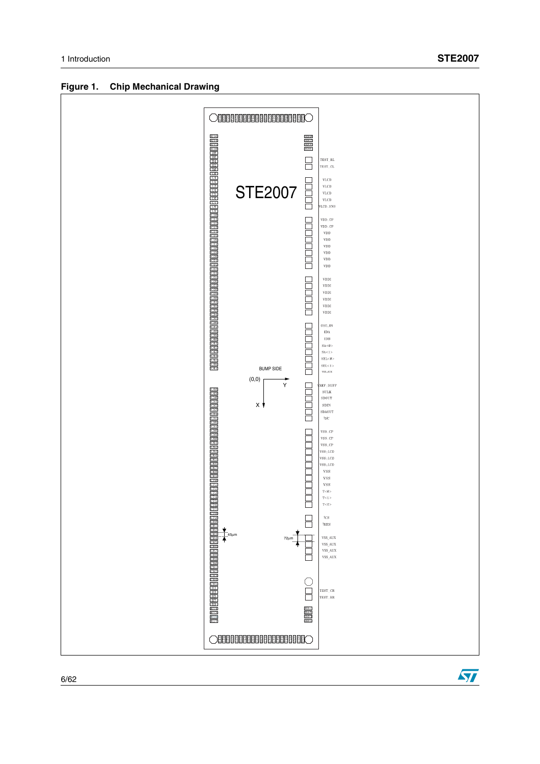**Figure 1. Chip Mechanical Drawing**

STE2007

BUMP SIDE

(0,0)

Y

X

45µm

72µm

TEST_RL
TEST_CL
VLCD
VLCD
VLCD
VLCD
VLCD_SNS
VDD_CP
VDD_CP
VDD
VDD
VDD
VDD
VDD
VDD
VDDI
VDDI
VDDI
VDDI
VDDI
VDDI
OSC_IN
IDA
IDB
SA<0>
SA<1>
SEL<0>
SEL<1>
VSS_AUX
VREF_BUFF
SCLK
SDOUT
SDIN
SDAOUT
!DC
VSS_CP
VSS_CP
VSS_CP
VSS_LCD
VSS_LCD
VSS_LCD
VSS
VSS
VSS
T<0>
T<1>
T<2>
!CS
!RES
VSS_AUX
VSS_AUX
VSS_AUX
VSS_AUX
TEST_CR
TEST_RR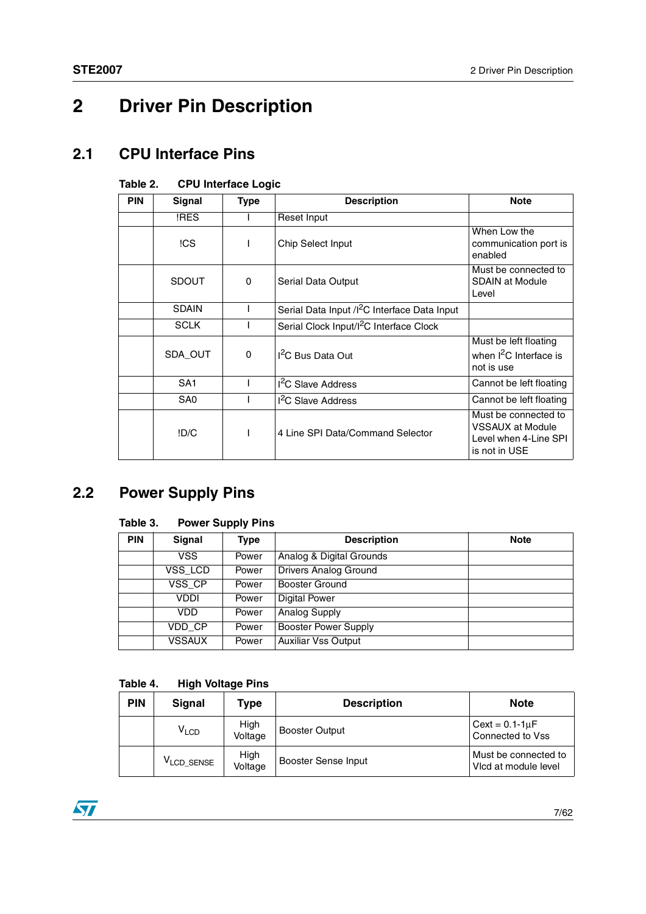# 2 Driver Pin Description

## 2.1 CPU Interface Pins

**Table 2. CPU Interface Logic**

| PIN | Signal | Type | Description | Note |
|---|---|---|---|---|
| | !RES | I | Reset Input | |
| | !CS | I | Chip Select Input | When Low the communication port is enabled |
| | SDOUT | 0 | Serial Data Output | Must be connected to SDAIN at Module Level |
| | SDAIN | I | Serial Data Input /$I^2C$ Interface Data Input | |
| | SCLK | I | Serial Clock Input/$I^2C$ Interface Clock | |
| | SDA_OUT | 0 | $I^2C$ Bus Data Out | Must be left floating when $I^2C$ Interface is not is use |
| | SA1 | I | $I^2C$ Slave Address | Cannot be left floating |
| | SA0 | I | $I^2C$ Slave Address | Cannot be left floating |
| | !D/C | I | 4 Line SPI Data/Command Selector | Must be connected to VSSAUX at Module Level when 4-Line SPI is not in USE |

## 2.2 Power Supply Pins

**Table 3. Power Supply Pins**

| PIN | Signal | Type | Description | Note |
|---|---|---|---|---|
| | VSS | Power | Analog & Digital Grounds | |
| | VSS_LCD | Power | Drivers Analog Ground | |
| | VSS_CP | Power | Booster Ground | |
| | VDDI | Power | Digital Power | |
| | VDD | Power | Analog Supply | |
| | VDD_CP | Power | Booster Power Supply | |
| | VSSAUX | Power | Auxiliar Vss Output | |

**Table 4. High Voltage Pins**

| PIN | Signal | Type | Description | Note |
|---|---|---|---|---|
| | $V_{LCD}$ | High Voltage | Booster Output | Cext = 0.1-1µF Connected to Vss |
| | $V_{LCD\_SENSE}$ | High Voltage | Booster Sense Input | Must be connected to Vlcd at module level |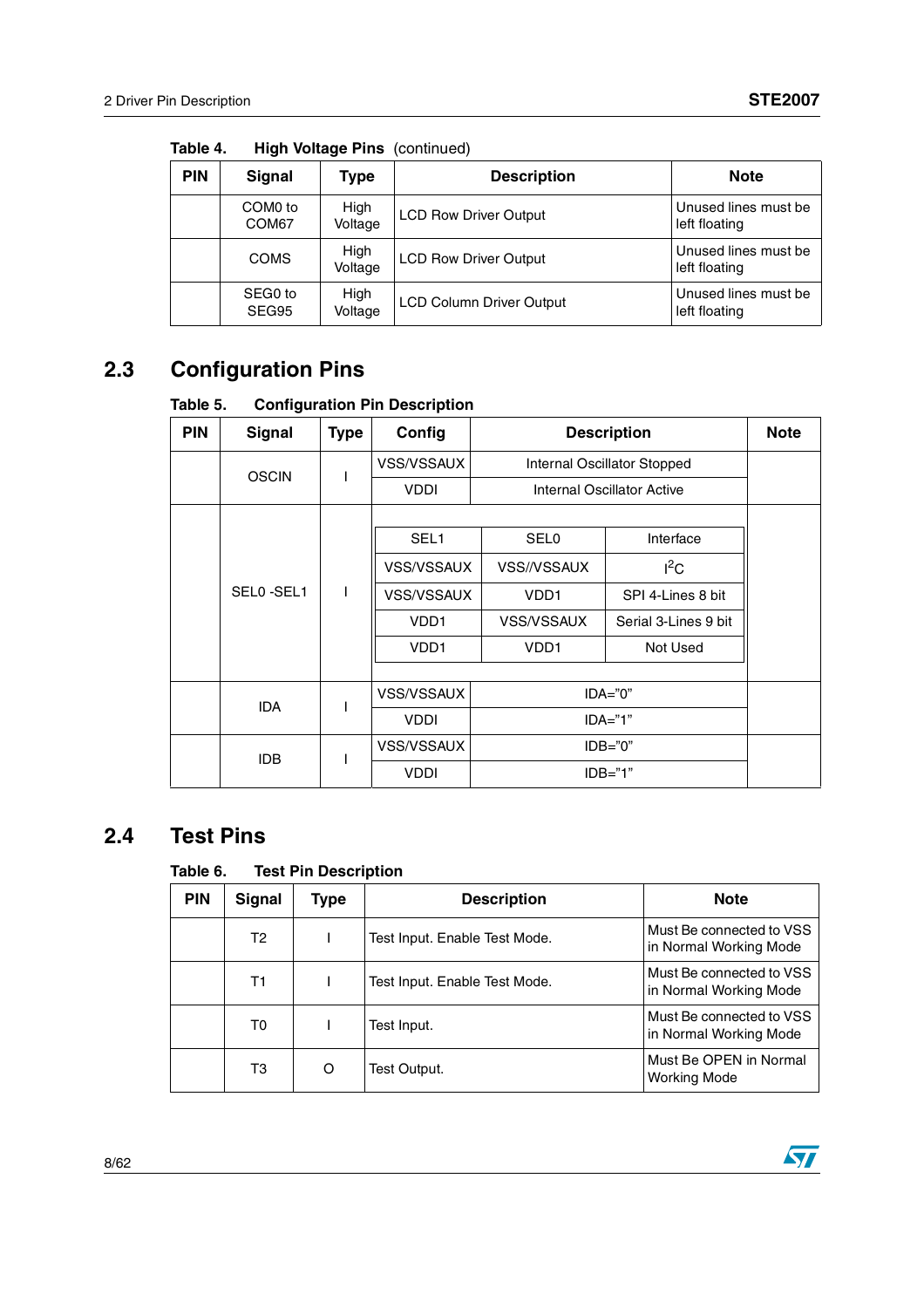Table 4. **High Voltage Pins** (continued)

| PIN | Signal | Type | Description | Note |
|---|---|---|---|---|
| | COM0 to COM67 | High Voltage | LCD Row Driver Output | Unused lines must be left floating |
| | COMS | High Voltage | LCD Row Driver Output | Unused lines must be left floating |
| | SEG0 to SEG95 | High Voltage | LCD Column Driver Output | Unused lines must be left floating |

## 2.3 Configuration Pins

Table 5. **Configuration Pin Description**

| PIN | Signal | Type | Config | Description | Note |
|---|---|---|---|---|---|
| | OSCIN | I | VSS/VSSAUX | Internal Oscillator Stopped | |
| | | | VDDI | Internal Oscillator Active | |
| | SEL0 -SEL1 | I | SEL1 / SEL0 / Interface:<br>VSS/VSSAUX / VSS//VSSAUX / $I^2C$<br>VSS/VSSAUX / VDD1 / SPI 4-Lines 8 bit<br>VDD1 / VSS/VSSAUX / Serial 3-Lines 9 bit<br>VDD1 / VDD1 / Not Used | | |
| | IDA | I | VSS/VSSAUX | IDA="0" | |
| | | | VDDI | IDA="1" | |
| | IDB | I | VSS/VSSAUX | IDB="0" | |
| | | | VDDI | IDB="1" | |

| SEL1 | SEL0 | Interface |
|---|---|---|
| VSS/VSSAUX | VSS//VSSAUX | $I^2C$ |
| VSS/VSSAUX | VDD1 | SPI 4-Lines 8 bit |
| VDD1 | VSS/VSSAUX | Serial 3-Lines 9 bit |
| VDD1 | VDD1 | Not Used |

## 2.4 Test Pins

Table 6. **Test Pin Description**

| PIN | Signal | Type | Description | Note |
|---|---|---|---|---|
| | T2 | I | Test Input. Enable Test Mode. | Must Be connected to VSS in Normal Working Mode |
| | T1 | I | Test Input. Enable Test Mode. | Must Be connected to VSS in Normal Working Mode |
| | T0 | I | Test Input. | Must Be connected to VSS in Normal Working Mode |
| | T3 | O | Test Output. | Must Be OPEN in Normal Working Mode |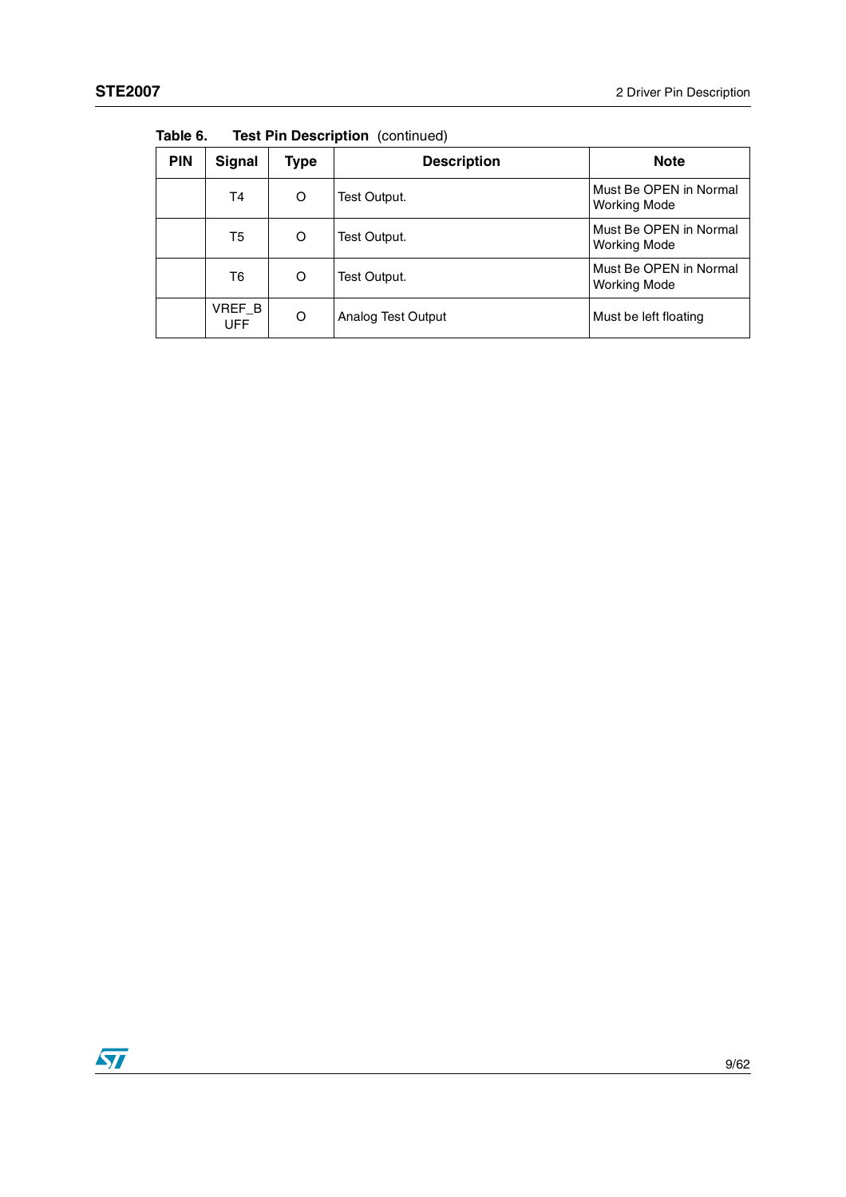**Table 6. Test Pin Description (continued)**

| PIN | Signal | Type | Description | Note |
|---|---|---|---|---|
| | T4 | O | Test Output. | Must Be OPEN in Normal Working Mode |
| | T5 | O | Test Output. | Must Be OPEN in Normal Working Mode |
| | T6 | O | Test Output. | Must Be OPEN in Normal Working Mode |
| | VREF_BUFF | O | Analog Test Output | Must be left floating |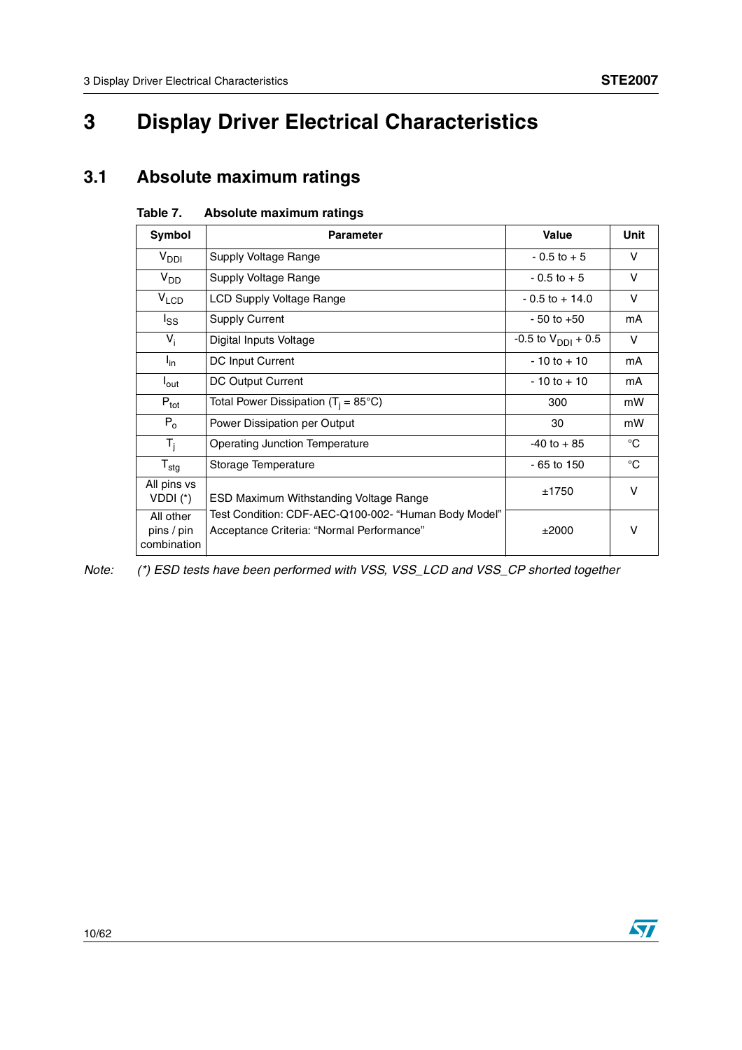# 3 Display Driver Electrical Characteristics

## 3.1 Absolute maximum ratings

**Table 7. Absolute maximum ratings**

| Symbol | Parameter | Value | Unit |
|---|---|---|---|
| $V_{DDI}$ | Supply Voltage Range | - 0.5 to + 5 | V |
| $V_{DD}$ | Supply Voltage Range | - 0.5 to + 5 | V |
| $V_{LCD}$ | LCD Supply Voltage Range | - 0.5 to + 14.0 | V |
| $I_{SS}$ | Supply Current | - 50 to +50 | mA |
| $V_i$ | Digital Inputs Voltage | -0.5 to $V_{DDI}$ + 0.5 | V |
| $I_{in}$ | DC Input Current | - 10 to + 10 | mA |
| $I_{out}$ | DC Output Current | - 10 to + 10 | mA |
| $P_{tot}$ | Total Power Dissipation ($T_j$ = 85°C) | 300 | mW |
| $P_o$ | Power Dissipation per Output | 30 | mW |
| $T_j$ | Operating Junction Temperature | -40 to + 85 | °C |
| $T_{stg}$ | Storage Temperature | - 65 to 150 | °C |
| All pins vs VDDI (*) | ESD Maximum Withstanding Voltage Range<br>Test Condition: CDF-AEC-Q100-002- "Human Body Model"<br>Acceptance Criteria: "Normal Performance" | ±1750 | V |
| All other pins / pin combination | | ±2000 | V |

*Note: (*) ESD tests have been performed with VSS, VSS_LCD and VSS_CP shorted together*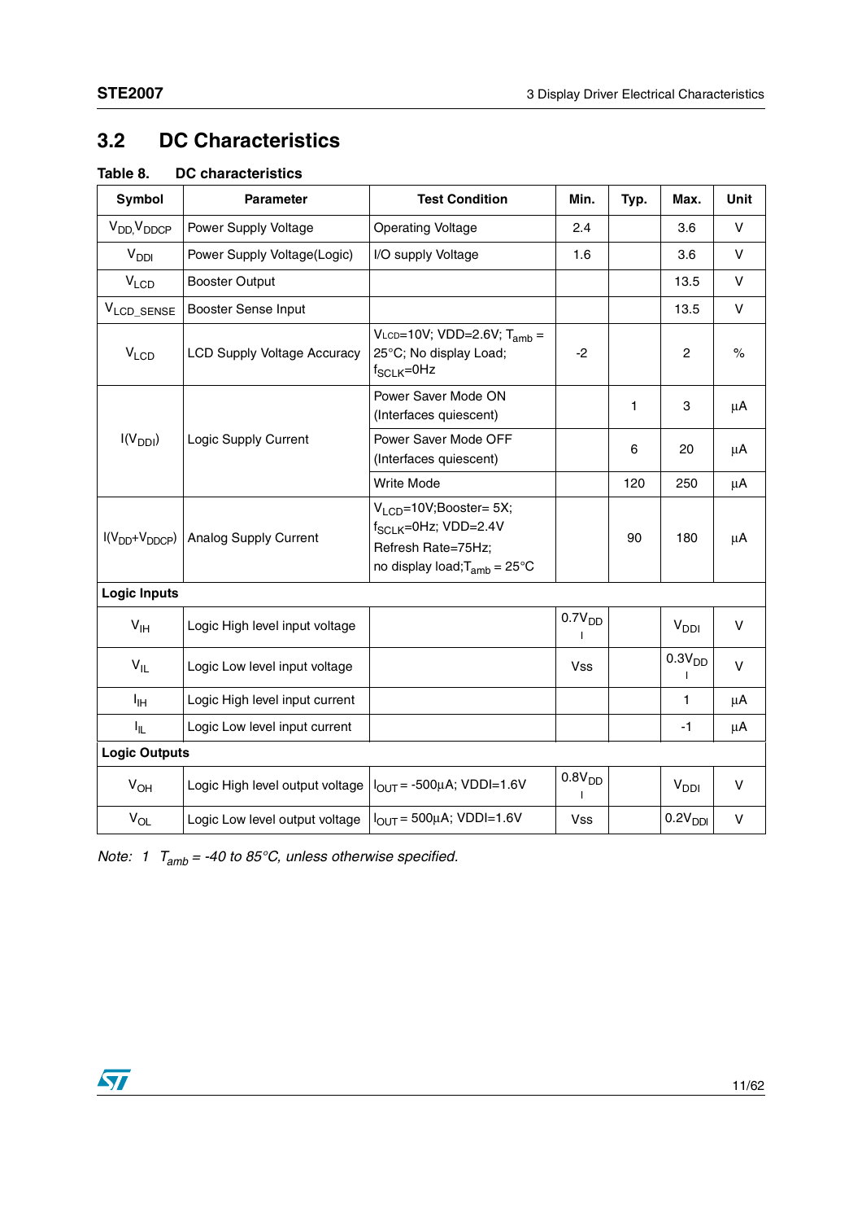## 3.2 DC Characteristics

**Table 8. DC characteristics**

| Symbol | Parameter | Test Condition | Min. | Typ. | Max. | Unit |
|---|---|---|---|---|---|---|
| $V_{DD}$, $V_{DDCP}$ | Power Supply Voltage | Operating Voltage | 2.4 | | 3.6 | V |
| $V_{DDI}$ | Power Supply Voltage(Logic) | I/O supply Voltage | 1.6 | | 3.6 | V |
| $V_{LCD}$ | Booster Output | | | | 13.5 | V |
| $V_{LCD\_SENSE}$ | Booster Sense Input | | | | 13.5 | V |
| $V_{LCD}$ | LCD Supply Voltage Accuracy | $V_{LCD}$=10V; VDD=2.6V; $T_{amb}$ = 25°C; No display Load; $f_{SCLK}$=0Hz | -2 | | 2 | % |
| $I(V_{DDI})$ | Logic Supply Current | Power Saver Mode ON (Interfaces quiescent) | | 1 | 3 | µA |
| | | Power Saver Mode OFF (Interfaces quiescent) | | 6 | 20 | µA |
| | | Write Mode | | 120 | 250 | µA |
| $I(V_{DD}+V_{DDCP})$ | Analog Supply Current | $V_{LCD}$=10V;Booster= 5X; $f_{SCLK}$=0Hz; VDD=2.4V Refresh Rate=75Hz; no display load;$T_{amb}$ = 25°C | | 90 | 180 | µA |
| **Logic Inputs** | | | | | | |
| $V_{IH}$ | Logic High level input voltage | | $0.7V_{DDI}$ | | $V_{DDI}$ | V |
| $V_{IL}$ | Logic Low level input voltage | | Vss | | $0.3V_{DDI}$ | V |
| $I_{IH}$ | Logic High level input current | | | | 1 | µA |
| $I_{IL}$ | Logic Low level input current | | | | -1 | µA |
| **Logic Outputs** | | | | | | |
| $V_{OH}$ | Logic High level output voltage | $I_{OUT}$ = -500µA; VDDI=1.6V | $0.8V_{DDI}$ | | $V_{DDI}$ | V |
| $V_{OL}$ | Logic Low level output voltage | $I_{OUT}$ = 500µA; VDDI=1.6V | Vss | | $0.2V_{DDI}$ | V |

*Note: 1 $T_{amb}$ = -40 to 85°C, unless otherwise specified.*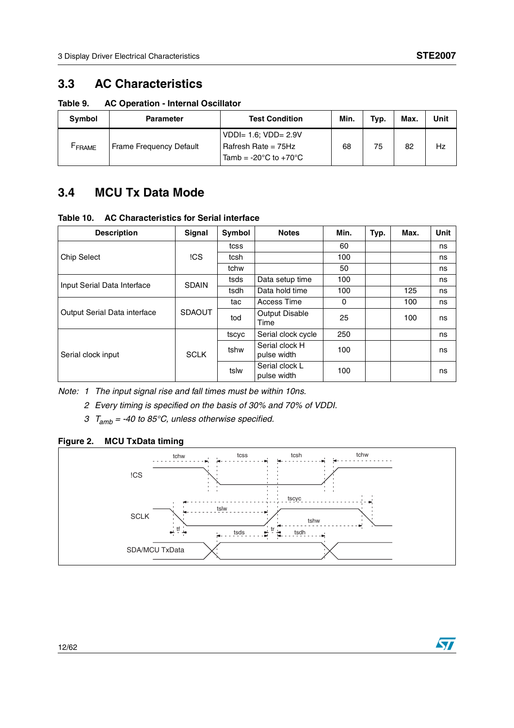## 3.3 AC Characteristics

**Table 9. AC Operation - Internal Oscillator**

| Symbol | Parameter | Test Condition | Min. | Typ. | Max. | Unit |
|---|---|---|---|---|---|---|
| $F_{FRAME}$ | Frame Frequency Default | VDDI= 1.6; VDD= 2.9V<br>Rafresh Rate = 75Hz<br>Tamb = -20°C to +70°C | 68 | 75 | 82 | Hz |

## 3.4 MCU Tx Data Mode

**Table 10. AC Characteristics for Serial interface**

| Description | Signal | Symbol | Notes | Min. | Typ. | Max. | Unit |
|---|---|---|---|---|---|---|---|
| Chip Select | !CS | tcss | | 60 | | | ns |
| | | tcsh | | 100 | | | ns |
| | | tchw | | 50 | | | ns |
| Input Serial Data Interface | SDAIN | tsds | Data setup time | 100 | | | ns |
| | | tsdh | Data hold time | 100 | | 125 | ns |
| Output Serial Data interface | SDAOUT | tac | Access Time | 0 | | 100 | ns |
| | | tod | Output Disable Time | 25 | | 100 | ns |
| Serial clock input | SCLK | tscyc | Serial clock cycle | 250 | | | ns |
| | | tshw | Serial clock H pulse width | 100 | | | ns |
| | | tslw | Serial clock L pulse width | 100 | | | ns |

*Note: 1 The input signal rise and fall times must be within 10ns.*

*2 Every timing is specified on the basis of 30% and 70% of VDDI.*

*3 $T_{amb}$ = -40 to 85°C, unless otherwise specified.*

**Figure 2. MCU TxData timing**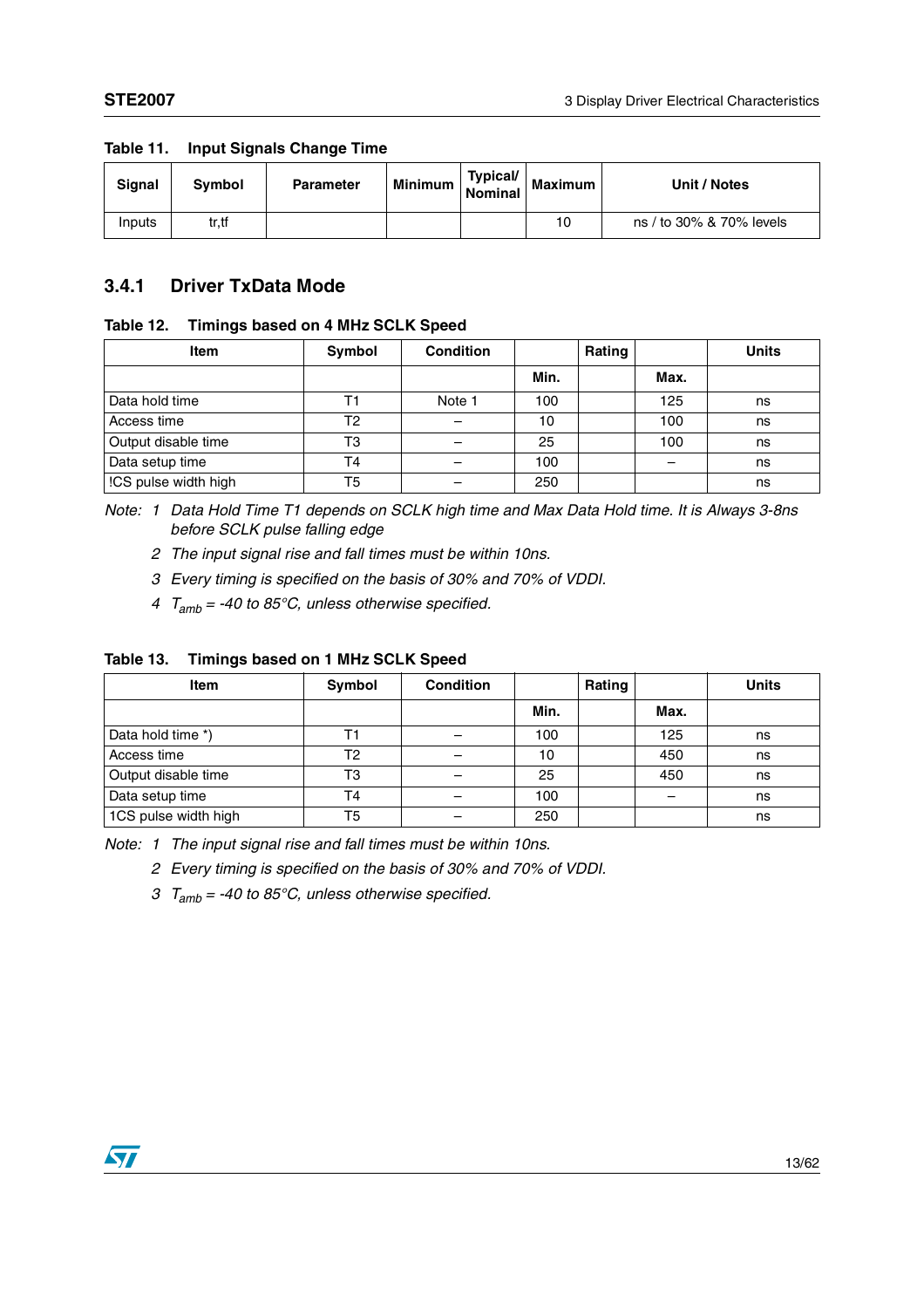**Table 11. Input Signals Change Time**

| Signal | Symbol | Parameter | Minimum | Typical/ Nominal | Maximum | Unit / Notes |
|---|---|---|---|---|---|---|
| Inputs | tr,tf | | | | 10 | ns / to 30% & 70% levels |

### 3.4.1 Driver TxData Mode

**Table 12. Timings based on 4 MHz SCLK Speed**

| Item | Symbol | Condition | | Rating | | Units |
|---|---|---|---|---|---|---|
| | | | Min. | | Max. | |
| Data hold time | T1 | Note 1 | 100 | | 125 | ns |
| Access time | T2 | – | 10 | | 100 | ns |
| Output disable time | T3 | – | 25 | | 100 | ns |
| Data setup time | T4 | – | 100 | | – | ns |
| !CS pulse width high | T5 | – | 250 | | | ns |

*Note: 1 Data Hold Time T1 depends on SCLK high time and Max Data Hold time. It is Always 3-8ns before SCLK pulse falling edge*

*2 The input signal rise and fall times must be within 10ns.*

*3 Every timing is specified on the basis of 30% and 70% of VDDI.*

*4 $T_{amb}$ = -40 to 85°C, unless otherwise specified.*

**Table 13. Timings based on 1 MHz SCLK Speed**

| Item | Symbol | Condition | | Rating | | Units |
|---|---|---|---|---|---|---|
| | | | Min. | | Max. | |
| Data hold time *) | T1 | – | 100 | | 125 | ns |
| Access time | T2 | – | 10 | | 450 | ns |
| Output disable time | T3 | – | 25 | | 450 | ns |
| Data setup time | T4 | – | 100 | | – | ns |
| 1CS pulse width high | T5 | – | 250 | | | ns |

*Note: 1 The input signal rise and fall times must be within 10ns.*

*2 Every timing is specified on the basis of 30% and 70% of VDDI.*

*3 $T_{amb}$ = -40 to 85°C, unless otherwise specified.*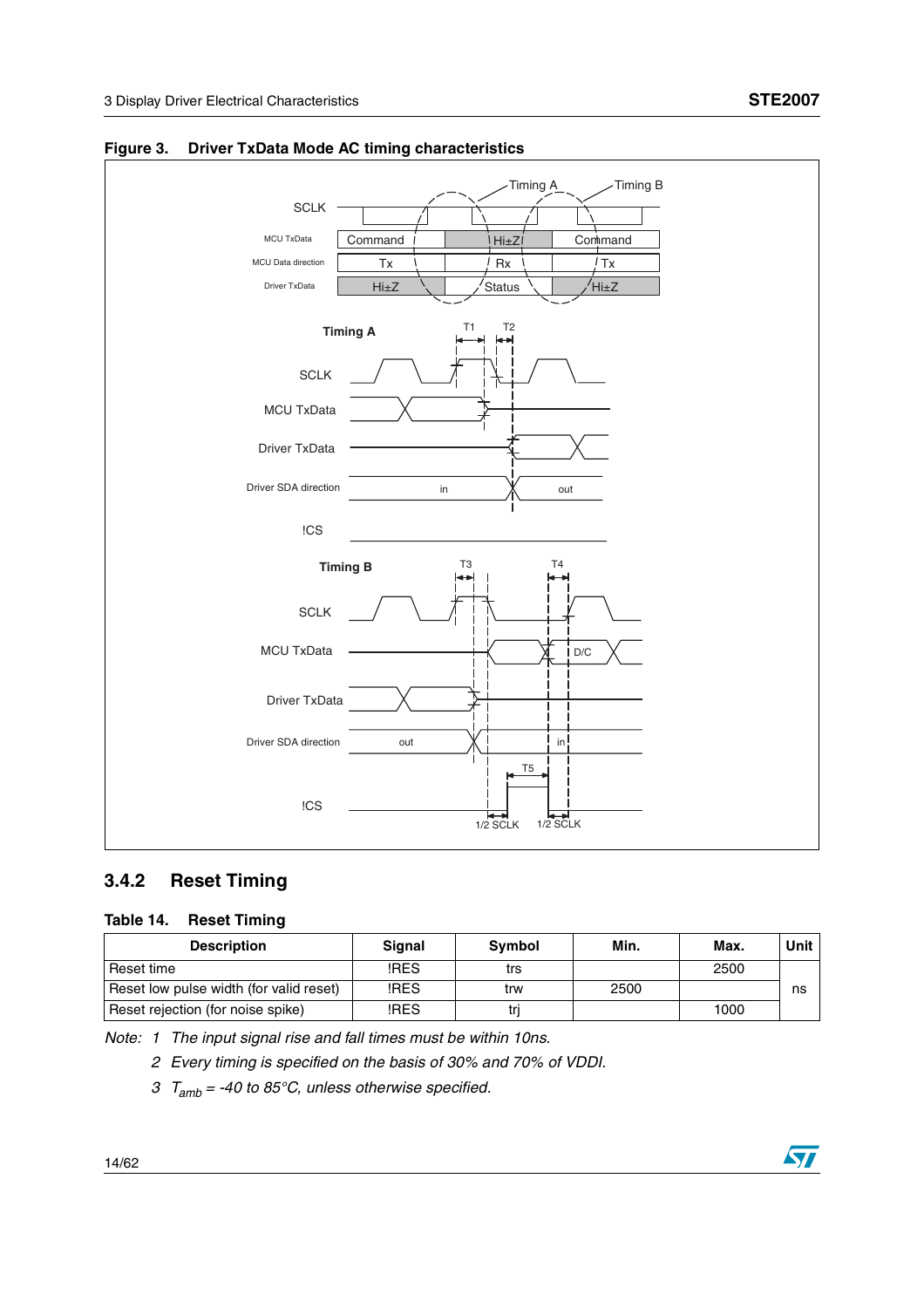**Figure 3. Driver TxData Mode AC timing characteristics**

### 3.4.2 Reset Timing

**Table 14. Reset Timing**

| Description | Signal | Symbol | Min. | Max. | Unit |
|---|---|---|---|---|---|
| Reset time | !RES | trs | | 2500 | ns |
| Reset low pulse width (for valid reset) | !RES | trw | 2500 | | |
| Reset rejection (for noise spike) | !RES | trj | | 1000 | |

*Note: 1 The input signal rise and fall times must be within 10ns.*

*2 Every timing is specified on the basis of 30% and 70% of VDDI.*

*3 $T_{amb}$ = -40 to 85°C, unless otherwise specified.*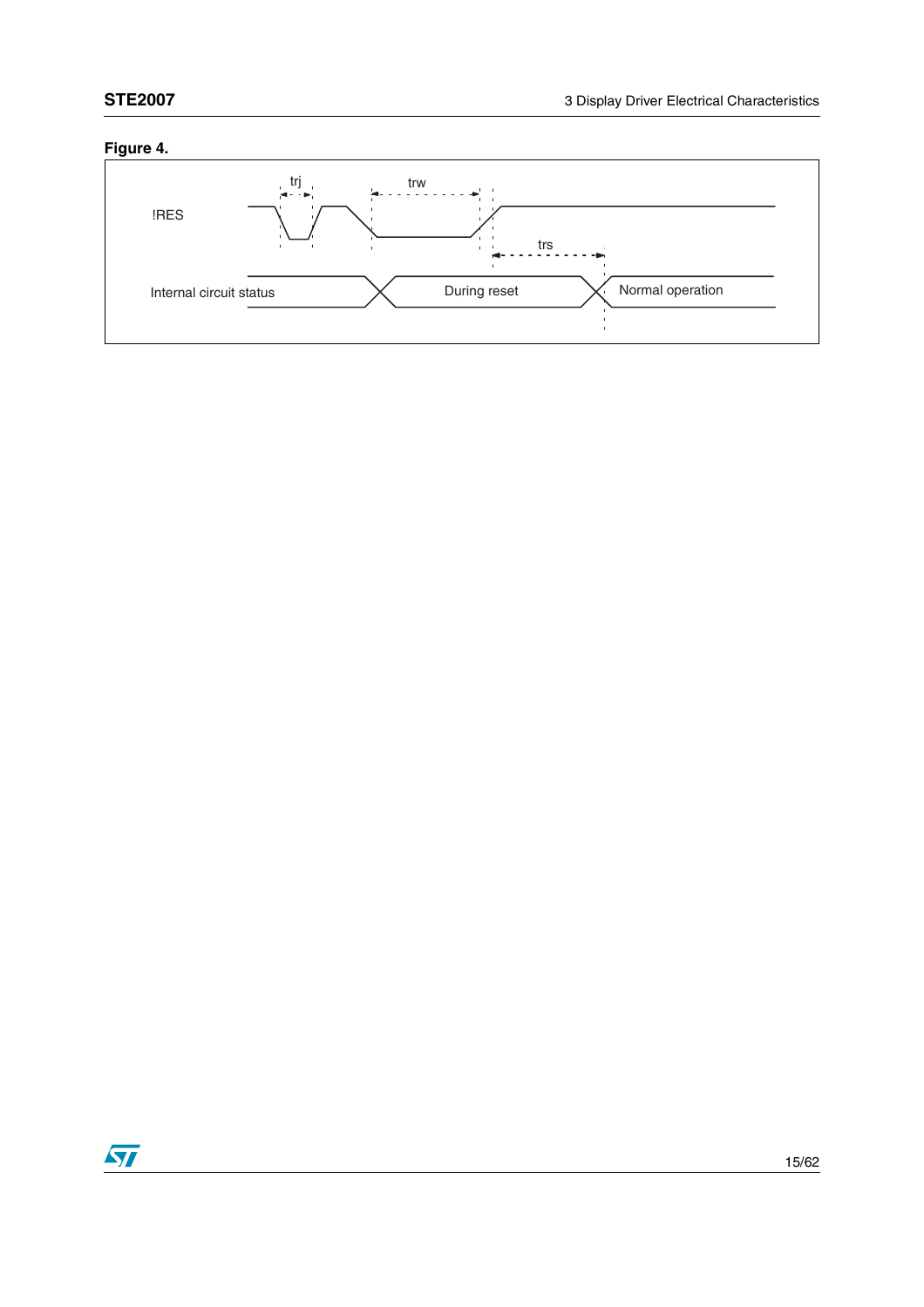**Figure 4.**

!RES

trj

trw

trs

Internal circuit status

During reset

Normal operation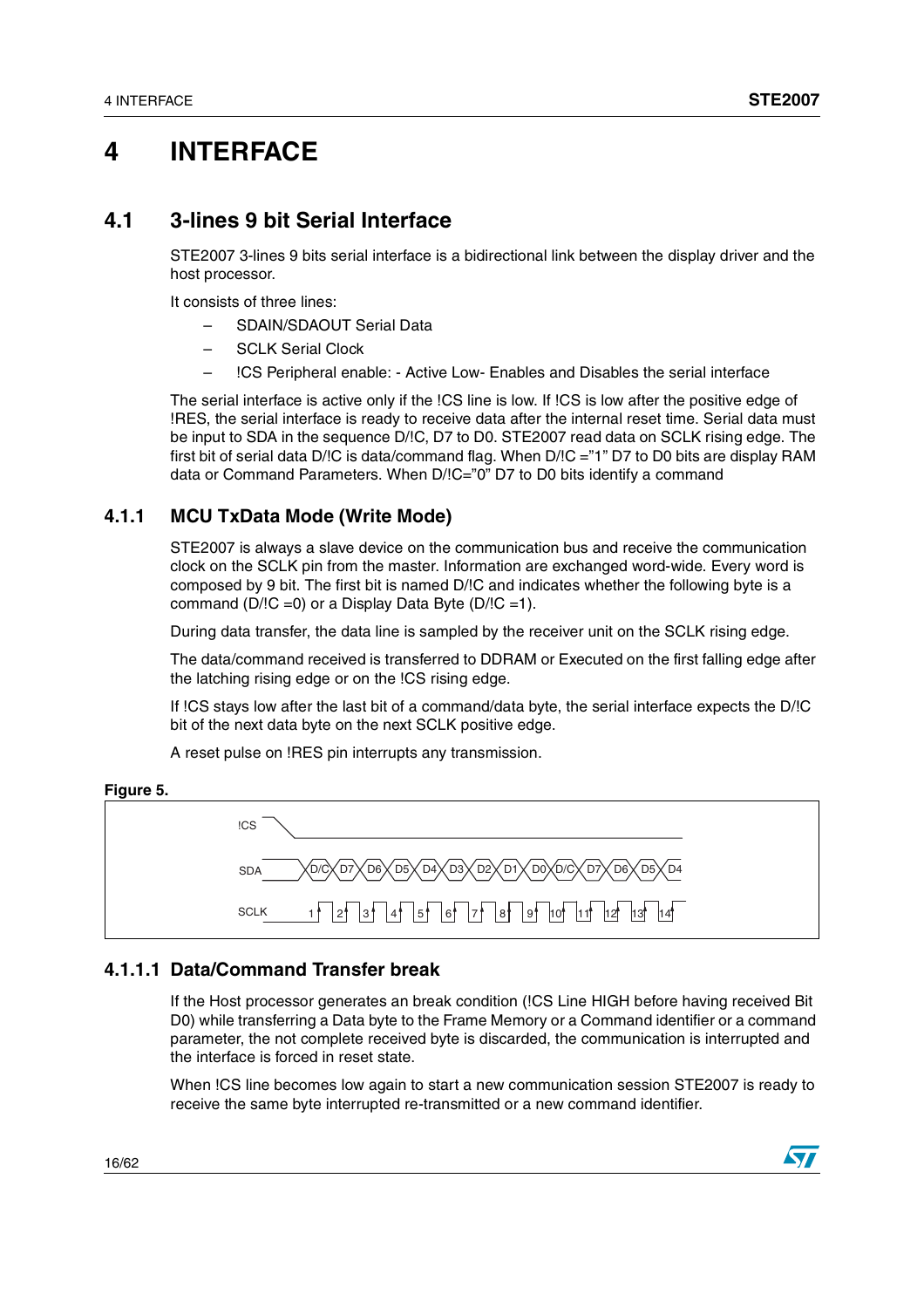# 4 INTERFACE

## 4.1 3-lines 9 bit Serial Interface

STE2007 3-lines 9 bits serial interface is a bidirectional link between the display driver and the host processor.

It consists of three lines:

- SDAIN/SDAOUT Serial Data
- SCLK Serial Clock
- !CS Peripheral enable: - Active Low- Enables and Disables the serial interface

The serial interface is active only if the !CS line is low. If !CS is low after the positive edge of !RES, the serial interface is ready to receive data after the internal reset time. Serial data must be input to SDA in the sequence D/!C, D7 to D0. STE2007 read data on SCLK rising edge. The first bit of serial data D/!C is data/command flag. When D/!C ="1" D7 to D0 bits are display RAM data or Command Parameters. When D/!C="0" D7 to D0 bits identify a command

### 4.1.1 MCU TxData Mode (Write Mode)

STE2007 is always a slave device on the communication bus and receive the communication clock on the SCLK pin from the master. Information are exchanged word-wide. Every word is composed by 9 bit. The first bit is named D/!C and indicates whether the following byte is a command (D/!C =0) or a Display Data Byte (D/!C =1).

During data transfer, the data line is sampled by the receiver unit on the SCLK rising edge.

The data/command received is transferred to DDRAM or Executed on the first falling edge after the latching rising edge or on the !CS rising edge.

If !CS stays low after the last bit of a command/data byte, the serial interface expects the D/!C bit of the next data byte on the next SCLK positive edge.

A reset pulse on !RES pin interrupts any transmission.

**Figure 5.**

#### 4.1.1.1 Data/Command Transfer break

If the Host processor generates an break condition (!CS Line HIGH before having received Bit D0) while transferring a Data byte to the Frame Memory or a Command identifier or a command parameter, the not complete received byte is discarded, the communication is interrupted and the interface is forced in reset state.

When !CS line becomes low again to start a new communication session STE2007 is ready to receive the same byte interrupted re-transmitted or a new command identifier.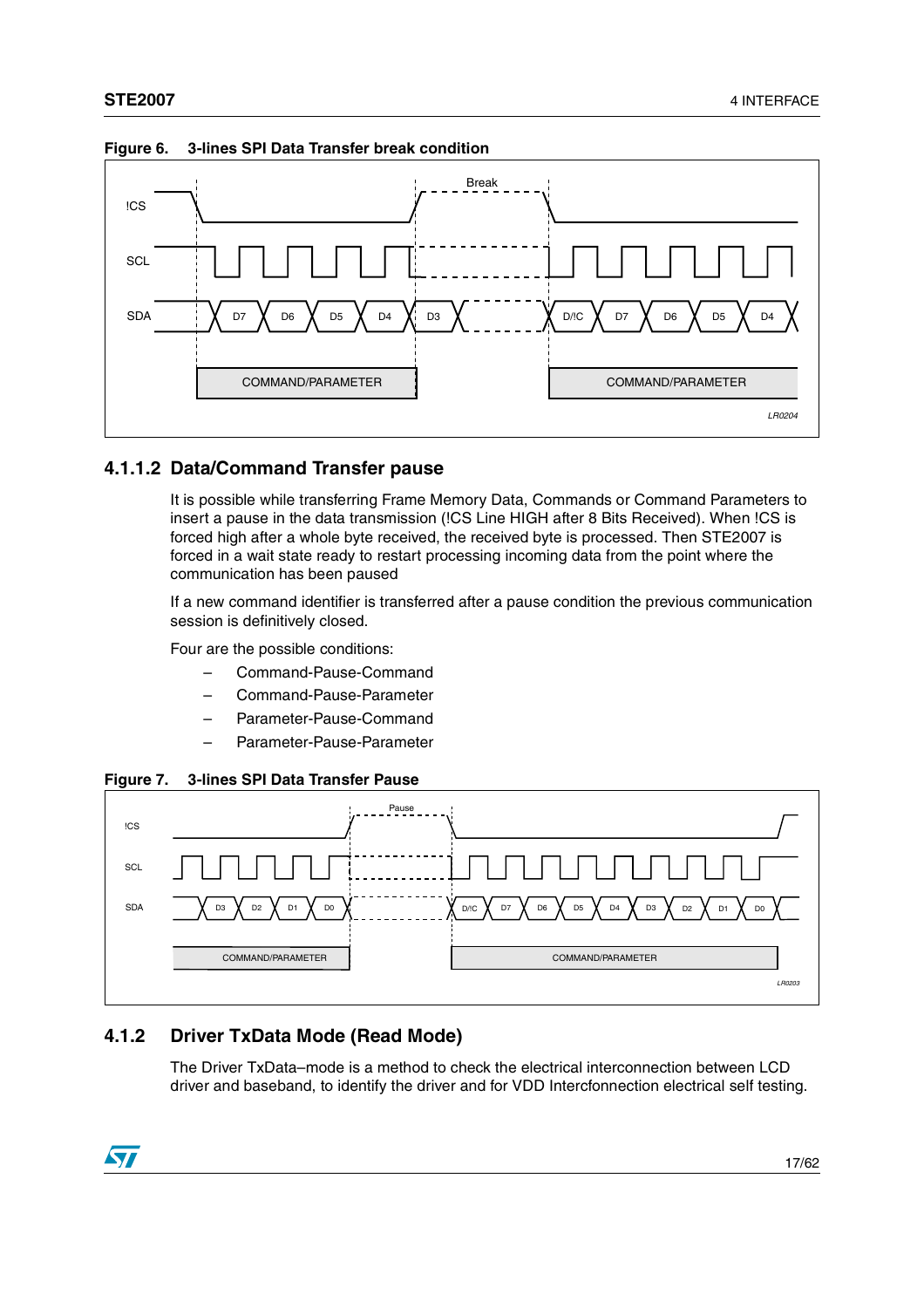**Figure 6. 3-lines SPI Data Transfer break condition**

## 4.1.1.2 Data/Command Transfer pause

It is possible while transferring Frame Memory Data, Commands or Command Parameters to insert a pause in the data transmission (!CS Line HIGH after 8 Bits Received). When !CS is forced high after a whole byte received, the received byte is processed. Then STE2007 is forced in a wait state ready to restart processing incoming data from the point where the communication has been paused

If a new command identifier is transferred after a pause condition the previous communication session is definitively closed.

Four are the possible conditions:

- Command-Pause-Command
- Command-Pause-Parameter
- Parameter-Pause-Command
- Parameter-Pause-Parameter

**Figure 7. 3-lines SPI Data Transfer Pause**

## 4.1.2 Driver TxData Mode (Read Mode)

The Driver TxData–mode is a method to check the electrical interconnection between LCD driver and baseband, to identify the driver and for VDD Intercfonnection electrical self testing.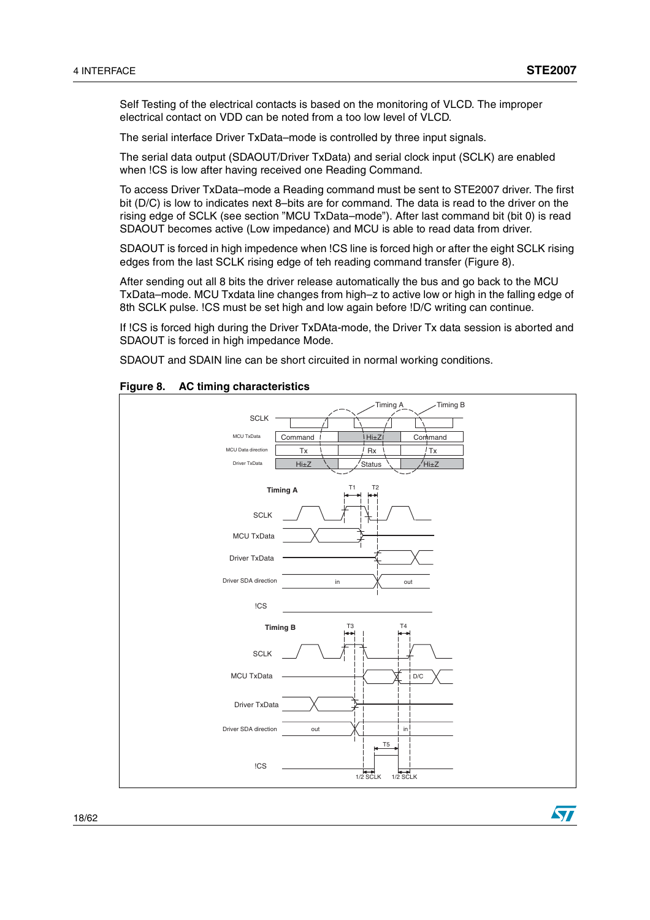Self Testing of the electrical contacts is based on the monitoring of VLCD. The improper electrical contact on VDD can be noted from a too low level of VLCD.

The serial interface Driver TxData–mode is controlled by three input signals.

The serial data output (SDAOUT/Driver TxData) and serial clock input (SCLK) are enabled when !CS is low after having received one Reading Command.

To access Driver TxData–mode a Reading command must be sent to STE2007 driver. The first bit (D/C) is low to indicates next 8–bits are for command. The data is read to the driver on the rising edge of SCLK (see section "MCU TxData–mode"). After last command bit (bit 0) is read SDAOUT becomes active (Low impedance) and MCU is able to read data from driver.

SDAOUT is forced in high impedence when !CS line is forced high or after the eight SCLK rising edges from the last SCLK rising edge of teh reading command transfer (Figure 8).

After sending out all 8 bits the driver release automatically the bus and go back to the MCU TxData–mode. MCU Txdata line changes from high–z to active low or high in the falling edge of 8th SCLK pulse. !CS must be set high and low again before !D/C writing can continue.

If !CS is forced high during the Driver TxDAta-mode, the Driver Tx data session is aborted and SDAOUT is forced in high impedance Mode.

SDAOUT and SDAIN line can be short circuited in normal working conditions.

**Figure 8. AC timing characteristics**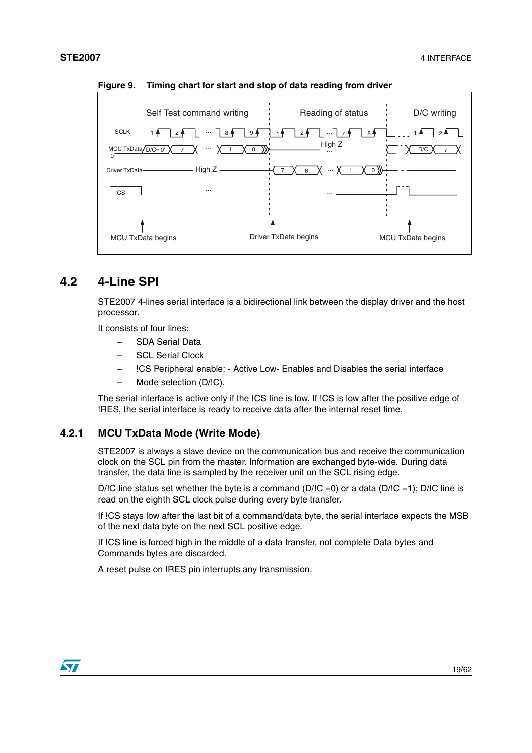**Figure 9. Timing chart for start and stop of data reading from driver**

## 4.2 4-Line SPI

STE2007 4-lines serial interface is a bidirectional link between the display driver and the host processor.

It consists of four lines:

- SDA Serial Data
- SCL Serial Clock
- !CS Peripheral enable: - Active Low- Enables and Disables the serial interface
- Mode selection (D/!C).

The serial interface is active only if the !CS line is low. If !CS is low after the positive edge of !RES, the serial interface is ready to receive data after the internal reset time.

### 4.2.1 MCU TxData Mode (Write Mode)

STE2007 is always a slave device on the communication bus and receive the communication clock on the SCL pin from the master. Information are exchanged byte-wide. During data transfer, the data line is sampled by the receiver unit on the SCL rising edge.

D/!C line status set whether the byte is a command (D/!C =0) or a data (D/!C =1); D/!C line is read on the eighth SCL clock pulse during every byte transfer.

If !CS stays low after the last bit of a command/data byte, the serial interface expects the MSB of the next data byte on the next SCL positive edge.

If !CS line is forced high in the middle of a data transfer, not complete Data bytes and Commands bytes are discarded.

A reset pulse on !RES pin interrupts any transmission.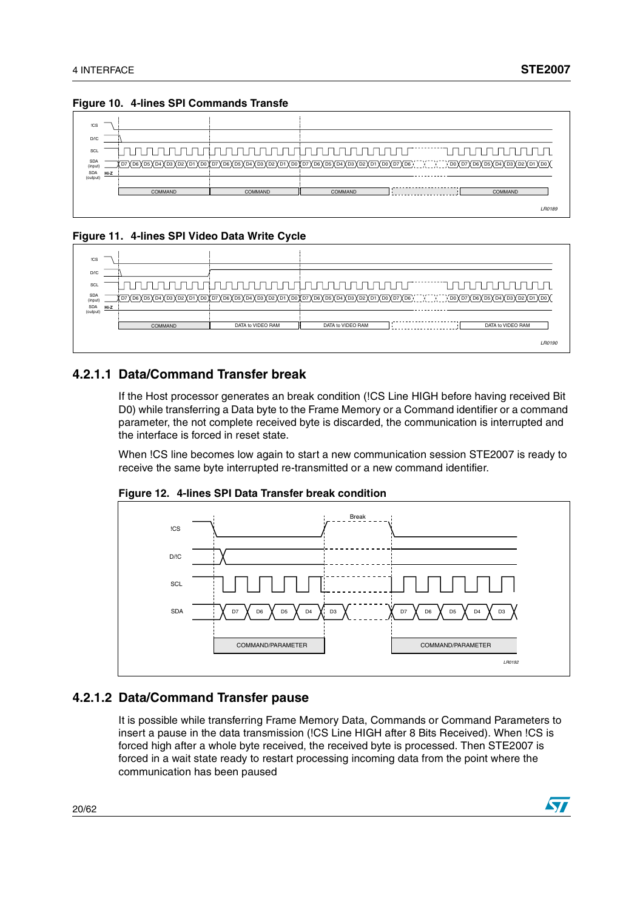**Figure 10. 4-lines SPI Commands Transfe**

**Figure 11. 4-lines SPI Video Data Write Cycle**

### 4.2.1.1 Data/Command Transfer break

If the Host processor generates an break condition (!CS Line HIGH before having received Bit D0) while transferring a Data byte to the Frame Memory or a Command identifier or a command parameter, the not complete received byte is discarded, the communication is interrupted and the interface is forced in reset state.

When !CS line becomes low again to start a new communication session STE2007 is ready to receive the same byte interrupted re-transmitted or a new command identifier.

**Figure 12. 4-lines SPI Data Transfer break condition**

### 4.2.1.2 Data/Command Transfer pause

It is possible while transferring Frame Memory Data, Commands or Command Parameters to insert a pause in the data transmission (!CS Line HIGH after 8 Bits Received). When !CS is forced high after a whole byte received, the received byte is processed. Then STE2007 is forced in a wait state ready to restart processing incoming data from the point where the communication has been paused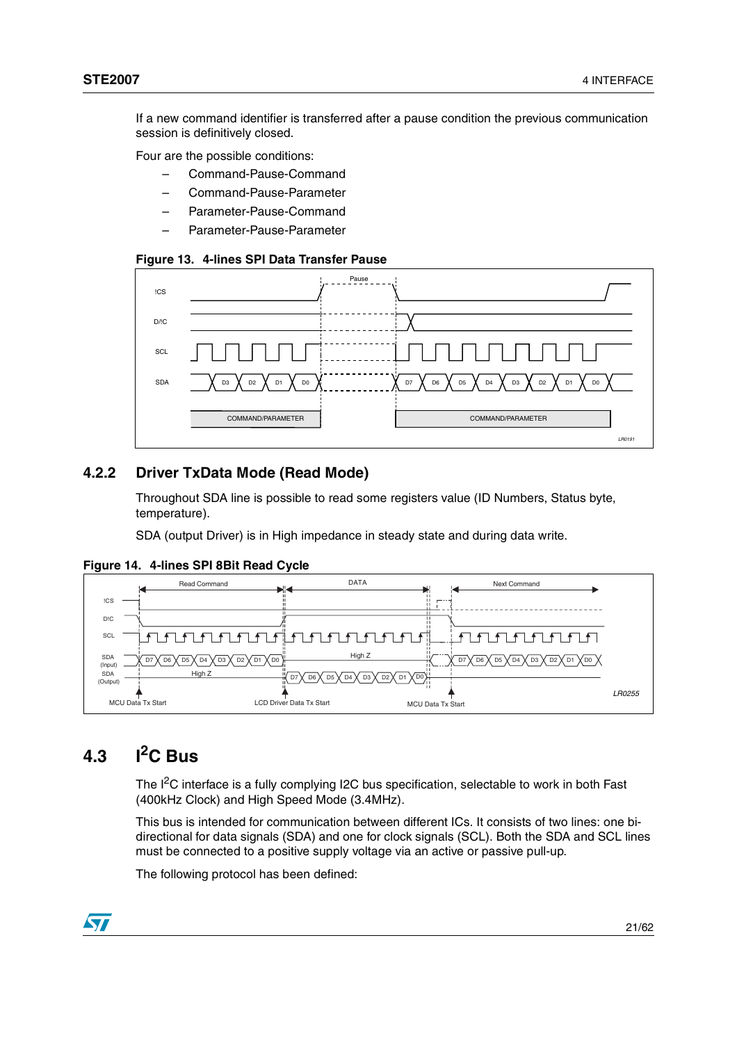If a new command identifier is transferred after a pause condition the previous communication session is definitively closed.

Four are the possible conditions:

- Command-Pause-Command
- Command-Pause-Parameter
- Parameter-Pause-Command
- Parameter-Pause-Parameter

**Figure 13. 4-lines SPI Data Transfer Pause**

### 4.2.2 Driver TxData Mode (Read Mode)

Throughout SDA line is possible to read some registers value (ID Numbers, Status byte, temperature).

SDA (output Driver) is in High impedance in steady state and during data write.

**Figure 14. 4-lines SPI 8Bit Read Cycle**

## 4.3 I²C Bus

The I²C interface is a fully complying I2C bus specification, selectable to work in both Fast (400kHz Clock) and High Speed Mode (3.4MHz).

This bus is intended for communication between different ICs. It consists of two lines: one bi-directional for data signals (SDA) and one for clock signals (SCL). Both the SDA and SCL lines must be connected to a positive supply voltage via an active or passive pull-up.

The following protocol has been defined: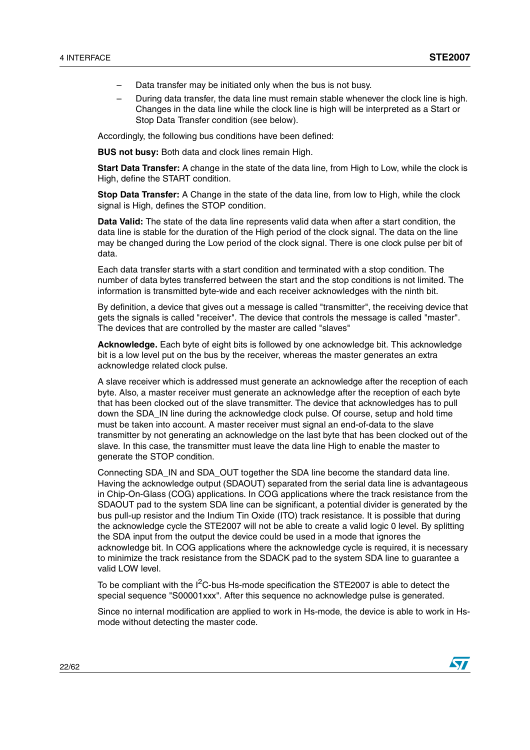- Data transfer may be initiated only when the bus is not busy.
- During data transfer, the data line must remain stable whenever the clock line is high. Changes in the data line while the clock line is high will be interpreted as a Start or Stop Data Transfer condition (see below).

Accordingly, the following bus conditions have been defined:

**BUS not busy:** Both data and clock lines remain High.

**Start Data Transfer:** A change in the state of the data line, from High to Low, while the clock is High, define the START condition.

**Stop Data Transfer:** A Change in the state of the data line, from low to High, while the clock signal is High, defines the STOP condition.

**Data Valid:** The state of the data line represents valid data when after a start condition, the data line is stable for the duration of the High period of the clock signal. The data on the line may be changed during the Low period of the clock signal. There is one clock pulse per bit of data.

Each data transfer starts with a start condition and terminated with a stop condition. The number of data bytes transferred between the start and the stop conditions is not limited. The information is transmitted byte-wide and each receiver acknowledges with the ninth bit.

By definition, a device that gives out a message is called "transmitter", the receiving device that gets the signals is called "receiver". The device that controls the message is called "master". The devices that are controlled by the master are called "slaves"

**Acknowledge.** Each byte of eight bits is followed by one acknowledge bit. This acknowledge bit is a low level put on the bus by the receiver, whereas the master generates an extra acknowledge related clock pulse.

A slave receiver which is addressed must generate an acknowledge after the reception of each byte. Also, a master receiver must generate an acknowledge after the reception of each byte that has been clocked out of the slave transmitter. The device that acknowledges has to pull down the SDA_IN line during the acknowledge clock pulse. Of course, setup and hold time must be taken into account. A master receiver must signal an end-of-data to the slave transmitter by not generating an acknowledge on the last byte that has been clocked out of the slave. In this case, the transmitter must leave the data line High to enable the master to generate the STOP condition.

Connecting SDA_IN and SDA_OUT together the SDA line become the standard data line. Having the acknowledge output (SDAOUT) separated from the serial data line is advantageous in Chip-On-Glass (COG) applications. In COG applications where the track resistance from the SDAOUT pad to the system SDA line can be significant, a potential divider is generated by the bus pull-up resistor and the Indium Tin Oxide (ITO) track resistance. It is possible that during the acknowledge cycle the STE2007 will not be able to create a valid logic 0 level. By splitting the SDA input from the output the device could be used in a mode that ignores the acknowledge bit. In COG applications where the acknowledge cycle is required, it is necessary to minimize the track resistance from the SDACK pad to the system SDA line to guarantee a valid LOW level.

To be compliant with the $I^2$C-bus Hs-mode specification the STE2007 is able to detect the special sequence "S00001xxx". After this sequence no acknowledge pulse is generated.

Since no internal modification are applied to work in Hs-mode, the device is able to work in Hs-mode without detecting the master code.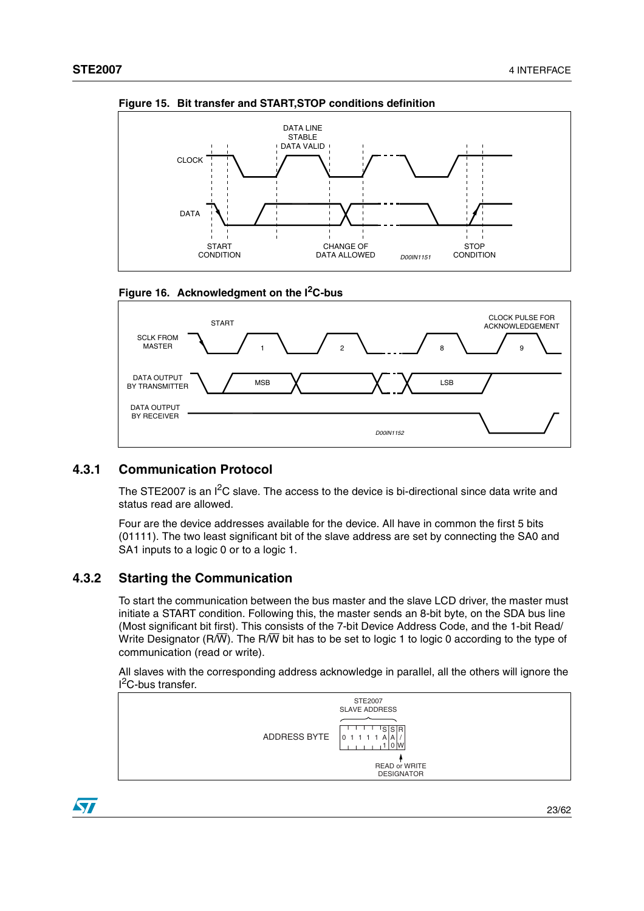**Figure 15. Bit transfer and START,STOP conditions definition**

**Figure 16. Acknowledgment on the I²C-bus**

### 4.3.1 Communication Protocol

The STE2007 is an I²C slave. The access to the device is bi-directional since data write and status read are allowed.

Four are the device addresses available for the device. All have in common the first 5 bits (01111). The two least significant bit of the slave address are set by connecting the SA0 and SA1 inputs to a logic 0 or to a logic 1.

### 4.3.2 Starting the Communication

To start the communication between the bus master and the slave LCD driver, the master must initiate a START condition. Following this, the master sends an 8-bit byte, on the SDA bus line (Most significant bit first). This consists of the 7-bit Device Address Code, and the 1-bit Read/ Write Designator (R/$\overline{W}$). The R/$\overline{W}$ bit has to be set to logic 1 to logic 0 according to the type of communication (read or write).

All slaves with the corresponding address acknowledge in parallel, all the others will ignore the I²C-bus transfer.

ADDRESS BYTE — STE2007 SLAVE ADDRESS: 0 1 1 1 1 SA1 SA0 R/W (READ or WRITE DESIGNATOR)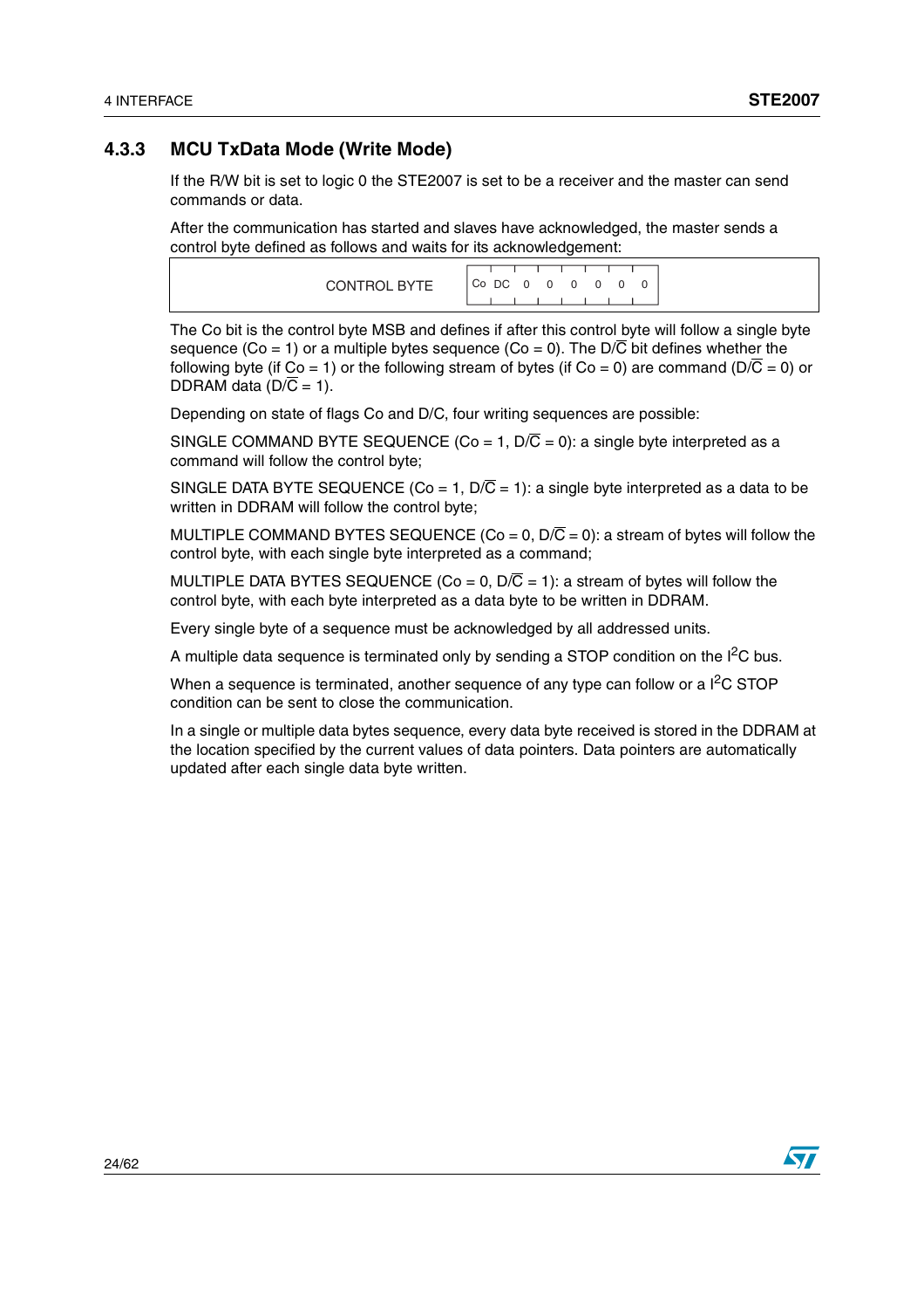### 4.3.3 MCU TxData Mode (Write Mode)

If the R/W bit is set to logic 0 the STE2007 is set to be a receiver and the master can send commands or data.

After the communication has started and slaves have acknowledged, the master sends a control byte defined as follows and waits for its acknowledgement:

| CONTROL BYTE | Co | DC | 0 | 0 | 0 | 0 | 0 | 0 |
|---|---|---|---|---|---|---|---|---|

The Co bit is the control byte MSB and defines if after this control byte will follow a single byte sequence (Co = 1) or a multiple bytes sequence (Co = 0). The D/$\overline{C}$ bit defines whether the following byte (if Co = 1) or the following stream of bytes (if Co = 0) are command (D/$\overline{C}$ = 0) or DDRAM data (D/$\overline{C}$ = 1).

Depending on state of flags Co and D/C, four writing sequences are possible:

SINGLE COMMAND BYTE SEQUENCE (Co = 1, D/$\overline{C}$ = 0): a single byte interpreted as a command will follow the control byte;

SINGLE DATA BYTE SEQUENCE (Co = 1, D/$\overline{C}$ = 1): a single byte interpreted as a data to be written in DDRAM will follow the control byte;

MULTIPLE COMMAND BYTES SEQUENCE (Co = 0, D/$\overline{C}$ = 0): a stream of bytes will follow the control byte, with each single byte interpreted as a command;

MULTIPLE DATA BYTES SEQUENCE (Co = 0, D/$\overline{C}$ = 1): a stream of bytes will follow the control byte, with each byte interpreted as a data byte to be written in DDRAM.

Every single byte of a sequence must be acknowledged by all addressed units.

A multiple data sequence is terminated only by sending a STOP condition on the $I^2C$ bus.

When a sequence is terminated, another sequence of any type can follow or a $I^2C$ STOP condition can be sent to close the communication.

In a single or multiple data bytes sequence, every data byte received is stored in the DDRAM at the location specified by the current values of data pointers. Data pointers are automatically updated after each single data byte written.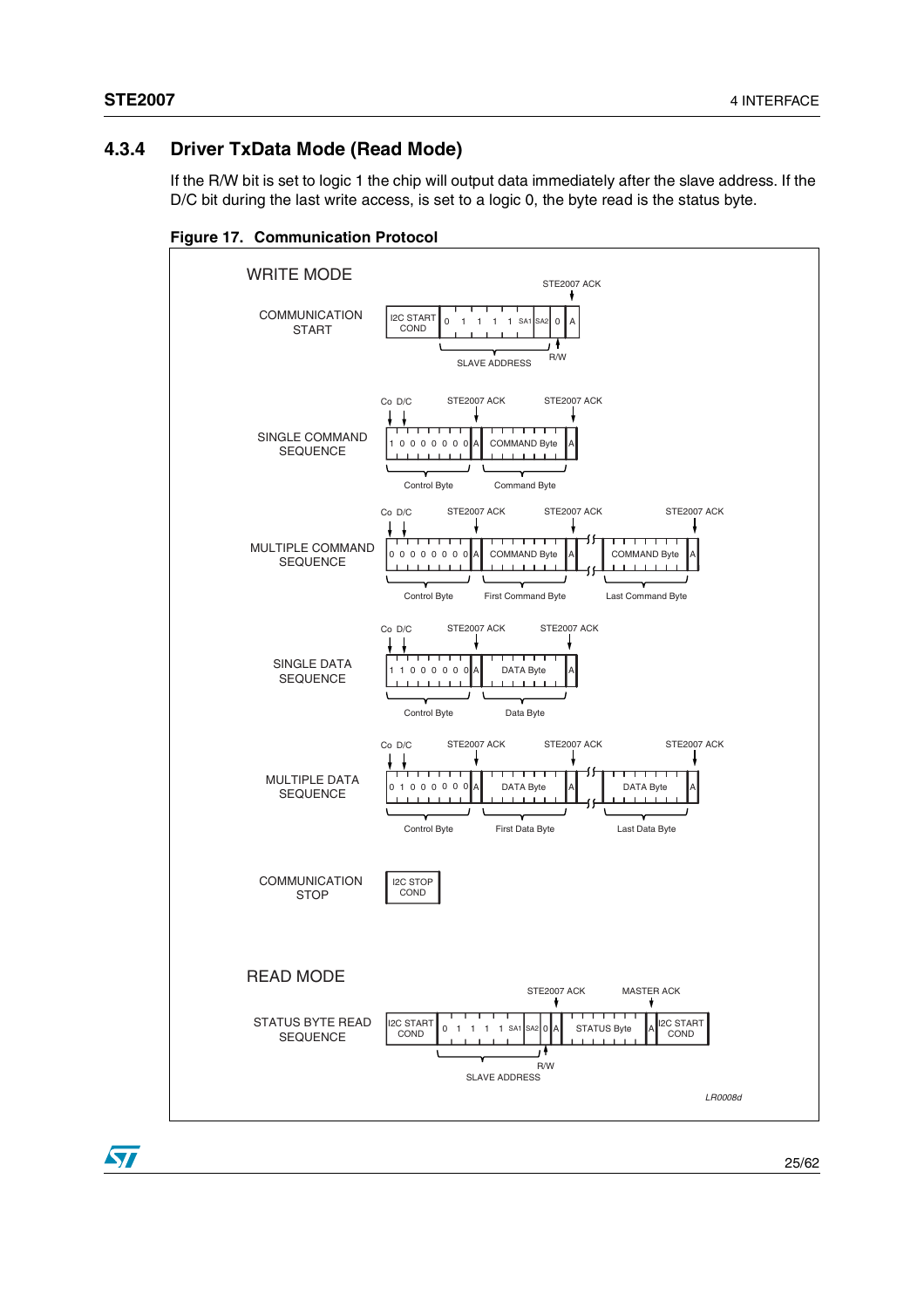### 4.3.4 Driver TxData Mode (Read Mode)

If the R/W bit is set to logic 1 the chip will output data immediately after the slave address. If the D/C bit during the last write access, is set to a logic 0, the byte read is the status byte.

**Figure 17. Communication Protocol**

WRITE MODE

COMMUNICATION START: I2C START COND | 0 1 1 1 1 SA1 SA2 | 0 (R/W) | A (STE2007 ACK) — SLAVE ADDRESS

SINGLE COMMAND SEQUENCE: 1 0 0 0 0 0 0 0 (Control Byte; Co, D/C) | A (STE2007 ACK) | COMMAND Byte (Command Byte) | A (STE2007 ACK)

MULTIPLE COMMAND SEQUENCE: 0 0 0 0 0 0 0 0 (Control Byte; Co, D/C) | A (STE2007 ACK) | COMMAND Byte (First Command Byte) | A (STE2007 ACK) | ... | COMMAND Byte (Last Command Byte) | A (STE2007 ACK)

SINGLE DATA SEQUENCE: 1 1 0 0 0 0 0 0 (Control Byte; Co, D/C) | A (STE2007 ACK) | DATA Byte (Data Byte) | A (STE2007 ACK)

MULTIPLE DATA SEQUENCE: 0 1 0 0 0 0 0 0 (Control Byte; Co, D/C) | A (STE2007 ACK) | DATA Byte (First Data Byte) | A (STE2007 ACK) | ... | DATA Byte (Last Data Byte) | A (STE2007 ACK)

COMMUNICATION STOP: I2C STOP COND

READ MODE

STATUS BYTE READ SEQUENCE: I2C START COND | 0 1 1 1 1 SA1 SA2 | 0 (R/W) | A (STE2007 ACK) | STATUS Byte | A (MASTER ACK) | I2C START COND — SLAVE ADDRESS

LR0008d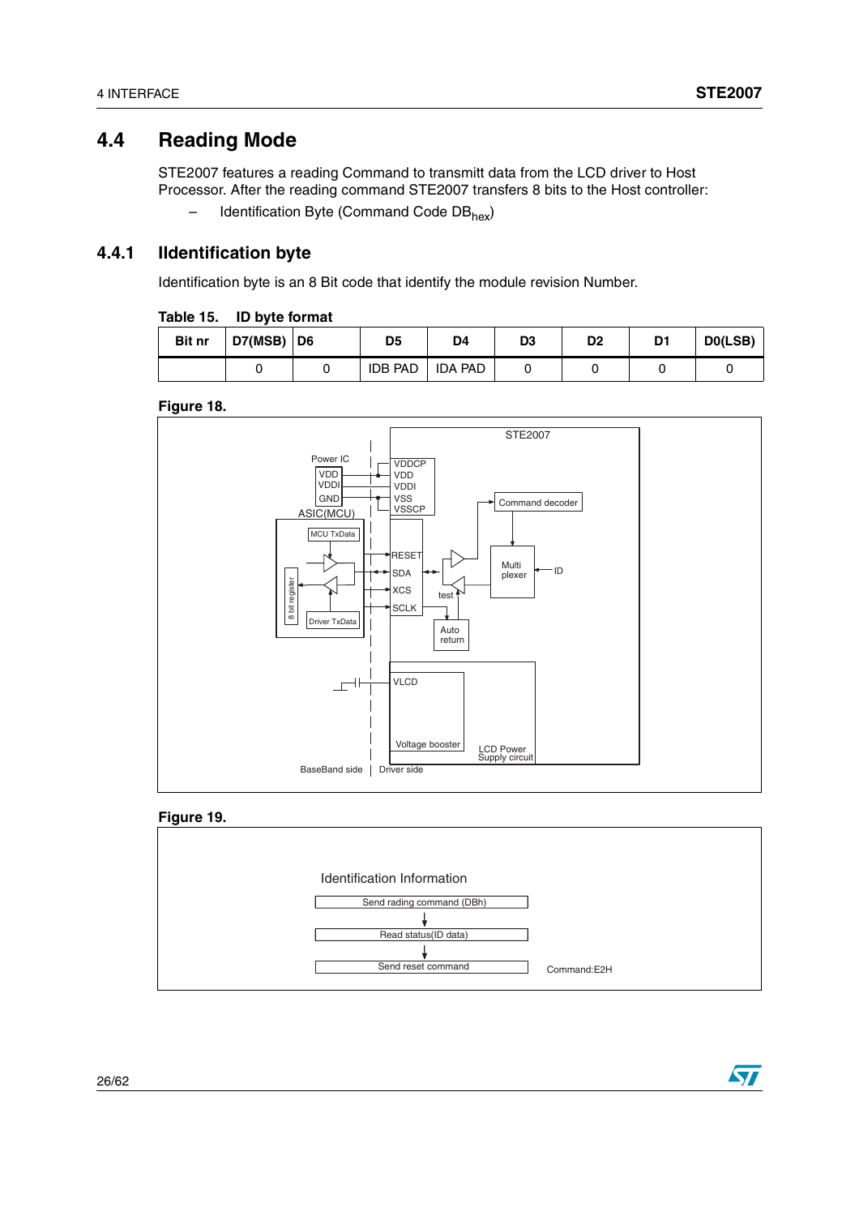## 4.4 Reading Mode

STE2007 features a reading Command to transmitt data from the LCD driver to Host Processor. After the reading command STE2007 transfers 8 bits to the Host controller:

– Identification Byte (Command Code $DB_{hex}$)

### 4.4.1 IIdentification byte

Identification byte is an 8 Bit code that identify the module revision Number.

**Table 15. ID byte format**

| Bit nr | D7(MSB) | D6 | D5 | D4 | D3 | D2 | D1 | D0(LSB) |
|---|---|---|---|---|---|---|---|---|
| | 0 | 0 | IDB PAD | IDA PAD | 0 | 0 | 0 | 0 |

**Figure 18.**

**Figure 19.**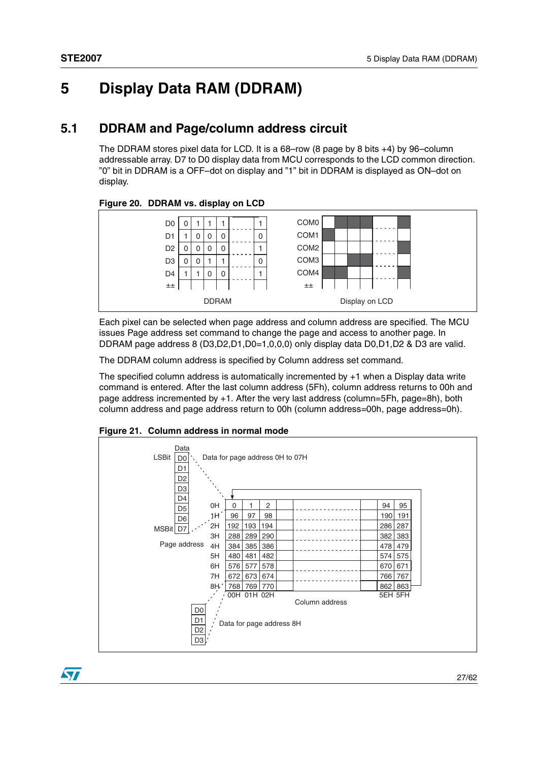## 5 Display Data RAM (DDRAM)

### 5.1 DDRAM and Page/column address circuit

The DDRAM stores pixel data for LCD. It is a 68–row (8 page by 8 bits +4) by 96–column addressable array. D7 to D0 display data from MCU corresponds to the LCD common direction. "0" bit in DDRAM is a OFF–dot on display and "1" bit in DDRAM is displayed as ON–dot on display.

**Figure 20. DDRAM vs. display on LCD**

| | | | | | | |
|---|---|---|---|---|---|---|
| D0 | 0 | 1 | 1 | 1 | - - - - | 1 |
| D1 | 1 | 0 | 0 | 0 | - - - - | 0 |
| D2 | 0 | 0 | 0 | 0 | - - - - | 1 |
| D3 | 0 | 0 | 1 | 1 | - - - - | 0 |
| D4 | 1 | 1 | 0 | 0 | - - - - | 1 |
| ±± | | | | | | |

DDRAM

Display on LCD (COM0 – COM4, ±±)

Each pixel can be selected when page address and column address are specified. The MCU issues Page address set command to change the page and access to another page. In DDRAM page address 8 (D3,D2,D1,D0=1,0,0,0) only display data D0,D1,D2 & D3 are valid.

The DDRAM column address is specified by Column address set command.

The specified column address is automatically incremented by +1 when a Display data write command is entered. After the last column address (5Fh), column address returns to 00h and page address incremented by +1. After the very last address (column=5Fh, page=8h), both column address and page address return to 00h (column address=00h, page address=0h).

**Figure 21. Column address in normal mode**

Data: LSBit D0, D1, D2, D3, D4, D5, D6, D7 MSBit — Data for page address 0H to 07H

| Page address | 00H | 01H | 02H | ... | 5EH | 5FH |
|---|---|---|---|---|---|---|
| 0H | 0 | 1 | 2 | ... | 94 | 95 |
| 1H | 96 | 97 | 98 | ... | 190 | 191 |
| 2H | 192 | 193 | 194 | ... | 286 | 287 |
| 3H | 288 | 289 | 290 | ... | 382 | 383 |
| 4H | 384 | 385 | 386 | ... | 478 | 479 |
| 5H | 480 | 481 | 482 | ... | 574 | 575 |
| 6H | 576 | 577 | 578 | ... | 670 | 671 |
| 7H | 672 | 673 | 674 | ... | 766 | 767 |
| 8H | 768 | 769 | 770 | ... | 862 | 863 |

Column address

D0, D1, D2, D3 — Data for page address 8H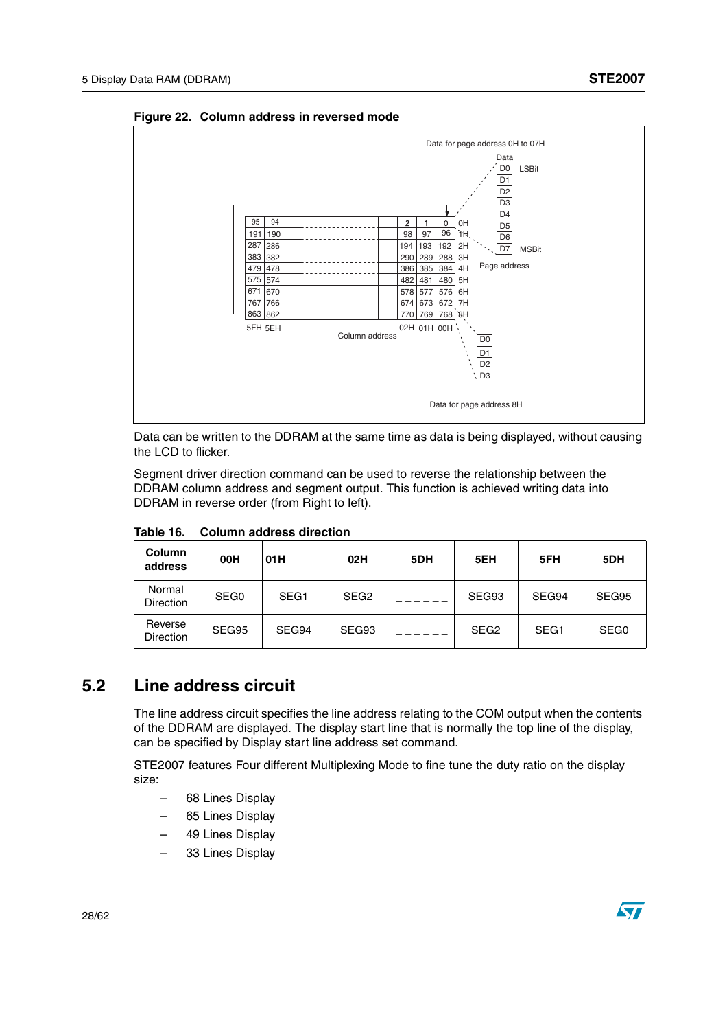**Figure 22. Column address in reversed mode**

Data can be written to the DDRAM at the same time as data is being displayed, without causing the LCD to flicker.

Segment driver direction command can be used to reverse the relationship between the DDRAM column address and segment output. This function is achieved writing data into DDRAM in reverse order (from Right to left).

**Table 16. Column address direction**

| Column address | 00H | 01H | 02H | 5DH | 5EH | 5FH | 5DH |
|---|---|---|---|---|---|---|---|
| Normal Direction | SEG0 | SEG1 | SEG2 | ______ | SEG93 | SEG94 | SEG95 |
| Reverse Direction | SEG95 | SEG94 | SEG93 | ______ | SEG2 | SEG1 | SEG0 |

## 5.2 Line address circuit

The line address circuit specifies the line address relating to the COM output when the contents of the DDRAM are displayed. The display start line that is normally the top line of the display, can be specified by Display start line address set command.

STE2007 features Four different Multiplexing Mode to fine tune the duty ratio on the display size:

- 68 Lines Display
- 65 Lines Display
- 49 Lines Display
- 33 Lines Display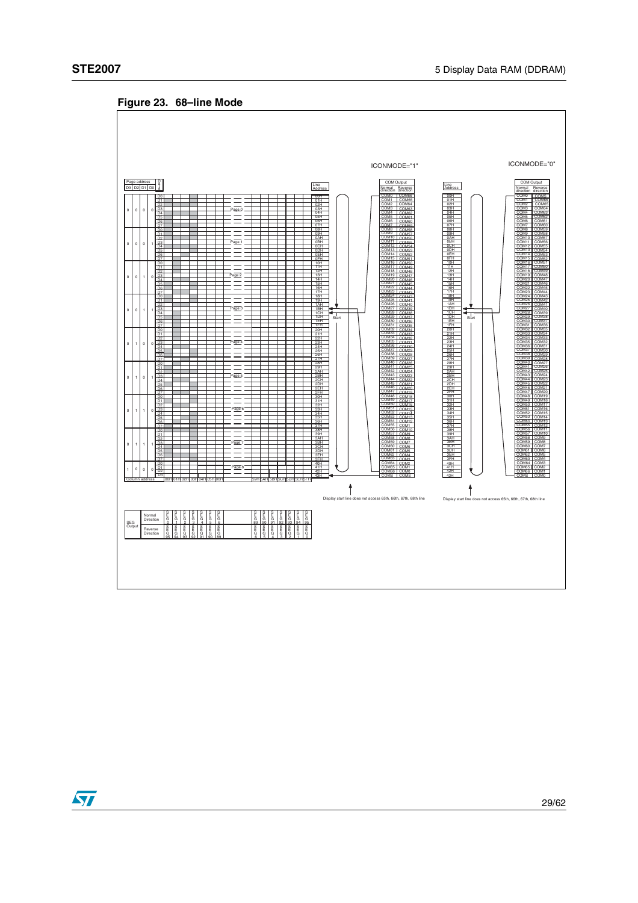**Figure 23. 68–line Mode**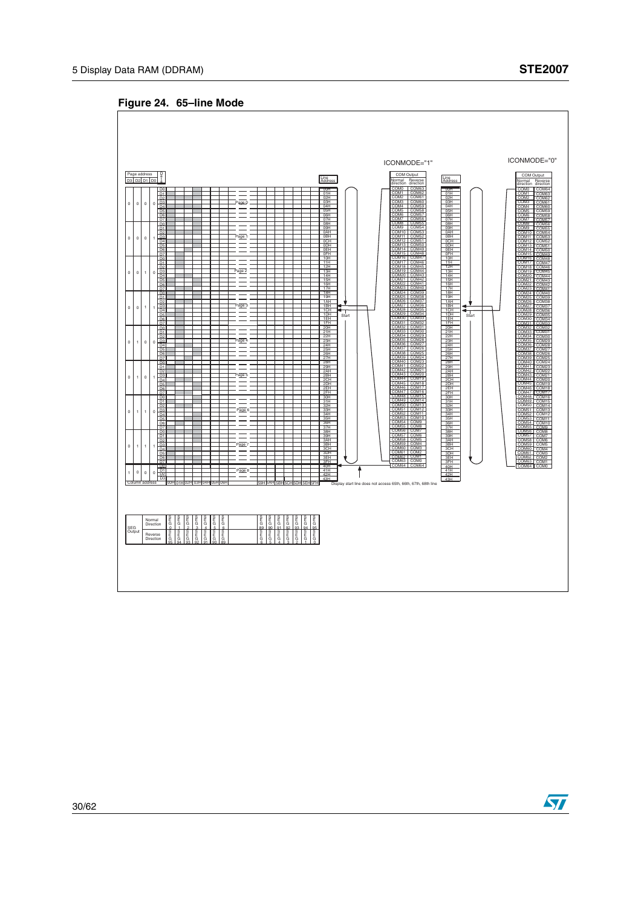**Figure 24. 65–line Mode**

ICONMODE="1"

ICONMODE="0"

Page address D3 D2 D1 D0 | Data | Line Address | COM Output Normal direction / Reverse direction

Page 0 … Page 8

Start

Display start line does not access 65th, 66th, 67th, 68th line

Column address 00H 01H 02H 03H 04H 05H 06H … 59H 5AH 5BH 5CH 5DH 5EH 5FH

SEG Output: Normal Direction SEG0 … SEG95; Reverse Direction SEG95 … SEG0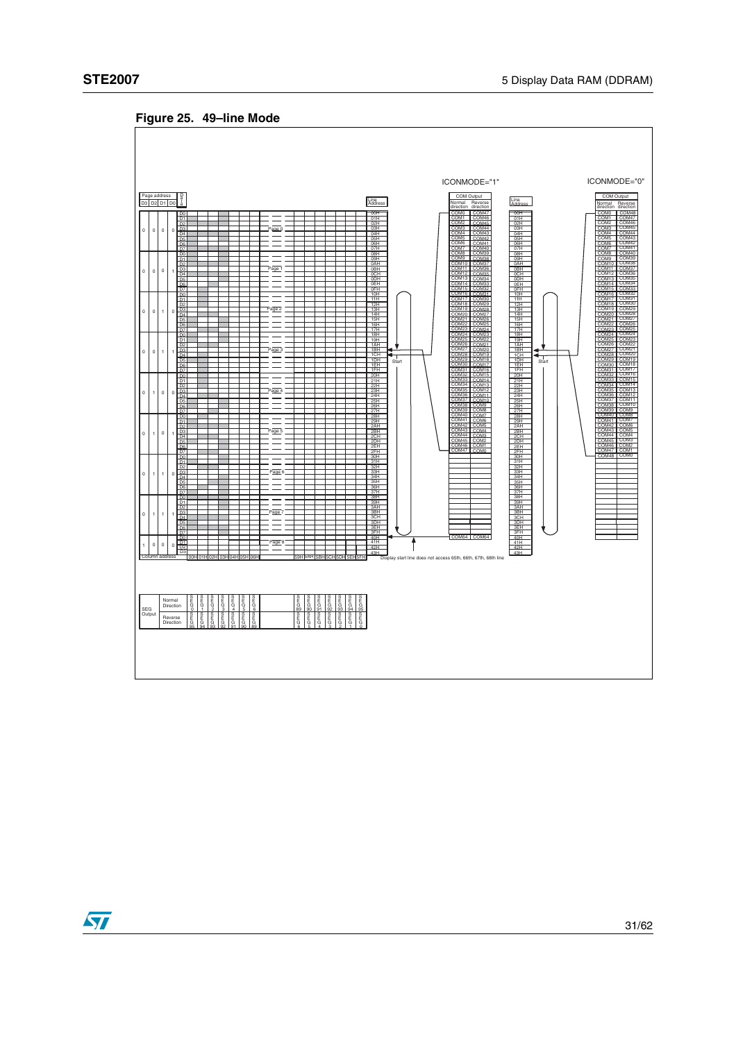**Figure 25. 49–line Mode**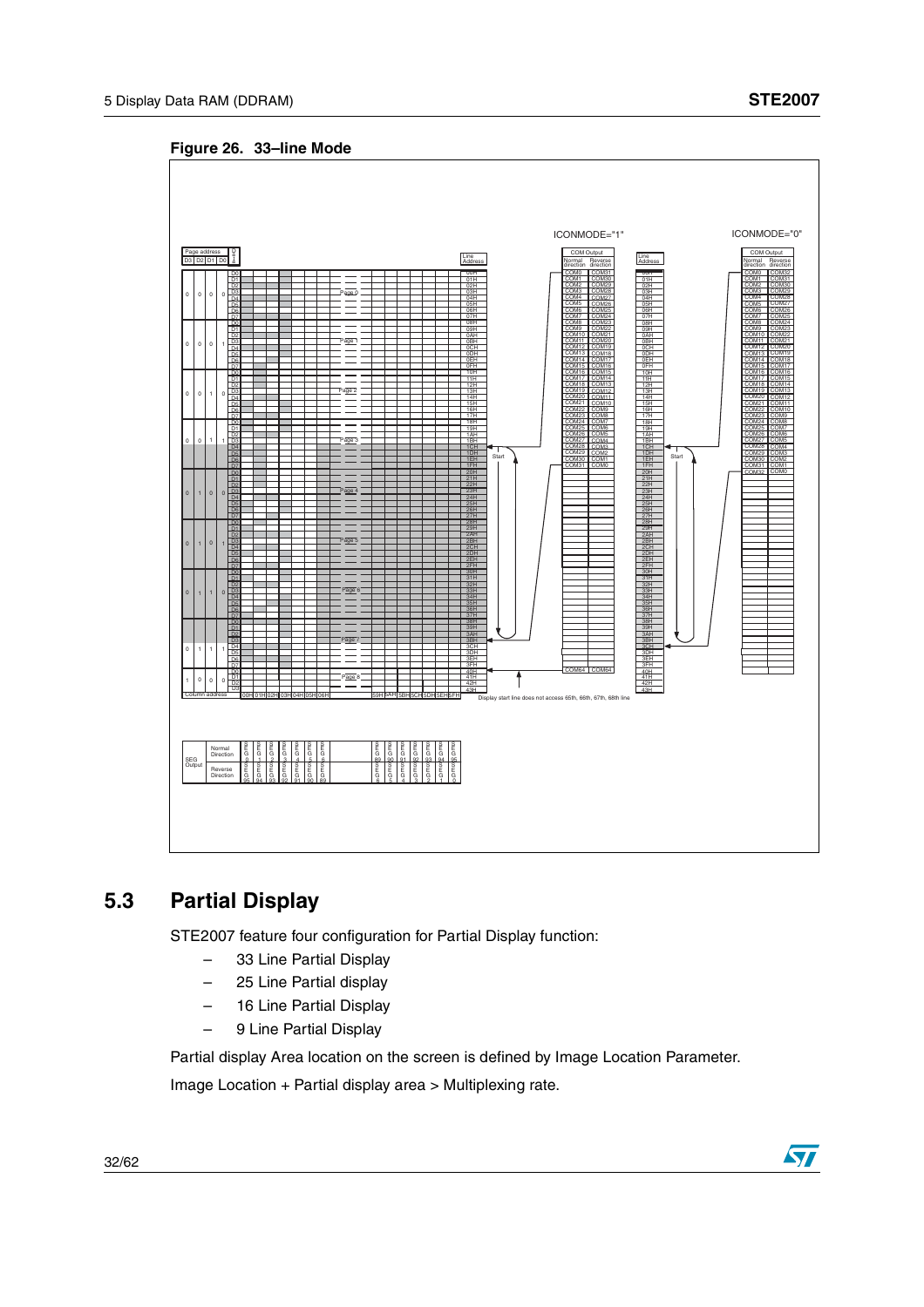**Figure 26. 33–line Mode**

## 5.3 Partial Display

STE2007 feature four configuration for Partial Display function:

- 33 Line Partial Display
- 25 Line Partial display
- 16 Line Partial Display
- 9 Line Partial Display

Partial display Area location on the screen is defined by Image Location Parameter.

Image Location + Partial display area > Multiplexing rate.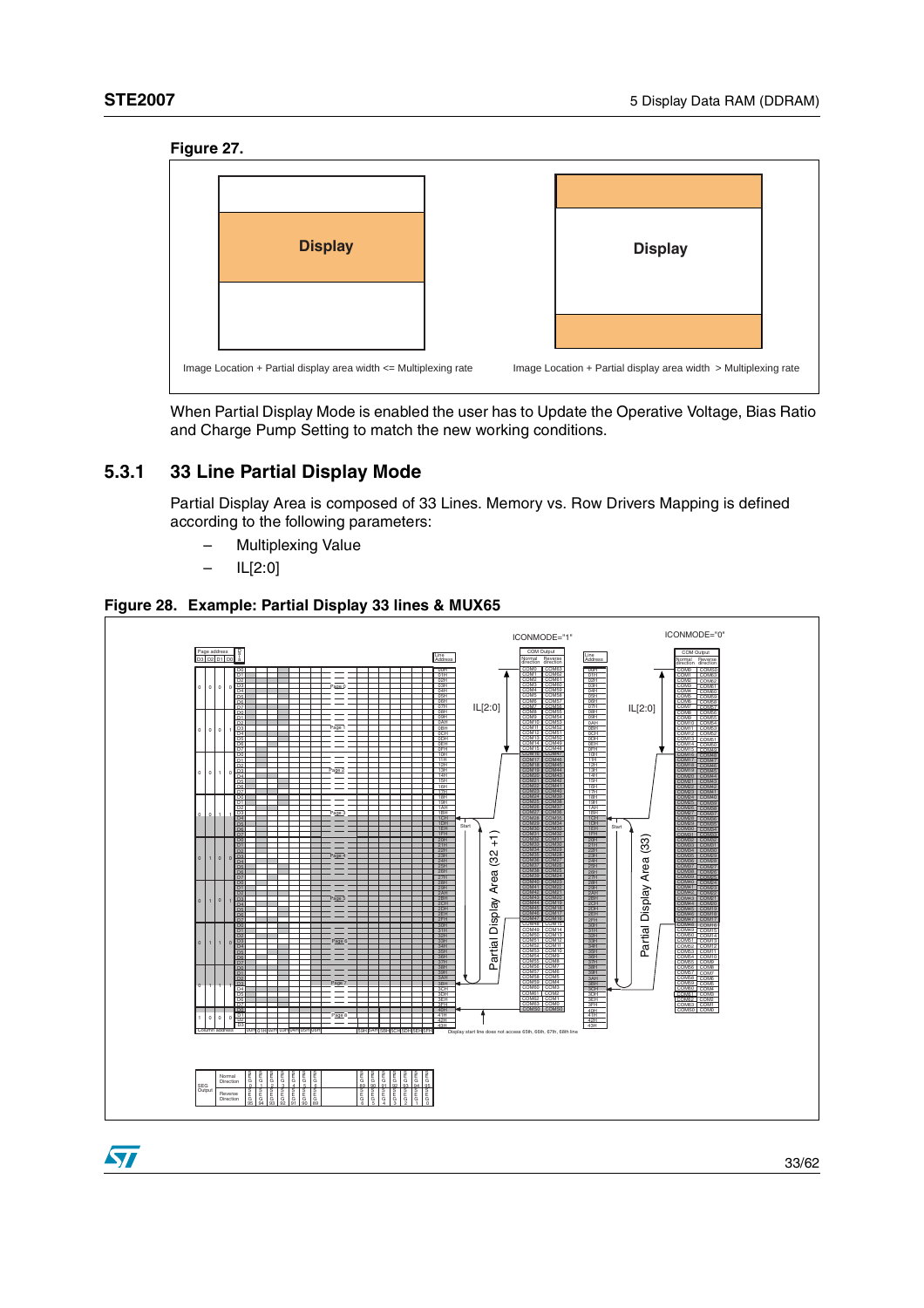**Figure 27.**

Display

Display

Image Location + Partial display area width <= Multiplexing rate

Image Location + Partial display area width > Multiplexing rate

When Partial Display Mode is enabled the user has to Update the Operative Voltage, Bias Ratio and Charge Pump Setting to match the new working conditions.

## 5.3.1 33 Line Partial Display Mode

Partial Display Area is composed of 33 Lines. Memory vs. Row Drivers Mapping is defined according to the following parameters:

– Multiplexing Value

– IL[2:0]

**Figure 28. Example: Partial Display 33 lines & MUX65**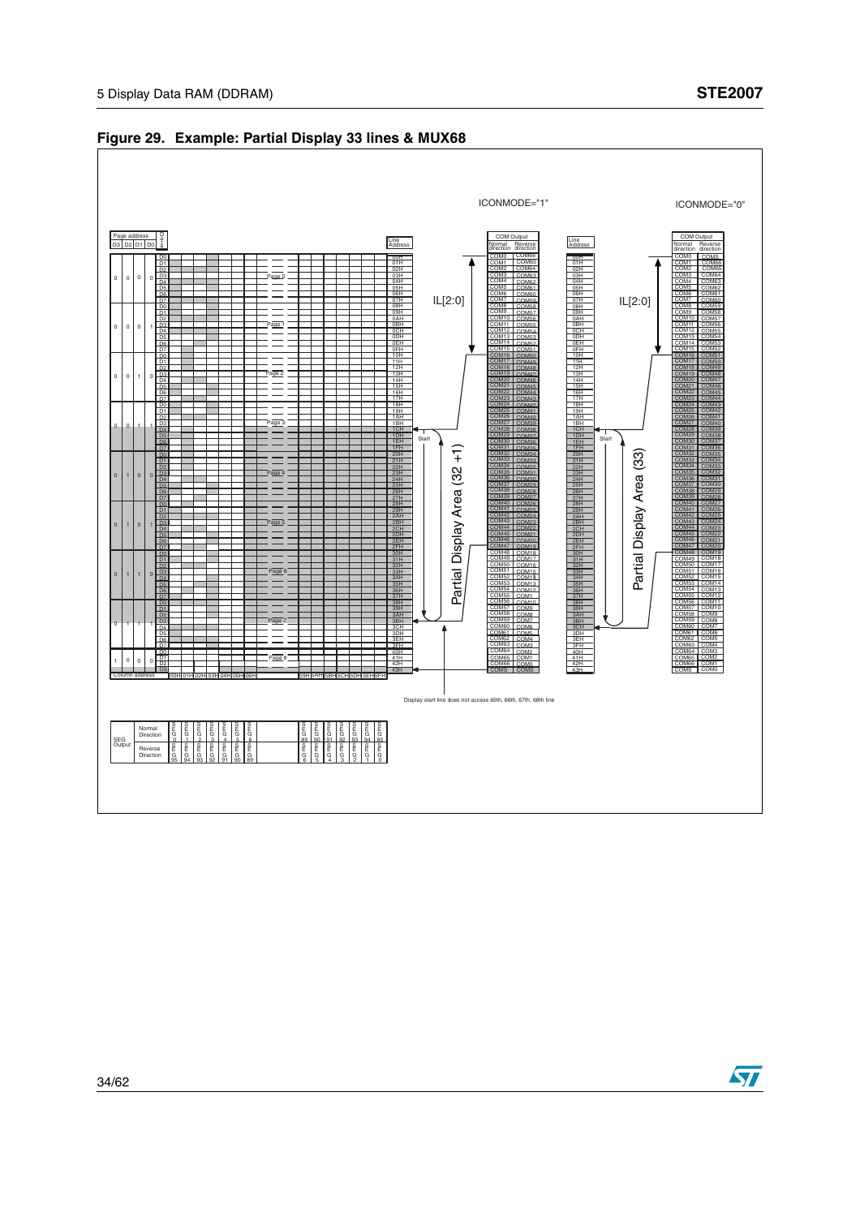## Figure 29. Example: Partial Display 33 lines & MUX68

ICONMODE="1"

ICONMODE="0"

| Page address D3 D2 D1 D0 | Data | Page |
|---|---|---|
| 0 0 0 0 | D0–D7 | Page 0 |
| 0 0 0 1 | D0–D7 | Page 1 |
| 0 0 1 0 | D0–D7 | Page 2 |
| 0 0 1 1 | D0–D7 | Page 3 |
| 0 1 0 0 | D0–D7 | Page 4 |
| 0 1 0 1 | D0–D7 | Page 5 |
| 0 1 1 0 | D0–D7 | Page 6 |
| 0 1 1 1 | D0–D7 | Page 7 |
| 1 0 0 0 | D0–D3 | Page 8 |

Column address: 00H 01H 02H 03H 04H 05H 06H ... 59H 5AH 5BH 5CH 5DH 5EH 5FH

| Line Address | COM Output (ICONMODE="1") Normal direction | COM Output (ICONMODE="1") Reverse direction | COM Output (ICONMODE="0") Normal direction | COM Output (ICONMODE="0") Reverse direction |
|---|---|---|---|---|
| 00H | COM0 | COM66 | COM0 | COMS |
| 01H | COM1 | COM65 | COM1 | COM66 |
| 02H | COM2 | COM64 | COM2 | COM65 |
| 03H | COM3 | COM63 | COM3 | COM64 |
| 04H | COM4 | COM62 | COM4 | COM63 |
| 05H | COM5 | COM61 | COM5 | COM62 |
| 06H | COM6 | COM60 | COM6 | COM61 |
| 07H | COM7 | COM59 | COM7 | COM60 |
| 08H | COM8 | COM58 | COM8 | COM59 |
| 09H | COM9 | COM57 | COM9 | COM58 |
| 0AH | COM10 | COM56 | COM10 | COM57 |
| 0BH | COM11 | COM55 | COM11 | COM56 |
| 0CH | COM12 | COM54 | COM12 | COM55 |
| 0DH | COM13 | COM53 | COM13 | COM54 |
| 0EH | COM14 | COM52 | COM14 | COM53 |
| 0FH | COM15 | COM51 | COM15 | COM52 |
| 10H | COM16 | COM50 | COM16 | COM51 |
| 11H | COM17 | COM49 | COM17 | COM50 |
| 12H | COM18 | COM48 | COM18 | COM49 |
| 13H | COM19 | COM47 | COM19 | COM48 |
| 14H | COM20 | COM46 | COM20 | COM47 |
| 15H | COM21 | COM45 | COM21 | COM46 |
| 16H | COM22 | COM44 | COM22 | COM45 |
| 17H | COM23 | COM43 | COM23 | COM44 |
| 18H | COM24 | COM42 | COM24 | COM43 |
| 19H | COM25 | COM41 | COM25 | COM42 |
| 1AH | COM26 | COM40 | COM26 | COM41 |
| 1BH | COM27 | COM39 | COM27 | COM40 |
| 1CH | COM28 | COM38 | COM28 | COM39 |
| 1DH | COM29 | COM37 | COM29 | COM38 |
| 1EH | COM30 | COM36 | COM30 | COM37 |
| 1FH | COM31 | COM35 | COM31 | COM36 |
| 20H | COM32 | COM34 | COM32 | COM35 |
| 21H | COM33 | COM33 | COM33 | COM34 |
| 22H | COM34 | COM32 | COM34 | COM33 |
| 23H | COM35 | COM31 | COM35 | COM32 |
| 24H | COM36 | COM30 | COM36 | COM31 |
| 25H | COM37 | COM29 | COM37 | COM30 |
| 26H | COM38 | COM28 | COM38 | COM29 |
| 27H | COM39 | COM27 | COM39 | COM28 |
| 28H | COM40 | COM26 | COM40 | COM27 |
| 29H | COM41 | COM25 | COM41 | COM26 |
| 2AH | COM42 | COM24 | COM42 | COM25 |
| 2BH | COM43 | COM23 | COM43 | COM24 |
| 2CH | COM44 | COM22 | COM44 | COM23 |
| 2DH | COM45 | COM21 | COM45 | COM22 |
| 2EH | COM46 | COM20 | COM46 | COM21 |
| 2FH | COM47 | COM19 | COM47 | COM20 |
| 30H | COM48 | COM18 | COM48 | COM19 |
| 31H | COM49 | COM17 | COM49 | COM18 |
| 32H | COM50 | COM16 | COM50 | COM17 |
| 33H | COM51 | COM15 | COM51 | COM16 |
| 34H | COM52 | COM14 | COM52 | COM15 |
| 35H | COM53 | COM13 | COM53 | COM14 |
| 36H | COM54 | COM12 | COM54 | COM13 |
| 37H | COM55 | COM11 | COM55 | COM12 |
| 38H | COM56 | COM10 | COM56 | COM11 |
| 39H | COM57 | COM9 | COM57 | COM10 |
| 3AH | COM58 | COM8 | COM58 | COM9 |
| 3BH | COM59 | COM7 | COM59 | COM8 |
| 3CH | COM60 | COM6 | COM60 | COM7 |
| 3DH | COM61 | COM5 | COM61 | COM6 |
| 3EH | COM62 | COM4 | COM62 | COM5 |
| 3FH | COM63 | COM3 | COM63 | COM4 |
| 40H | COM64 | COM2 | COM64 | COM3 |
| 41H | COM65 | COM1 | COM65 | COM2 |
| 42H | COM66 | COM0 | COM66 | COM1 |
| 43H | COMS | COMS | COMS | COM0 |

IL[2:0]

Start

Partial Display Area (32 +1)

Partial Display Area (33)

Display start line does not access 65th, 66th, 67th, 68th line

| SEG Output | | | | | | | | | | | | | | | |
|---|---|---|---|---|---|---|---|---|---|---|---|---|---|---|---|
| Normal Direction | SEG 0 | SEG 1 | SEG 2 | SEG 3 | SEG 4 | SEG 5 | SEG 6 | ... | SEG 89 | SEG 90 | SEG 91 | SEG 92 | SEG 93 | SEG 94 | SEG 95 |
| Reverse Direction | SEG 95 | SEG 94 | SEG 93 | SEG 92 | SEG 91 | SEG 90 | SEG 89 | ... | SEG 6 | SEG 5 | SEG 4 | SEG 3 | SEG 2 | SEG 1 | SEG 0 |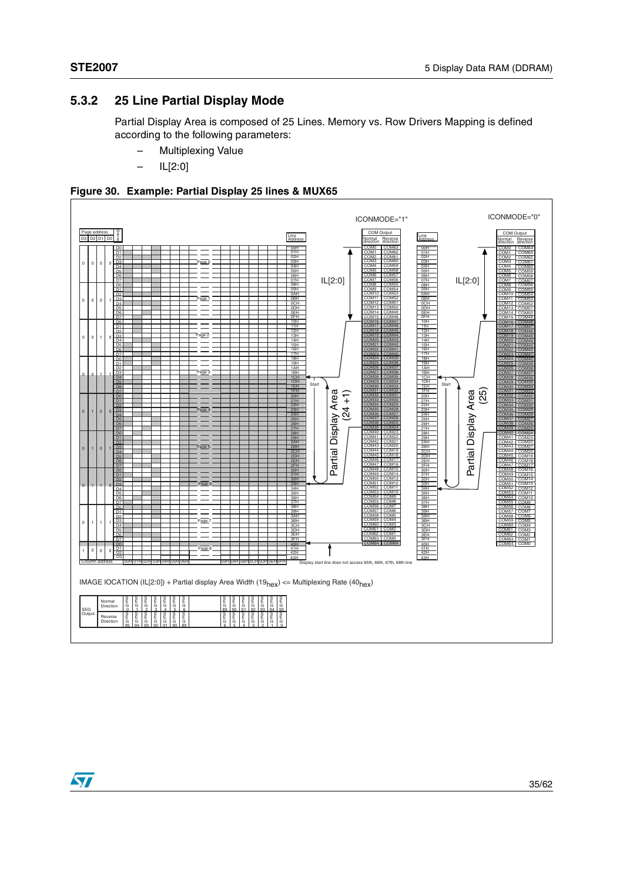### 5.3.2 25 Line Partial Display Mode

Partial Display Area is composed of 25 Lines. Memory vs. Row Drivers Mapping is defined according to the following parameters:

- Multiplexing Value
- IL[2:0]

**Figure 30. Example: Partial Display 25 lines & MUX65**

IMAGE lOCATION (IL[2:0]) + Partial display Area Width ($19_{hex}$) <= Multiplexing Rate ($40_{hex}$)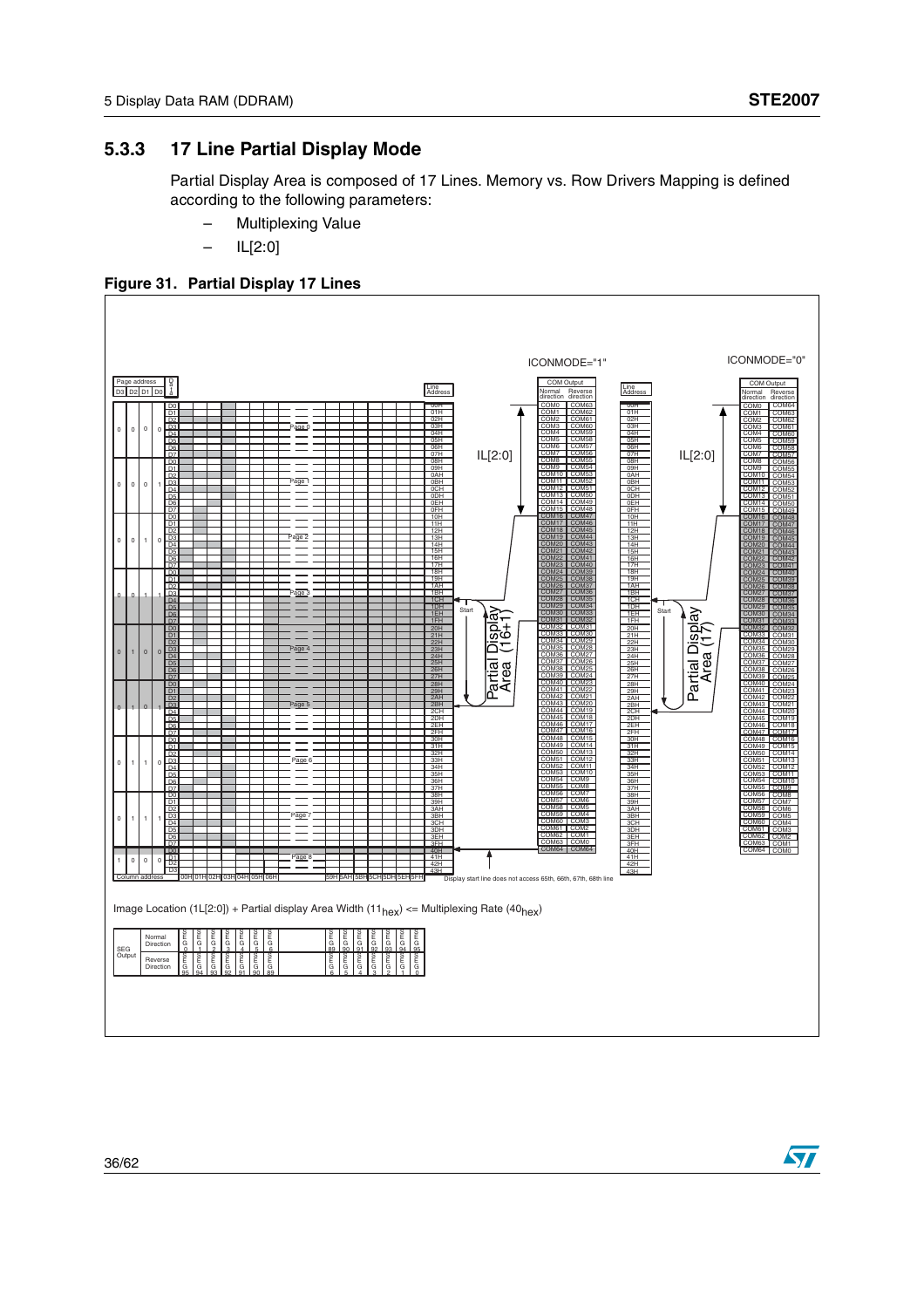### 5.3.3 17 Line Partial Display Mode

Partial Display Area is composed of 17 Lines. Memory vs. Row Drivers Mapping is defined according to the following parameters:

- Multiplexing Value
- IL[2:0]

**Figure 31. Partial Display 17 Lines**

ICONMODE="1" ICONMODE="0"

Image Location (1L[2:0]) + Partial display Area Width ($11_{hex}$) <= Multiplexing Rate ($40_{hex}$)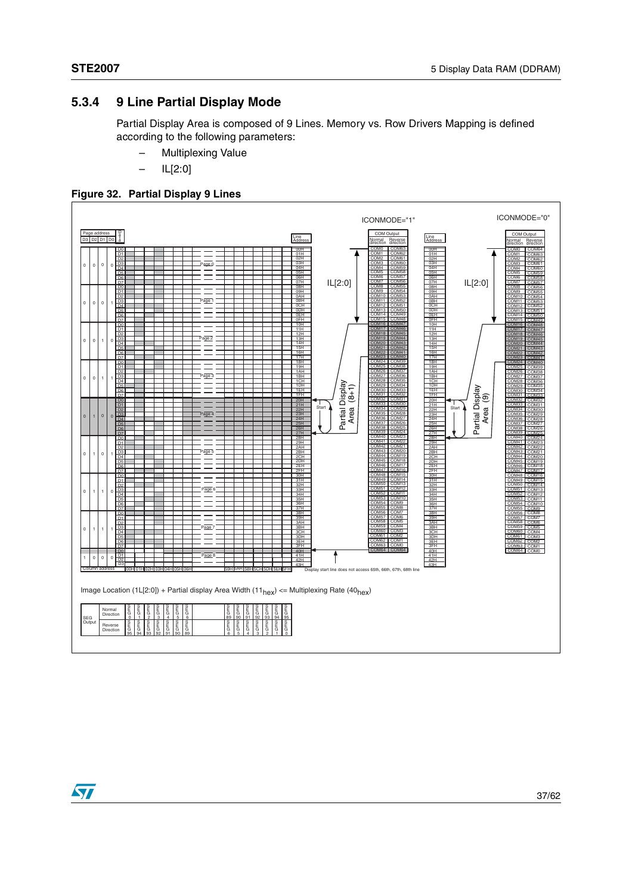### 5.3.4 9 Line Partial Display Mode

Partial Display Area is composed of 9 Lines. Memory vs. Row Drivers Mapping is defined according to the following parameters:

- Multiplexing Value
- IL[2:0]

**Figure 32. Partial Display 9 Lines**

Image Location (1L[2:0]) + Partial display Area Width ($11_{hex}$) <= Multiplexing Rate ($40_{hex}$)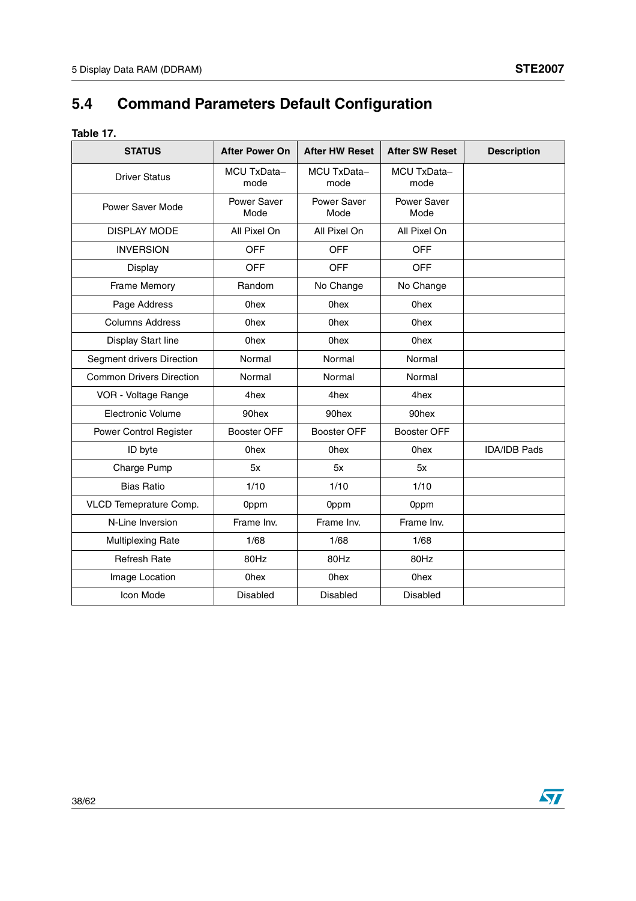## 5.4 Command Parameters Default Configuration

**Table 17.**

| STATUS | After Power On | After HW Reset | After SW Reset | Description |
|---|---|---|---|---|
| Driver Status | MCU TxData–mode | MCU TxData–mode | MCU TxData–mode | |
| Power Saver Mode | Power Saver Mode | Power Saver Mode | Power Saver Mode | |
| DISPLAY MODE | All Pixel On | All Pixel On | All Pixel On | |
| INVERSION | OFF | OFF | OFF | |
| Display | OFF | OFF | OFF | |
| Frame Memory | Random | No Change | No Change | |
| Page Address | 0hex | 0hex | 0hex | |
| Columns Address | 0hex | 0hex | 0hex | |
| Display Start line | 0hex | 0hex | 0hex | |
| Segment drivers Direction | Normal | Normal | Normal | |
| Common Drivers Direction | Normal | Normal | Normal | |
| VOR - Voltage Range | 4hex | 4hex | 4hex | |
| Electronic Volume | 90hex | 90hex | 90hex | |
| Power Control Register | Booster OFF | Booster OFF | Booster OFF | |
| ID byte | 0hex | 0hex | 0hex | IDA/IDB Pads |
| Charge Pump | 5x | 5x | 5x | |
| Bias Ratio | 1/10 | 1/10 | 1/10 | |
| VLCD Temeprature Comp. | 0ppm | 0ppm | 0ppm | |
| N-Line Inversion | Frame Inv. | Frame Inv. | Frame Inv. | |
| Multiplexing Rate | 1/68 | 1/68 | 1/68 | |
| Refresh Rate | 80Hz | 80Hz | 80Hz | |
| Image Location | 0hex | 0hex | 0hex | |
| Icon Mode | Disabled | Disabled | Disabled | |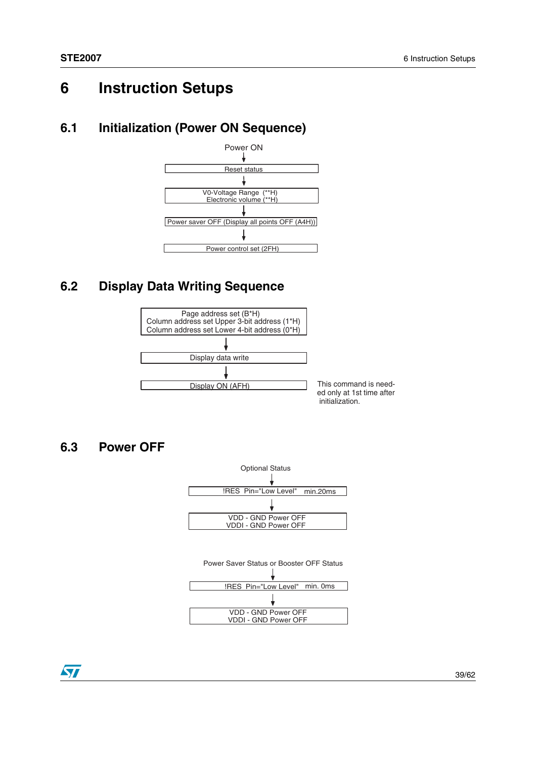# 6 Instruction Setups

## 6.1 Initialization (Power ON Sequence)

Power ON

↓

Reset status

↓

V0-Voltage Range (**H)
Electronic volume (**H)

↓

Power saver OFF (Display all points OFF (A4H))

↓

Power control set (2FH)

## 6.2 Display Data Writing Sequence

Page address set (B*H)
Column address set Upper 3-bit address (1*H)
Column address set Lower 4-bit address (0*H)

↓

Display data write

↓

Display ON (AFH) — This command is needed only at 1st time after initialization.

## 6.3 Power OFF

Optional Status

↓

!RES Pin="Low Level" min.20ms

↓

VDD - GND Power OFF
VDDI - GND Power OFF

Power Saver Status or Booster OFF Status

↓

!RES Pin="Low Level" min. 0ms

↓

VDD - GND Power OFF
VDDI - GND Power OFF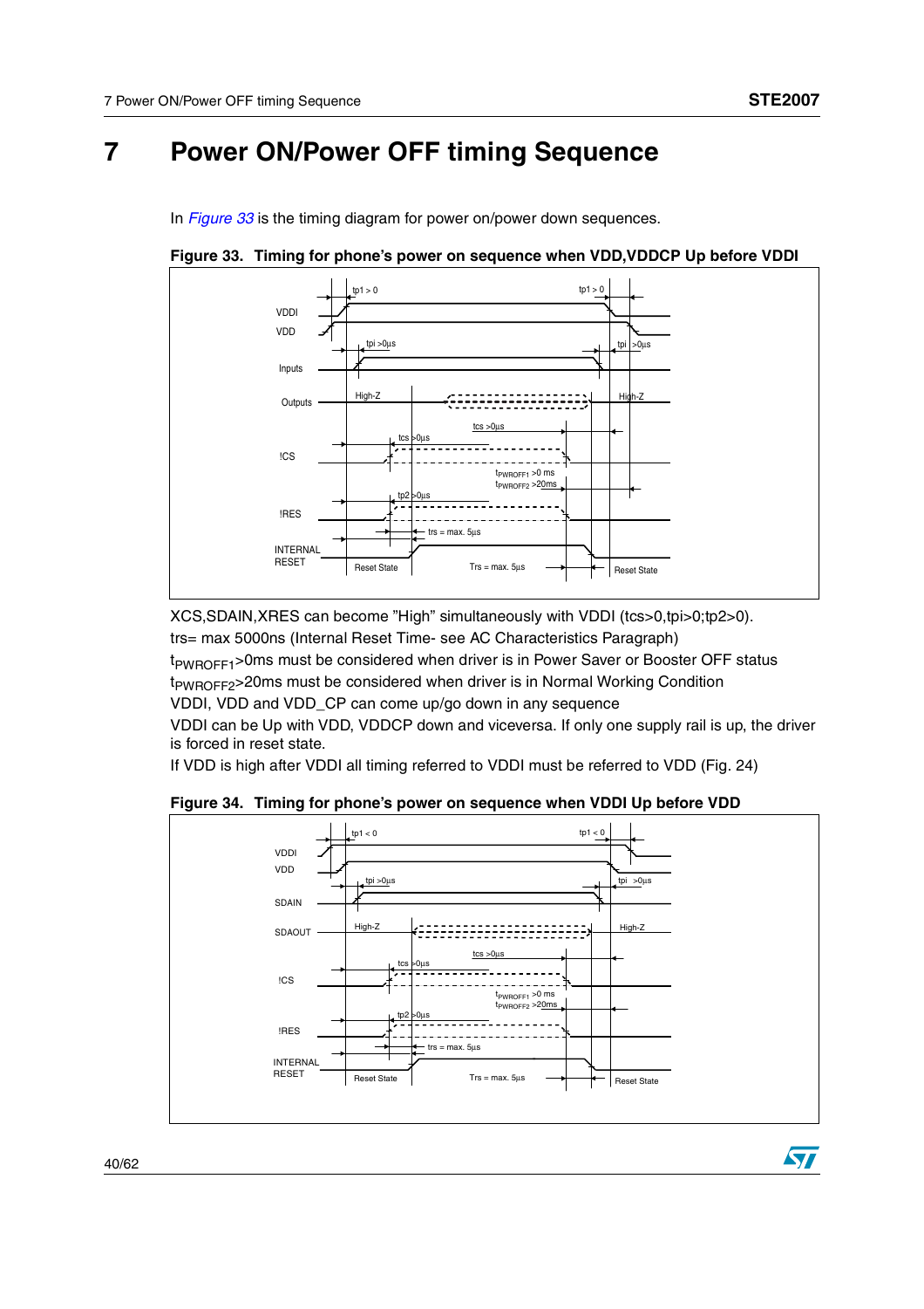# 7 Power ON/Power OFF timing Sequence

In *Figure 33* is the timing diagram for power on/power down sequences.

**Figure 33. Timing for phone's power on sequence when VDD,VDDCP Up before VDDI**

XCS,SDAIN,XRES can become "High" simultaneously with VDDI (tcs>0,tpi>0;tp2>0).

trs= max 5000ns (Internal Reset Time- see AC Characteristics Paragraph)

$t_{PWROFF1}$>0ms must be considered when driver is in Power Saver or Booster OFF status

$t_{PWROFF2}$>20ms must be considered when driver is in Normal Working Condition

VDDI, VDD and VDD_CP can come up/go down in any sequence

VDDI can be Up with VDD, VDDCP down and viceversa. If only one supply rail is up, the driver is forced in reset state.

If VDD is high after VDDI all timing referred to VDDI must be referred to VDD (Fig. 24)

**Figure 34. Timing for phone's power on sequence when VDDI Up before VDD**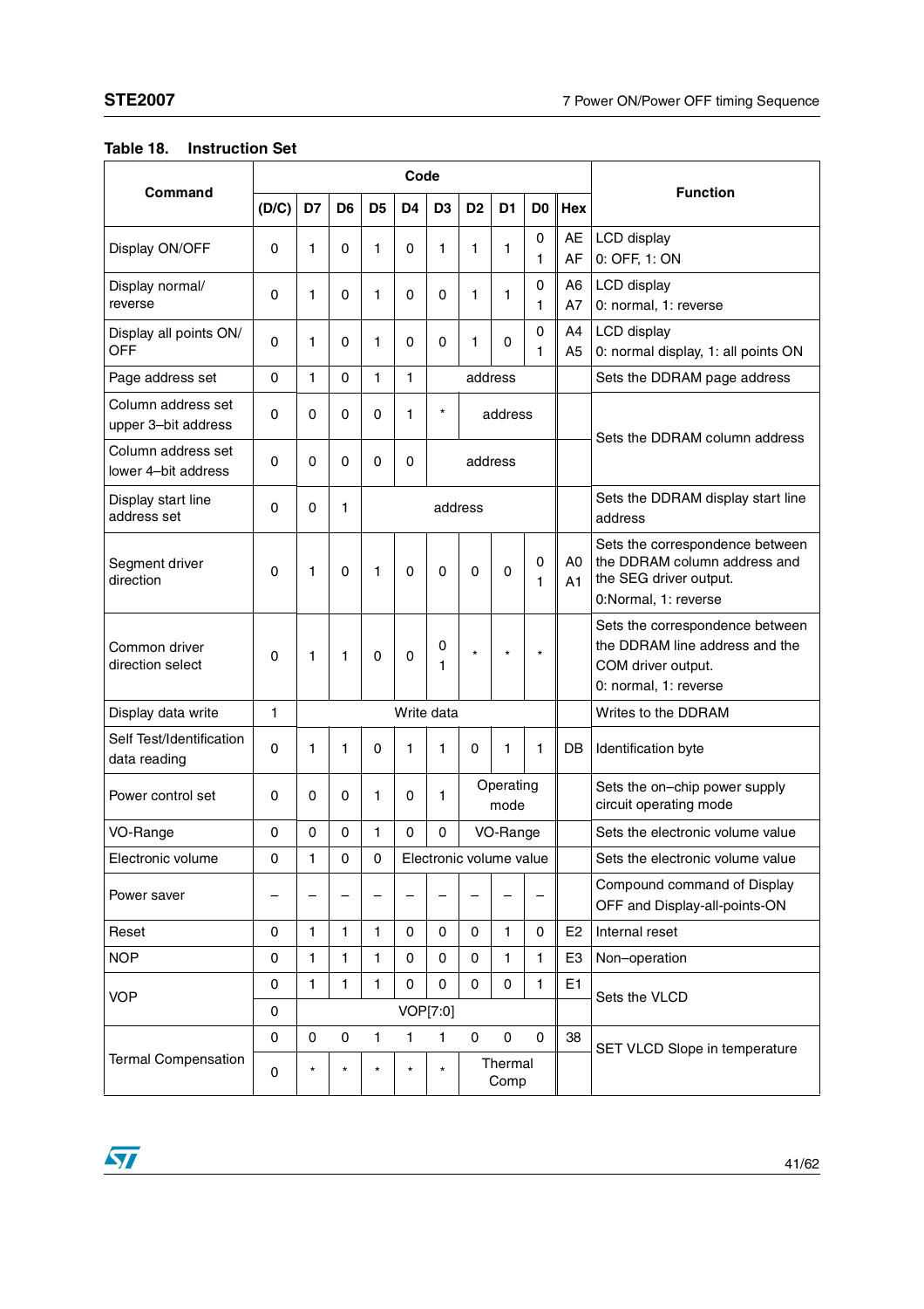**Table 18. Instruction Set**

| Command | Code | | | | | | | | | | Function |
|---|---|---|---|---|---|---|---|---|---|---|---|
| | (D/C) | D7 | D6 | D5 | D4 | D3 | D2 | D1 | D0 | Hex | |
| Display ON/OFF | 0 | 1 | 0 | 1 | 0 | 1 | 1 | 1 | 0<br>1 | AE<br>AF | LCD display<br>0: OFF, 1: ON |
| Display normal/ reverse | 0 | 1 | 0 | 1 | 0 | 0 | 1 | 1 | 0<br>1 | A6<br>A7 | LCD display<br>0: normal, 1: reverse |
| Display all points ON/ OFF | 0 | 1 | 0 | 1 | 0 | 0 | 1 | 0 | 0<br>1 | A4<br>A5 | LCD display<br>0: normal display, 1: all points ON |
| Page address set | 0 | 1 | 0 | 1 | 1 | address | | | | | Sets the DDRAM page address |
| Column address set upper 3–bit address | 0 | 0 | 0 | 0 | 1 | * | address | | | | Sets the DDRAM column address |
| Column address set lower 4–bit address | 0 | 0 | 0 | 0 | 0 | address | | | | | Sets the DDRAM column address |
| Display start line address set | 0 | 0 | 1 | address | | | | | | | Sets the DDRAM display start line address |
| Segment driver direction | 0 | 1 | 0 | 1 | 0 | 0 | 0 | 0 | 0<br>1 | A0<br>A1 | Sets the correspondence between the DDRAM column address and the SEG driver output.<br>0:Normal, 1: reverse |
| Common driver direction select | 0 | 1 | 1 | 0 | 0 | 0<br>1 | * | * | * | | Sets the correspondence between the DDRAM line address and the COM driver output.<br>0: normal, 1: reverse |
| Display data write | 1 | Write data | | | | | | | | | Writes to the DDRAM |
| Self Test/Identification data reading | 0 | 1 | 1 | 0 | 1 | 1 | 0 | 1 | 1 | DB | Identification byte |
| Power control set | 0 | 0 | 0 | 1 | 0 | 1 | Operating mode | | | | Sets the on–chip power supply circuit operating mode |
| VO-Range | 0 | 0 | 0 | 1 | 0 | 0 | VO-Range | | | | Sets the electronic volume value |
| Electronic volume | 0 | 1 | 0 | 0 | Electronic volume value | | | | | | Sets the electronic volume value |
| Power saver | – | – | – | – | – | – | – | – | – | | Compound command of Display OFF and Display-all-points-ON |
| Reset | 0 | 1 | 1 | 1 | 0 | 0 | 0 | 1 | 0 | E2 | Internal reset |
| NOP | 0 | 1 | 1 | 1 | 0 | 0 | 0 | 1 | 1 | E3 | Non–operation |
| VOP | 0 | 1 | 1 | 1 | 0 | 0 | 0 | 0 | 1 | E1 | Sets the VLCD |
| | 0 | VOP[7:0] | | | | | | | | | |
| Termal Compensation | 0 | 0 | 0 | 1 | 1 | 1 | 0 | 0 | 0 | 38 | SET VLCD Slope in temperature |
| | 0 | * | * | * | * | * | Thermal Comp | | | | |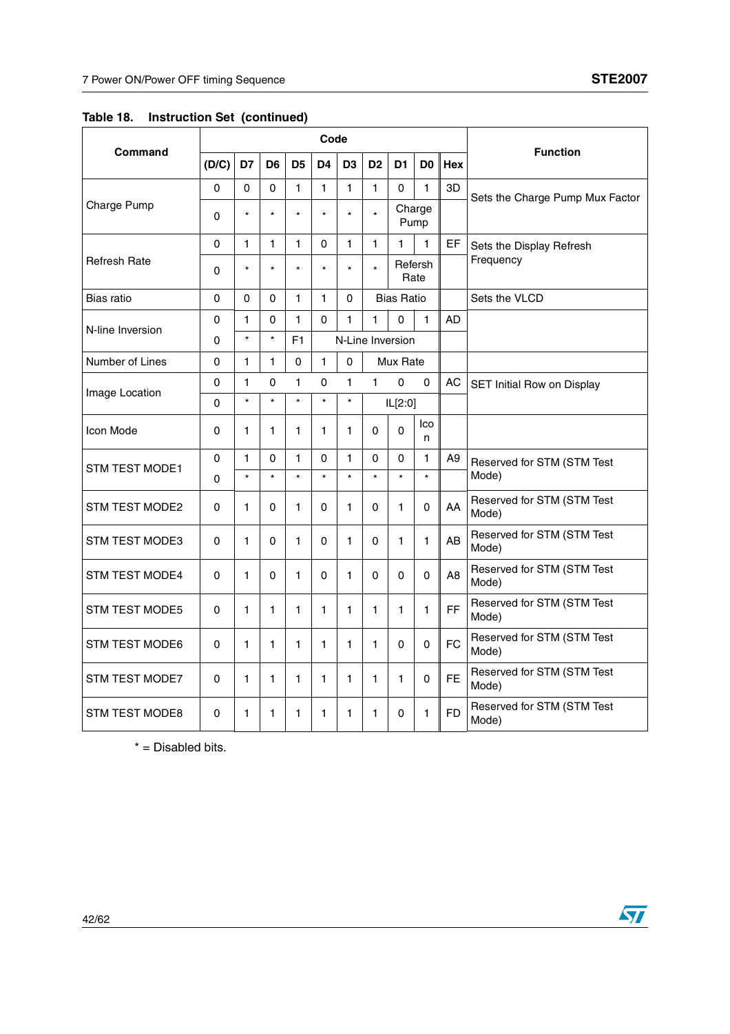**Table 18. Instruction Set (continued)**

| Command | Code | | | | | | | | | | Function |
|---|---|---|---|---|---|---|---|---|---|---|---|
| | (D/C) | D7 | D6 | D5 | D4 | D3 | D2 | D1 | D0 | Hex | |
| Charge Pump | 0 | 0 | 0 | 1 | 1 | 1 | 1 | 0 | 1 | 3D | Sets the Charge Pump Mux Factor |
| | 0 | * | * | * | * | * | * | Charge Pump | | | |
| Refresh Rate | 0 | 1 | 1 | 1 | 0 | 1 | 1 | 1 | 1 | EF | Sets the Display Refresh Frequency |
| | 0 | * | * | * | * | * | * | Refersh Rate | | | |
| Bias ratio | 0 | 0 | 0 | 1 | 1 | 0 | Bias Ratio | | | | Sets the VLCD |
| N-line Inversion | 0 | 1 | 0 | 1 | 0 | 1 | 1 | 0 | 1 | AD | |
| | 0 | * | * | F1 | N-Line Inversion | | | | | | |
| Number of Lines | 0 | 1 | 1 | 0 | 1 | 0 | Mux Rate | | | | |
| Image Location | 0 | 1 | 0 | 1 | 0 | 1 | 1 | 0 | 0 | AC | SET Initial Row on Display |
| | 0 | * | * | * | * | * | IL[2:0] | | | | |
| Icon Mode | 0 | 1 | 1 | 1 | 1 | 1 | 0 | 0 | Icon | | |
| STM TEST MODE1 | 0 | 1 | 0 | 1 | 0 | 1 | 0 | 0 | 1 | A9 | Reserved for STM (STM Test Mode) |
| | 0 | * | * | * | * | * | * | * | * | | |
| STM TEST MODE2 | 0 | 1 | 0 | 1 | 0 | 1 | 0 | 1 | 0 | AA | Reserved for STM (STM Test Mode) |
| STM TEST MODE3 | 0 | 1 | 0 | 1 | 0 | 1 | 0 | 1 | 1 | AB | Reserved for STM (STM Test Mode) |
| STM TEST MODE4 | 0 | 1 | 0 | 1 | 0 | 1 | 0 | 0 | 0 | A8 | Reserved for STM (STM Test Mode) |
| STM TEST MODE5 | 0 | 1 | 1 | 1 | 1 | 1 | 1 | 1 | 1 | FF | Reserved for STM (STM Test Mode) |
| STM TEST MODE6 | 0 | 1 | 1 | 1 | 1 | 1 | 1 | 0 | 0 | FC | Reserved for STM (STM Test Mode) |
| STM TEST MODE7 | 0 | 1 | 1 | 1 | 1 | 1 | 1 | 1 | 0 | FE | Reserved for STM (STM Test Mode) |
| STM TEST MODE8 | 0 | 1 | 1 | 1 | 1 | 1 | 1 | 0 | 1 | FD | Reserved for STM (STM Test Mode) |

* = Disabled bits.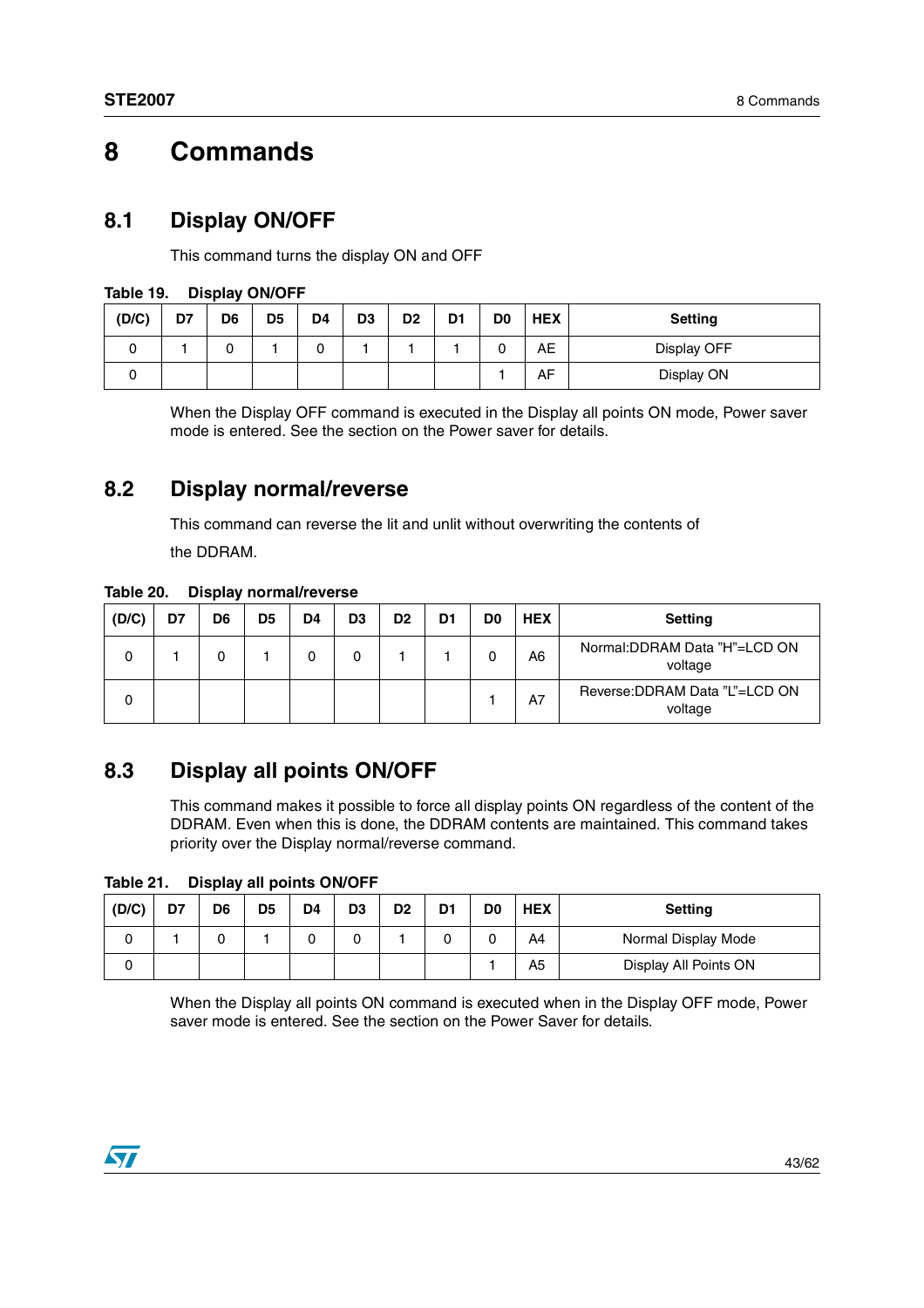# 8 Commands

## 8.1 Display ON/OFF

This command turns the display ON and OFF

Table 19. Display ON/OFF

| (D/C) | D7 | D6 | D5 | D4 | D3 | D2 | D1 | D0 | HEX | Setting |
|---|---|---|---|---|---|---|---|---|---|---|
| 0 | 1 | 0 | 1 | 0 | 1 | 1 | 1 | 0 | AE | Display OFF |
| 0 | | | | | | | | 1 | AF | Display ON |

When the Display OFF command is executed in the Display all points ON mode, Power saver mode is entered. See the section on the Power saver for details.

## 8.2 Display normal/reverse

This command can reverse the lit and unlit without overwriting the contents of the DDRAM.

Table 20. Display normal/reverse

| (D/C) | D7 | D6 | D5 | D4 | D3 | D2 | D1 | D0 | HEX | Setting |
|---|---|---|---|---|---|---|---|---|---|---|
| 0 | 1 | 0 | 1 | 0 | 0 | 1 | 1 | 0 | A6 | Normal:DDRAM Data "H"=LCD ON voltage |
| 0 | | | | | | | | 1 | A7 | Reverse:DDRAM Data "L"=LCD ON voltage |

## 8.3 Display all points ON/OFF

This command makes it possible to force all display points ON regardless of the content of the DDRAM. Even when this is done, the DDRAM contents are maintained. This command takes priority over the Display normal/reverse command.

Table 21. Display all points ON/OFF

| (D/C) | D7 | D6 | D5 | D4 | D3 | D2 | D1 | D0 | HEX | Setting |
|---|---|---|---|---|---|---|---|---|---|---|
| 0 | 1 | 0 | 1 | 0 | 0 | 1 | 0 | 0 | A4 | Normal Display Mode |
| 0 | | | | | | | | 1 | A5 | Display All Points ON |

When the Display all points ON command is executed when in the Display OFF mode, Power saver mode is entered. See the section on the Power Saver for details.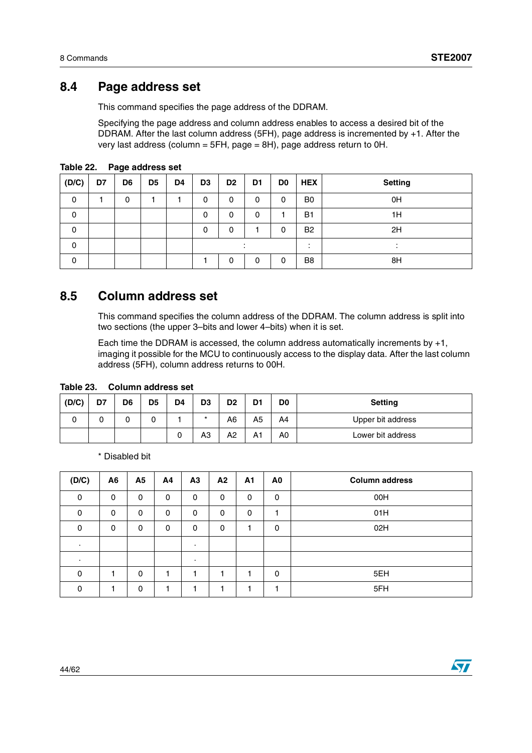## 8.4 Page address set

This command specifies the page address of the DDRAM.

Specifying the page address and column address enables to access a desired bit of the DDRAM. After the last column address (5FH), page address is incremented by +1. After the very last address (column = 5FH, page = 8H), page address return to 0H.

**Table 22. Page address set**

| (D/C) | D7 | D6 | D5 | D4 | D3 | D2 | D1 | D0 | HEX | Setting |
|---|---|---|---|---|---|---|---|---|---|---|
| 0 | 1 | 0 | 1 | 1 | 0 | 0 | 0 | 0 | B0 | 0H |
| 0 | | | | | 0 | 0 | 0 | 1 | B1 | 1H |
| 0 | | | | | 0 | 0 | 1 | 0 | B2 | 2H |
| 0 | | | | | | : | | | : | : |
| 0 | | | | | 1 | 0 | 0 | 0 | B8 | 8H |

## 8.5 Column address set

This command specifies the column address of the DDRAM. The column address is split into two sections (the upper 3–bits and lower 4–bits) when it is set.

Each time the DDRAM is accessed, the column address automatically increments by +1, imaging it possible for the MCU to continuously access to the display data. After the last column address (5FH), column address returns to 00H.

**Table 23. Column address set**

| (D/C) | D7 | D6 | D5 | D4 | D3 | D2 | D1 | D0 | Setting |
|---|---|---|---|---|---|---|---|---|---|
| 0 | 0 | 0 | 0 | 1 | * | A6 | A5 | A4 | Upper bit address |
| | | | | 0 | A3 | A2 | A1 | A0 | Lower bit address |

\* Disabled bit

| (D/C) | A6 | A5 | A4 | A3 | A2 | A1 | A0 | Column address |
|---|---|---|---|---|---|---|---|---|
| 0 | 0 | 0 | 0 | 0 | 0 | 0 | 0 | 00H |
| 0 | 0 | 0 | 0 | 0 | 0 | 0 | 1 | 01H |
| 0 | 0 | 0 | 0 | 0 | 0 | 1 | 0 | 02H |
| . | | | | . | | | | |
| . | | | | . | | | | |
| 0 | 1 | 0 | 1 | 1 | 1 | 1 | 0 | 5EH |
| 0 | 1 | 0 | 1 | 1 | 1 | 1 | 1 | 5FH |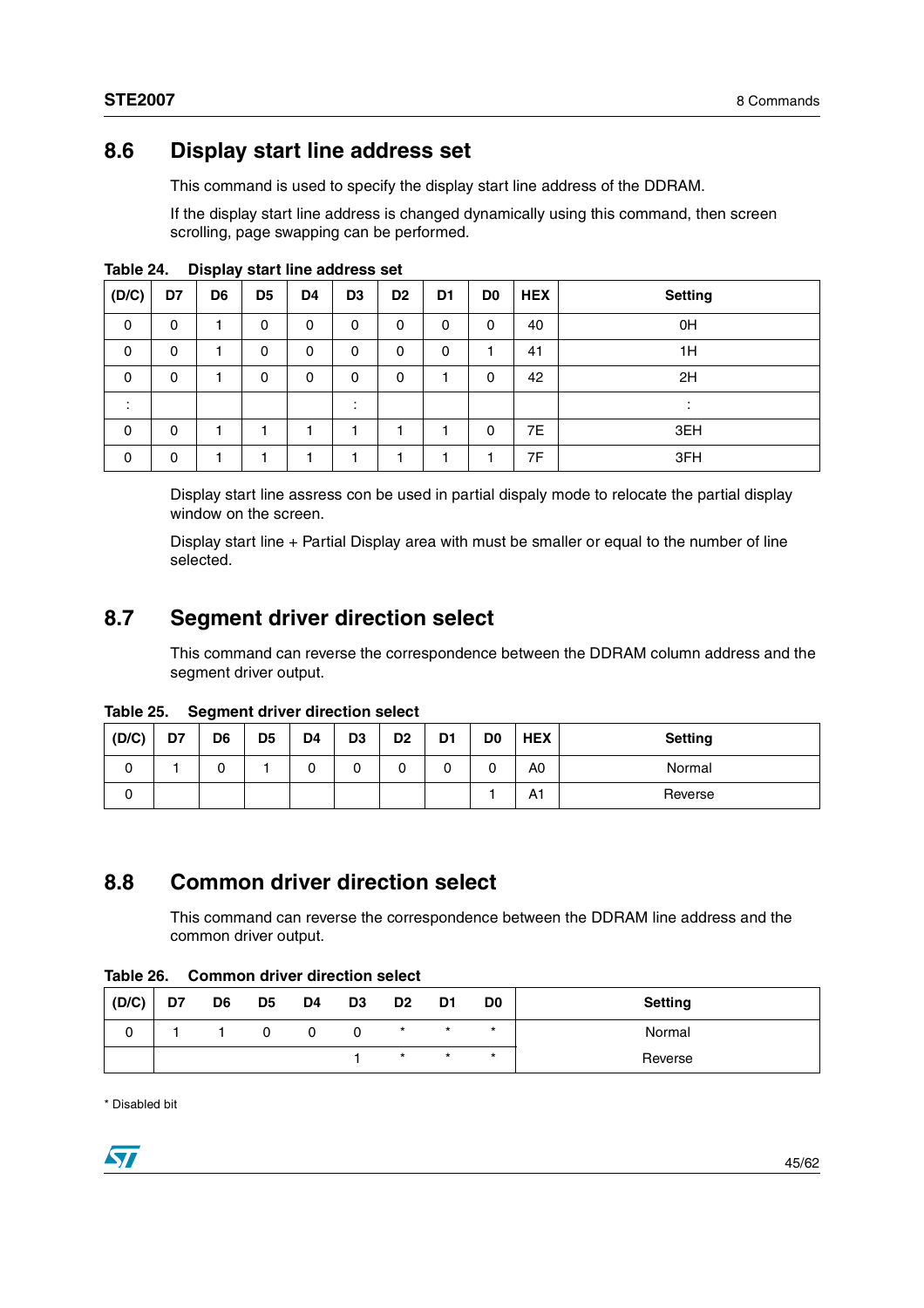## 8.6 Display start line address set

This command is used to specify the display start line address of the DDRAM.

If the display start line address is changed dynamically using this command, then screen scrolling, page swapping can be performed.

**Table 24. Display start line address set**

| (D/C) | D7 | D6 | D5 | D4 | D3 | D2 | D1 | D0 | HEX | Setting |
|---|---|---|---|---|---|---|---|---|---|---|
| 0 | 0 | 1 | 0 | 0 | 0 | 0 | 0 | 0 | 40 | 0H |
| 0 | 0 | 1 | 0 | 0 | 0 | 0 | 0 | 1 | 41 | 1H |
| 0 | 0 | 1 | 0 | 0 | 0 | 0 | 1 | 0 | 42 | 2H |
| : | | | | | : | | | | | : |
| 0 | 0 | 1 | 1 | 1 | 1 | 1 | 1 | 0 | 7E | 3EH |
| 0 | 0 | 1 | 1 | 1 | 1 | 1 | 1 | 1 | 7F | 3FH |

Display start line assress con be used in partial dispaly mode to relocate the partial display window on the screen.

Display start line + Partial Display area with must be smaller or equal to the number of line selected.

## 8.7 Segment driver direction select

This command can reverse the correspondence between the DDRAM column address and the segment driver output.

**Table 25. Segment driver direction select**

| (D/C) | D7 | D6 | D5 | D4 | D3 | D2 | D1 | D0 | HEX | Setting |
|---|---|---|---|---|---|---|---|---|---|---|
| 0 | 1 | 0 | 1 | 0 | 0 | 0 | 0 | 0 | A0 | Normal |
| 0 | | | | | | | | 1 | A1 | Reverse |

## 8.8 Common driver direction select

This command can reverse the correspondence between the DDRAM line address and the common driver output.

**Table 26. Common driver direction select**

| (D/C) | D7 | D6 | D5 | D4 | D3 | D2 | D1 | D0 | Setting |
|---|---|---|---|---|---|---|---|---|---|
| 0 | 1 | 1 | 0 | 0 | 0 | * | * | * | Normal |
| | | | | | 1 | * | * | * | Reverse |

\* Disabled bit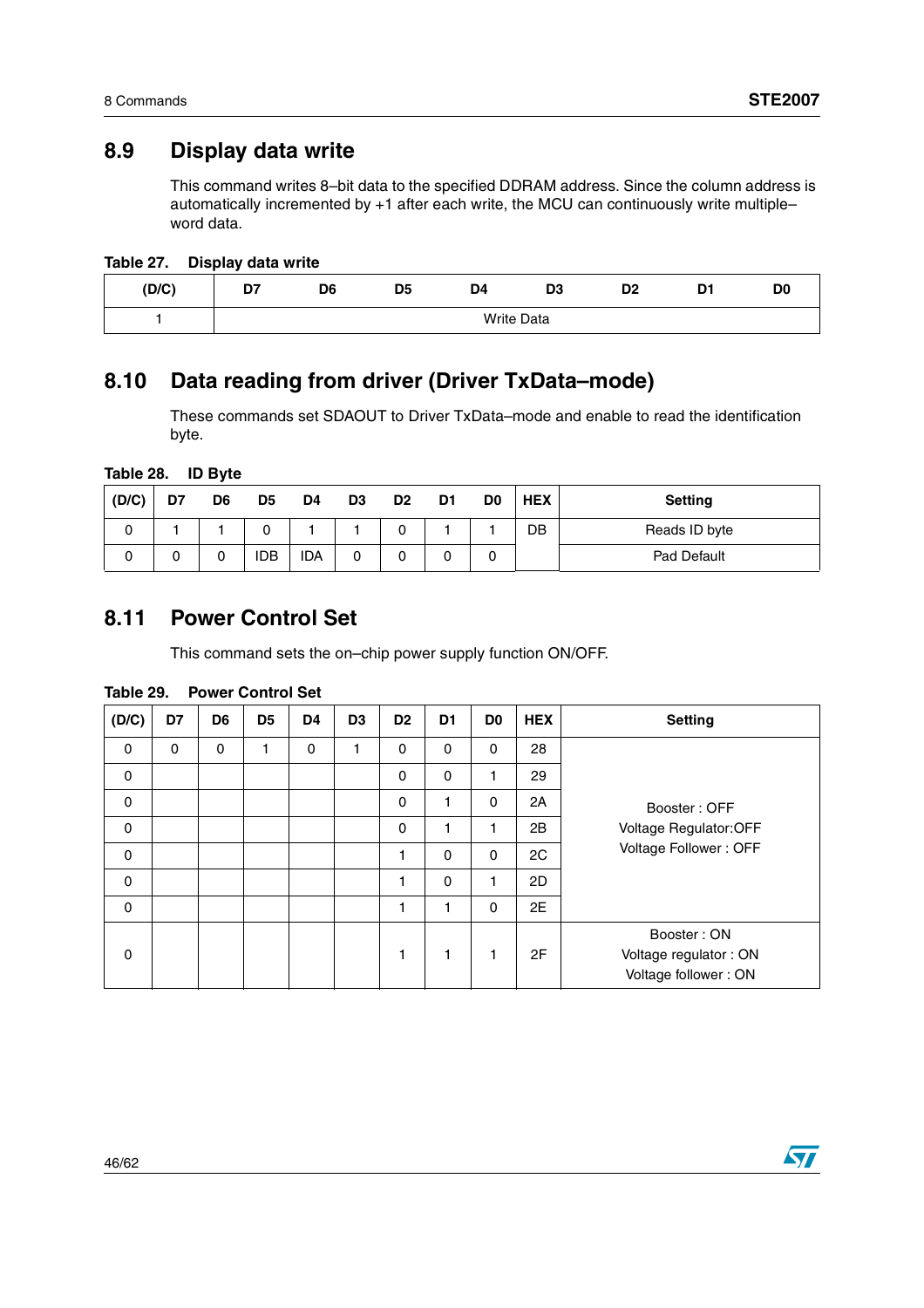## 8.9 Display data write

This command writes 8–bit data to the specified DDRAM address. Since the column address is automatically incremented by +1 after each write, the MCU can continuously write multiple–word data.

**Table 27. Display data write**

| (D/C) | D7 | D6 | D5 | D4 | D3 | D2 | D1 | D0 |
|---|---|---|---|---|---|---|---|---|
| 1 | Write Data | | | | | | | |

## 8.10 Data reading from driver (Driver TxData–mode)

These commands set SDAOUT to Driver TxData–mode and enable to read the identification byte.

**Table 28. ID Byte**

| (D/C) | D7 | D6 | D5 | D4 | D3 | D2 | D1 | D0 | HEX | Setting |
|---|---|---|---|---|---|---|---|---|---|---|
| 0 | 1 | 1 | 0 | 1 | 1 | 0 | 1 | 1 | DB | Reads ID byte |
| 0 | 0 | 0 | IDB | IDA | 0 | 0 | 0 | 0 | | Pad Default |

## 8.11 Power Control Set

This command sets the on–chip power supply function ON/OFF.

**Table 29. Power Control Set**

| (D/C) | D7 | D6 | D5 | D4 | D3 | D2 | D1 | D0 | HEX | Setting |
|---|---|---|---|---|---|---|---|---|---|---|
| 0 | 0 | 0 | 1 | 0 | 1 | 0 | 0 | 0 | 28 | Booster : OFF<br>Voltage Regulator:OFF<br>Voltage Follower : OFF |
| 0 | | | | | | 0 | 0 | 1 | 29 | |
| 0 | | | | | | 0 | 1 | 0 | 2A | |
| 0 | | | | | | 0 | 1 | 1 | 2B | |
| 0 | | | | | | 1 | 0 | 0 | 2C | |
| 0 | | | | | | 1 | 0 | 1 | 2D | |
| 0 | | | | | | 1 | 1 | 0 | 2E | |
| 0 | | | | | | 1 | 1 | 1 | 2F | Booster : ON<br>Voltage regulator : ON<br>Voltage follower : ON |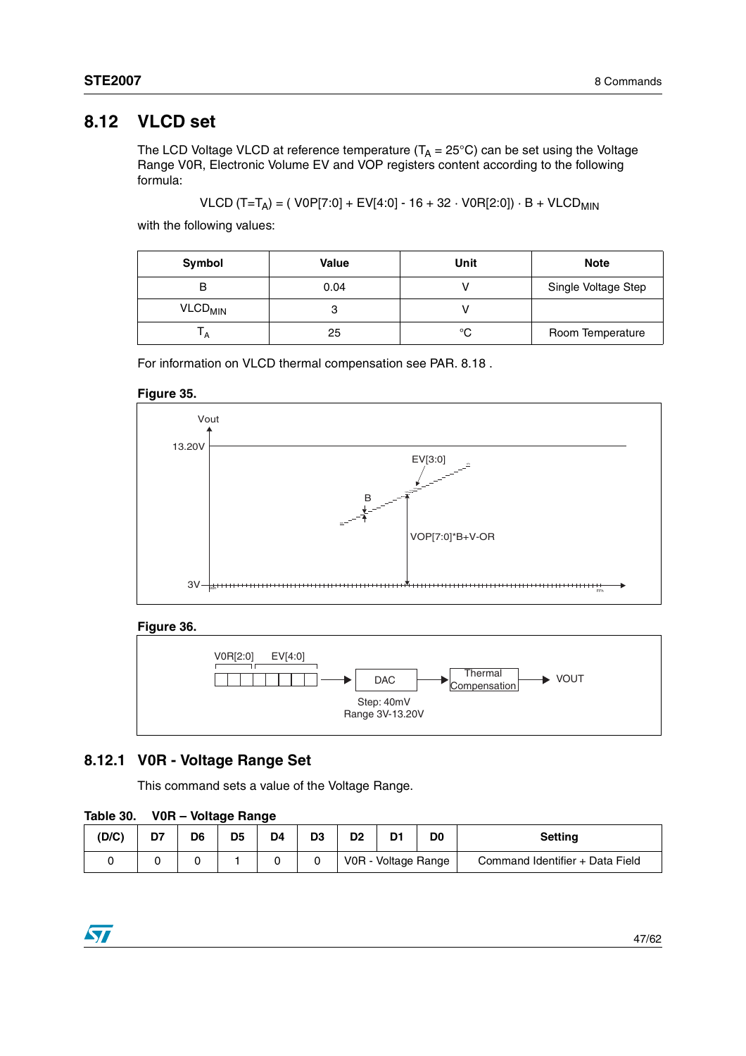## 8.12 VLCD set

The LCD Voltage VLCD at reference temperature ($T_A$ = 25°C) can be set using the Voltage Range V0R, Electronic Volume EV and VOP registers content according to the following formula:

$$VLCD\ (T=T_A) = (\ V0P[7:0] + EV[4:0] - 16 + 32 \cdot V0R[2:0]) \cdot B + VLCD_{MIN}$$

with the following values:

| Symbol | Value | Unit | Note |
|---|---|---|---|
| B | 0.04 | V | Single Voltage Step |
| $VLCD_{MIN}$ | 3 | V | |
| $T_A$ | 25 | °C | Room Temperature |

For information on VLCD thermal compensation see PAR. 8.18 .

**Figure 35.**

**Figure 36.**

### 8.12.1 V0R - Voltage Range Set

This command sets a value of the Voltage Range.

**Table 30. V0R – Voltage Range**

| (D/C) | D7 | D6 | D5 | D4 | D3 | D2 | D1 | D0 | Setting |
|---|---|---|---|---|---|---|---|---|---|
| 0 | 0 | 0 | 1 | 0 | 0 | V0R - Voltage Range | | | Command Identifier + Data Field |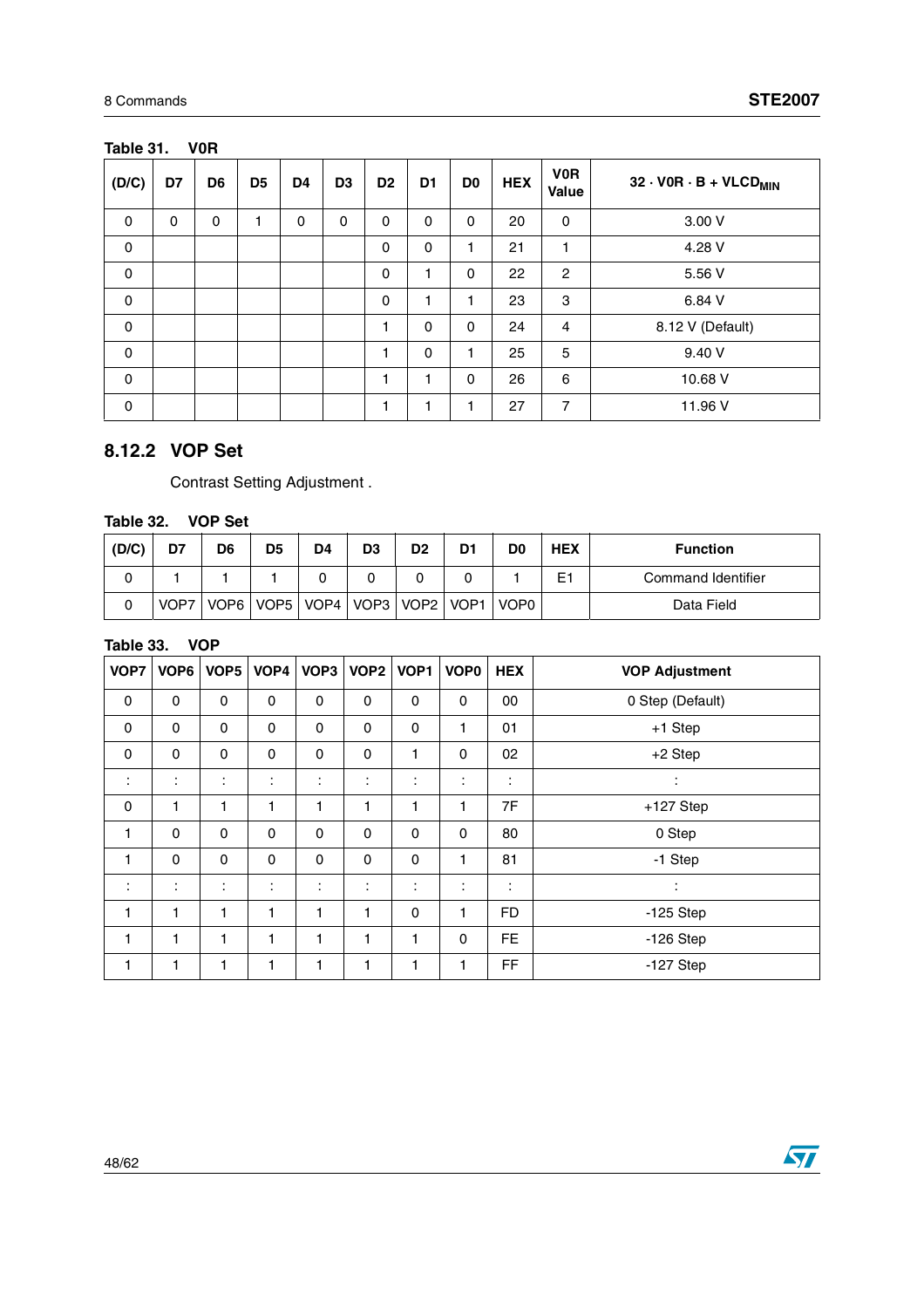Table 31. V0R

| (D/C) | D7 | D6 | D5 | D4 | D3 | D2 | D1 | D0 | HEX | V0R Value | $32 \cdot V0R \cdot B + VLCD_{MIN}$ |
|---|---|---|---|---|---|---|---|---|---|---|---|
| 0 | 0 | 0 | 1 | 0 | 0 | 0 | 0 | 0 | 20 | 0 | 3.00 V |
| 0 | | | | | | 0 | 0 | 1 | 21 | 1 | 4.28 V |
| 0 | | | | | | 0 | 1 | 0 | 22 | 2 | 5.56 V |
| 0 | | | | | | 0 | 1 | 1 | 23 | 3 | 6.84 V |
| 0 | | | | | | 1 | 0 | 0 | 24 | 4 | 8.12 V (Default) |
| 0 | | | | | | 1 | 0 | 1 | 25 | 5 | 9.40 V |
| 0 | | | | | | 1 | 1 | 0 | 26 | 6 | 10.68 V |
| 0 | | | | | | 1 | 1 | 1 | 27 | 7 | 11.96 V |

### 8.12.2 VOP Set

Contrast Setting Adjustment .

Table 32. VOP Set

| (D/C) | D7 | D6 | D5 | D4 | D3 | D2 | D1 | D0 | HEX | Function |
|---|---|---|---|---|---|---|---|---|---|---|
| 0 | 1 | 1 | 1 | 0 | 0 | 0 | 0 | 1 | E1 | Command Identifier |
| 0 | VOP7 | VOP6 | VOP5 | VOP4 | VOP3 | VOP2 | VOP1 | VOP0 | | Data Field |

Table 33. VOP

| VOP7 | VOP6 | VOP5 | VOP4 | VOP3 | VOP2 | VOP1 | VOP0 | HEX | VOP Adjustment |
|---|---|---|---|---|---|---|---|---|---|
| 0 | 0 | 0 | 0 | 0 | 0 | 0 | 0 | 00 | 0 Step (Default) |
| 0 | 0 | 0 | 0 | 0 | 0 | 0 | 1 | 01 | +1 Step |
| 0 | 0 | 0 | 0 | 0 | 0 | 1 | 0 | 02 | +2 Step |
| : | : | : | : | : | : | : | : | : | : |
| 0 | 1 | 1 | 1 | 1 | 1 | 1 | 1 | 7F | +127 Step |
| 1 | 0 | 0 | 0 | 0 | 0 | 0 | 0 | 80 | 0 Step |
| 1 | 0 | 0 | 0 | 0 | 0 | 0 | 1 | 81 | -1 Step |
| : | : | : | : | : | : | : | : | : | : |
| 1 | 1 | 1 | 1 | 1 | 1 | 0 | 1 | FD | -125 Step |
| 1 | 1 | 1 | 1 | 1 | 1 | 1 | 0 | FE | -126 Step |
| 1 | 1 | 1 | 1 | 1 | 1 | 1 | 1 | FF | -127 Step |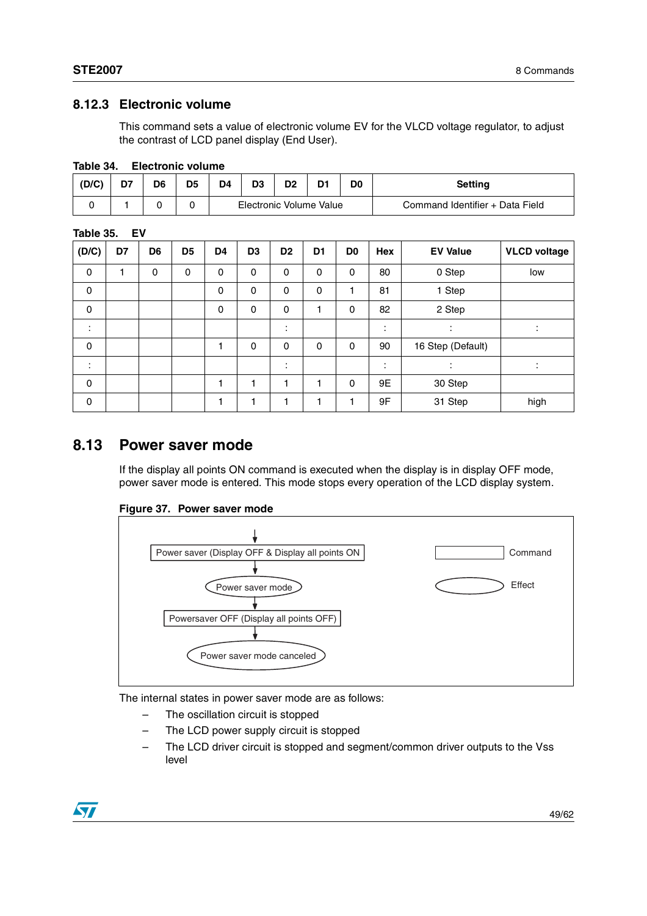## 8.12.3 Electronic volume

This command sets a value of electronic volume EV for the VLCD voltage regulator, to adjust the contrast of LCD panel display (End User).

**Table 34. Electronic volume**

| (D/C) | D7 | D6 | D5 | D4 | D3 | D2 | D1 | D0 | Setting |
|---|---|---|---|---|---|---|---|---|---|
| 0 | 1 | 0 | 0 | Electronic Volume Value | | | | | Command Identifier + Data Field |

**Table 35. EV**

| (D/C) | D7 | D6 | D5 | D4 | D3 | D2 | D1 | D0 | Hex | EV Value | VLCD voltage |
|---|---|---|---|---|---|---|---|---|---|---|---|
| 0 | 1 | 0 | 0 | 0 | 0 | 0 | 0 | 0 | 80 | 0 Step | low |
| 0 | | | | 0 | 0 | 0 | 0 | 1 | 81 | 1 Step | |
| 0 | | | | 0 | 0 | 0 | 1 | 0 | 82 | 2 Step | |
| : | | | | | | : | | | : | : | : |
| 0 | | | | 1 | 0 | 0 | 0 | 0 | 90 | 16 Step (Default) | |
| : | | | | | | : | | | : | : | : |
| 0 | | | | 1 | 1 | 1 | 1 | 0 | 9E | 30 Step | |
| 0 | | | | 1 | 1 | 1 | 1 | 1 | 9F | 31 Step | high |

## 8.13 Power saver mode

If the display all points ON command is executed when the display is in display OFF mode, power saver mode is entered. This mode stops every operation of the LCD display system.

**Figure 37. Power saver mode**

Power saver (Display OFF & Display all points ON → Power saver mode → Powersaver OFF (Display all points OFF) → Power saver mode canceled

(Rectangle: Command; Ellipse: Effect)

The internal states in power saver mode are as follows:

- The oscillation circuit is stopped
- The LCD power supply circuit is stopped
- The LCD driver circuit is stopped and segment/common driver outputs to the Vss level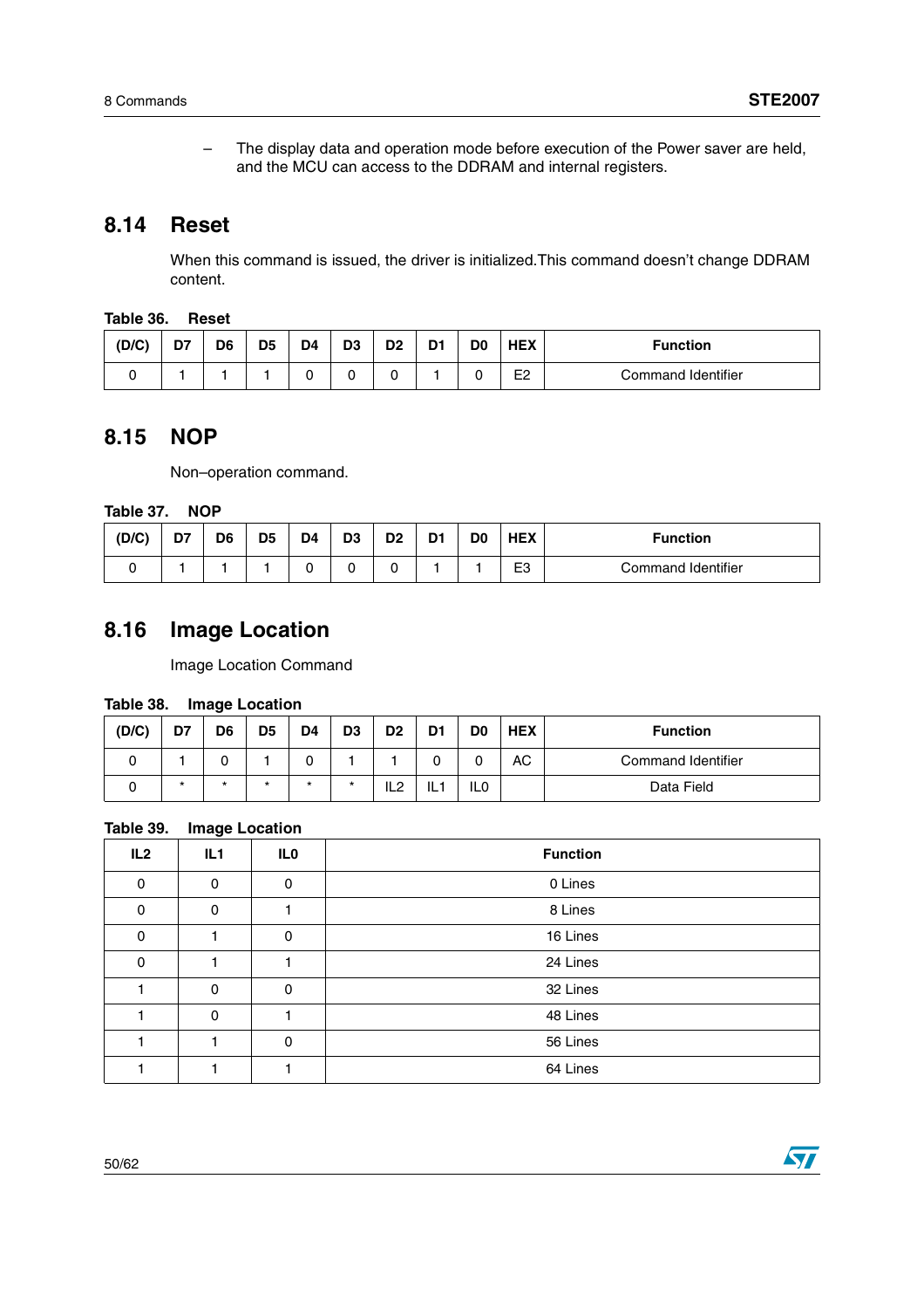– The display data and operation mode before execution of the Power saver are held, and the MCU can access to the DDRAM and internal registers.

## 8.14 Reset

When this command is issued, the driver is initialized.This command doesn't change DDRAM content.

**Table 36. Reset**

| (D/C) | D7 | D6 | D5 | D4 | D3 | D2 | D1 | D0 | HEX | Function |
|---|---|---|---|---|---|---|---|---|---|---|
| 0 | 1 | 1 | 1 | 0 | 0 | 0 | 1 | 0 | E2 | Command Identifier |

## 8.15 NOP

Non–operation command.

**Table 37. NOP**

| (D/C) | D7 | D6 | D5 | D4 | D3 | D2 | D1 | D0 | HEX | Function |
|---|---|---|---|---|---|---|---|---|---|---|
| 0 | 1 | 1 | 1 | 0 | 0 | 0 | 1 | 1 | E3 | Command Identifier |

## 8.16 Image Location

Image Location Command

**Table 38. Image Location**

| (D/C) | D7 | D6 | D5 | D4 | D3 | D2 | D1 | D0 | HEX | Function |
|---|---|---|---|---|---|---|---|---|---|---|
| 0 | 1 | 0 | 1 | 0 | 1 | 1 | 0 | 0 | AC | Command Identifier |
| 0 | * | * | * | * | * | IL2 | IL1 | IL0 | | Data Field |

**Table 39. Image Location**

| IL2 | IL1 | IL0 | Function |
|---|---|---|---|
| 0 | 0 | 0 | 0 Lines |
| 0 | 0 | 1 | 8 Lines |
| 0 | 1 | 0 | 16 Lines |
| 0 | 1 | 1 | 24 Lines |
| 1 | 0 | 0 | 32 Lines |
| 1 | 0 | 1 | 48 Lines |
| 1 | 1 | 0 | 56 Lines |
| 1 | 1 | 1 | 64 Lines |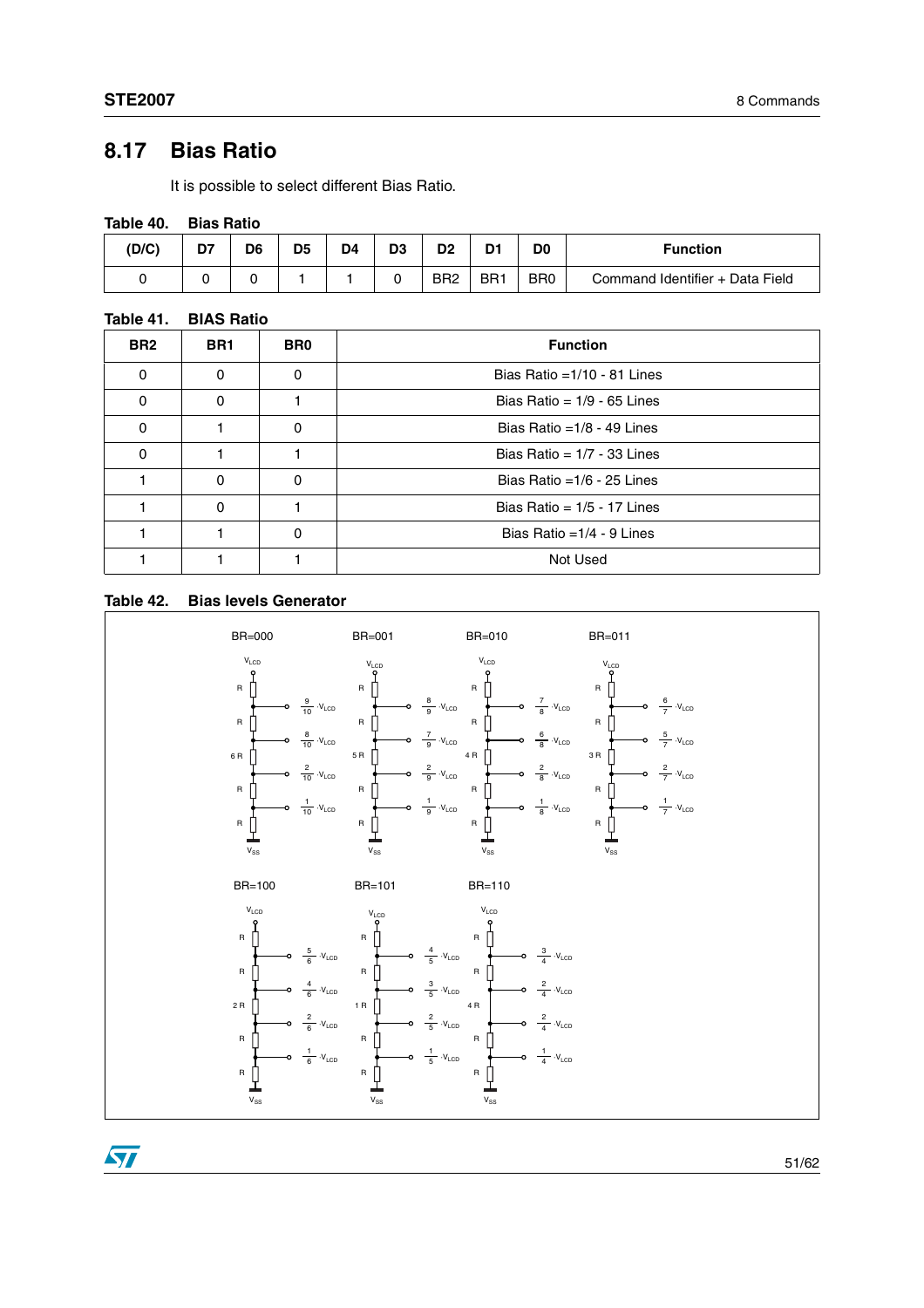## 8.17 Bias Ratio

It is possible to select different Bias Ratio.

**Table 40. Bias Ratio**

| (D/C) | D7 | D6 | D5 | D4 | D3 | D2 | D1 | D0 | Function |
|---|---|---|---|---|---|---|---|---|---|
| 0 | 0 | 0 | 1 | 1 | 0 | BR2 | BR1 | BR0 | Command Identifier + Data Field |

**Table 41. BIAS Ratio**

| BR2 | BR1 | BR0 | Function |
|---|---|---|---|
| 0 | 0 | 0 | Bias Ratio =1/10 - 81 Lines |
| 0 | 0 | 1 | Bias Ratio = 1/9 - 65 Lines |
| 0 | 1 | 0 | Bias Ratio =1/8 - 49 Lines |
| 0 | 1 | 1 | Bias Ratio = 1/7 - 33 Lines |
| 1 | 0 | 0 | Bias Ratio =1/6 - 25 Lines |
| 1 | 0 | 1 | Bias Ratio = 1/5 - 17 Lines |
| 1 | 1 | 0 | Bias Ratio =1/4 - 9 Lines |
| 1 | 1 | 1 | Not Used |

**Table 42. Bias levels Generator**

BR=000: $V_{LCD}$ – R – $\frac{9}{10}\cdot V_{LCD}$ – R – $\frac{8}{10}\cdot V_{LCD}$ – 6 R – $\frac{2}{10}\cdot V_{LCD}$ – R – $\frac{1}{10}\cdot V_{LCD}$ – R – $V_{SS}$

BR=001: $V_{LCD}$ – R – $\frac{8}{9}\cdot V_{LCD}$ – R – $\frac{7}{9}\cdot V_{LCD}$ – 5 R – $\frac{2}{9}\cdot V_{LCD}$ – R – $\frac{1}{9}\cdot V_{LCD}$ – R – $V_{SS}$

BR=010: $V_{LCD}$ – R – $\frac{7}{8}\cdot V_{LCD}$ – R – $\frac{6}{8}\cdot V_{LCD}$ – 4 R – $\frac{2}{8}\cdot V_{LCD}$ – R – $\frac{1}{8}\cdot V_{LCD}$ – R – $V_{SS}$

BR=011: $V_{LCD}$ – R – $\frac{6}{7}\cdot V_{LCD}$ – R – $\frac{5}{7}\cdot V_{LCD}$ – 3 R – $\frac{2}{7}\cdot V_{LCD}$ – R – $\frac{1}{7}\cdot V_{LCD}$ – R – $V_{SS}$

BR=100: $V_{LCD}$ – R – $\frac{5}{6}\cdot V_{LCD}$ – R – $\frac{4}{6}\cdot V_{LCD}$ – 2 R – $\frac{2}{6}\cdot V_{LCD}$ – R – $\frac{1}{6}\cdot V_{LCD}$ – R – $V_{SS}$

BR=101: $V_{LCD}$ – R – $\frac{4}{5}\cdot V_{LCD}$ – R – $\frac{3}{5}\cdot V_{LCD}$ – 1 R – $\frac{2}{5}\cdot V_{LCD}$ – R – $\frac{1}{5}\cdot V_{LCD}$ – R – $V_{SS}$

BR=110: $V_{LCD}$ – R – $\frac{3}{4}\cdot V_{LCD}$ – R – $\frac{2}{4}\cdot V_{LCD}$ – 4 R – $\frac{2}{4}\cdot V_{LCD}$ – R – $\frac{1}{4}\cdot V_{LCD}$ – R – $V_{SS}$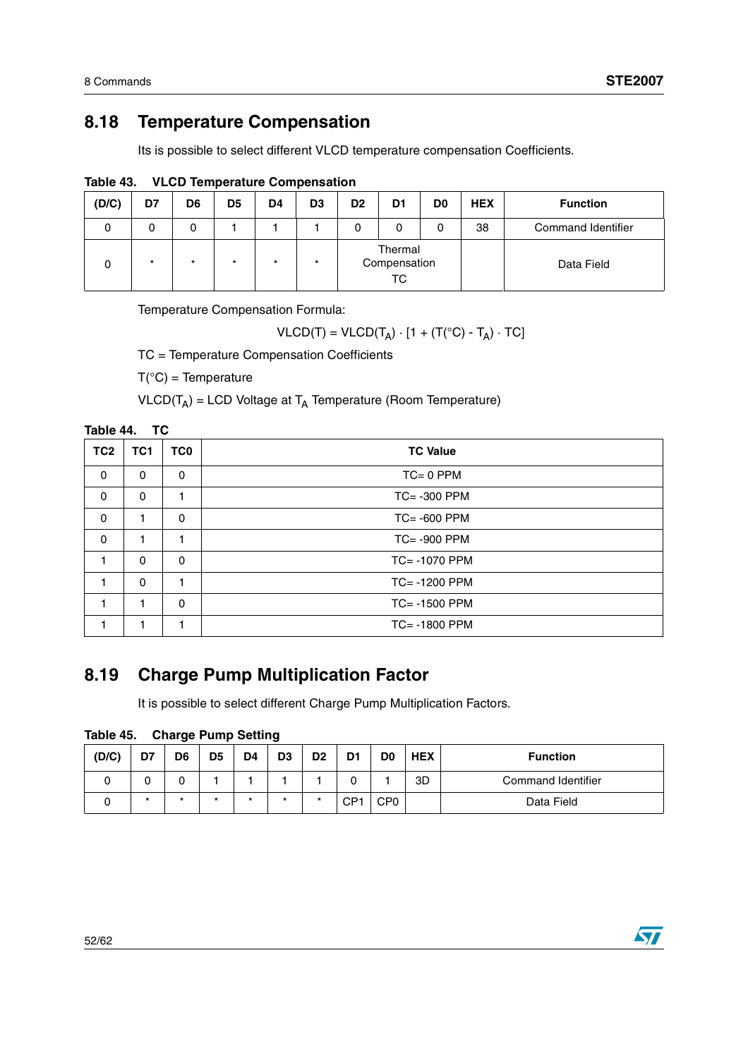## 8.18 Temperature Compensation

Its is possible to select different VLCD temperature compensation Coefficients.

**Table 43. VLCD Temperature Compensation**

| (D/C) | D7 | D6 | D5 | D4 | D3 | D2 | D1 | D0 | HEX | Function |
|---|---|---|---|---|---|---|---|---|---|---|
| 0 | 0 | 0 | 1 | 1 | 1 | 0 | 0 | 0 | 38 | Command Identifier |
| 0 | * | * | * | * | * | Thermal Compensation TC | | | | Data Field |

Temperature Compensation Formula:

$$VLCD(T) = VLCD(T_A) \cdot [1 + (T(°C) - T_A) \cdot TC]$$

TC = Temperature Compensation Coefficients

T(°C) = Temperature

$VLCD(T_A)$ = LCD Voltage at $T_A$ Temperature (Room Temperature)

**Table 44. TC**

| TC2 | TC1 | TC0 | TC Value |
|---|---|---|---|
| 0 | 0 | 0 | TC= 0 PPM |
| 0 | 0 | 1 | TC= -300 PPM |
| 0 | 1 | 0 | TC= -600 PPM |
| 0 | 1 | 1 | TC= -900 PPM |
| 1 | 0 | 0 | TC= -1070 PPM |
| 1 | 0 | 1 | TC= -1200 PPM |
| 1 | 1 | 0 | TC= -1500 PPM |
| 1 | 1 | 1 | TC= -1800 PPM |

## 8.19 Charge Pump Multiplication Factor

It is possible to select different Charge Pump Multiplication Factors.

**Table 45. Charge Pump Setting**

| (D/C) | D7 | D6 | D5 | D4 | D3 | D2 | D1 | D0 | HEX | Function |
|---|---|---|---|---|---|---|---|---|---|---|
| 0 | 0 | 0 | 1 | 1 | 1 | 1 | 0 | 1 | 3D | Command Identifier |
| 0 | * | * | * | * | * | * | CP1 | CP0 | | Data Field |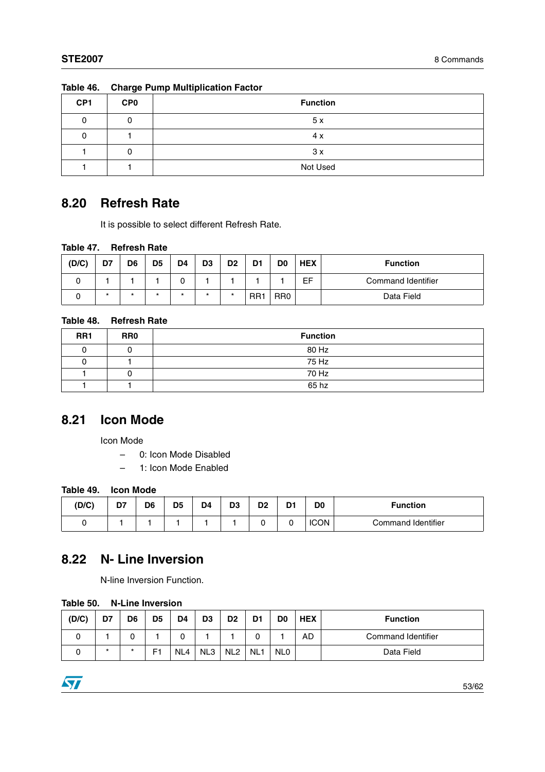Table 46. **Charge Pump Multiplication Factor**

| CP1 | CP0 | Function |
|---|---|---|
| 0 | 0 | 5 x |
| 0 | 1 | 4 x |
| 1 | 0 | 3 x |
| 1 | 1 | Not Used |

## 8.20 Refresh Rate

It is possible to select different Refresh Rate.

Table 47. **Refresh Rate**

| (D/C) | D7 | D6 | D5 | D4 | D3 | D2 | D1 | D0 | HEX | Function |
|---|---|---|---|---|---|---|---|---|---|---|
| 0 | 1 | 1 | 1 | 0 | 1 | 1 | 1 | 1 | EF | Command Identifier |
| 0 | * | * | * | * | * | * | RR1 | RR0 | | Data Field |

Table 48. **Refresh Rate**

| RR1 | RR0 | Function |
|---|---|---|
| 0 | 0 | 80 Hz |
| 0 | 1 | 75 Hz |
| 1 | 0 | 70 Hz |
| 1 | 1 | 65 hz |

## 8.21 Icon Mode

Icon Mode

- 0: Icon Mode Disabled
- 1: Icon Mode Enabled

Table 49. **Icon Mode**

| (D/C) | D7 | D6 | D5 | D4 | D3 | D2 | D1 | D0 | Function |
|---|---|---|---|---|---|---|---|---|---|
| 0 | 1 | 1 | 1 | 1 | 1 | 0 | 0 | ICON | Command Identifier |

## 8.22 N- Line Inversion

N-line Inversion Function.

Table 50. **N-Line Inversion**

| (D/C) | D7 | D6 | D5 | D4 | D3 | D2 | D1 | D0 | HEX | Function |
|---|---|---|---|---|---|---|---|---|---|---|
| 0 | 1 | 0 | 1 | 0 | 1 | 1 | 0 | 1 | AD | Command Identifier |
| 0 | * | * | F1 | NL4 | NL3 | NL2 | NL1 | NL0 | | Data Field |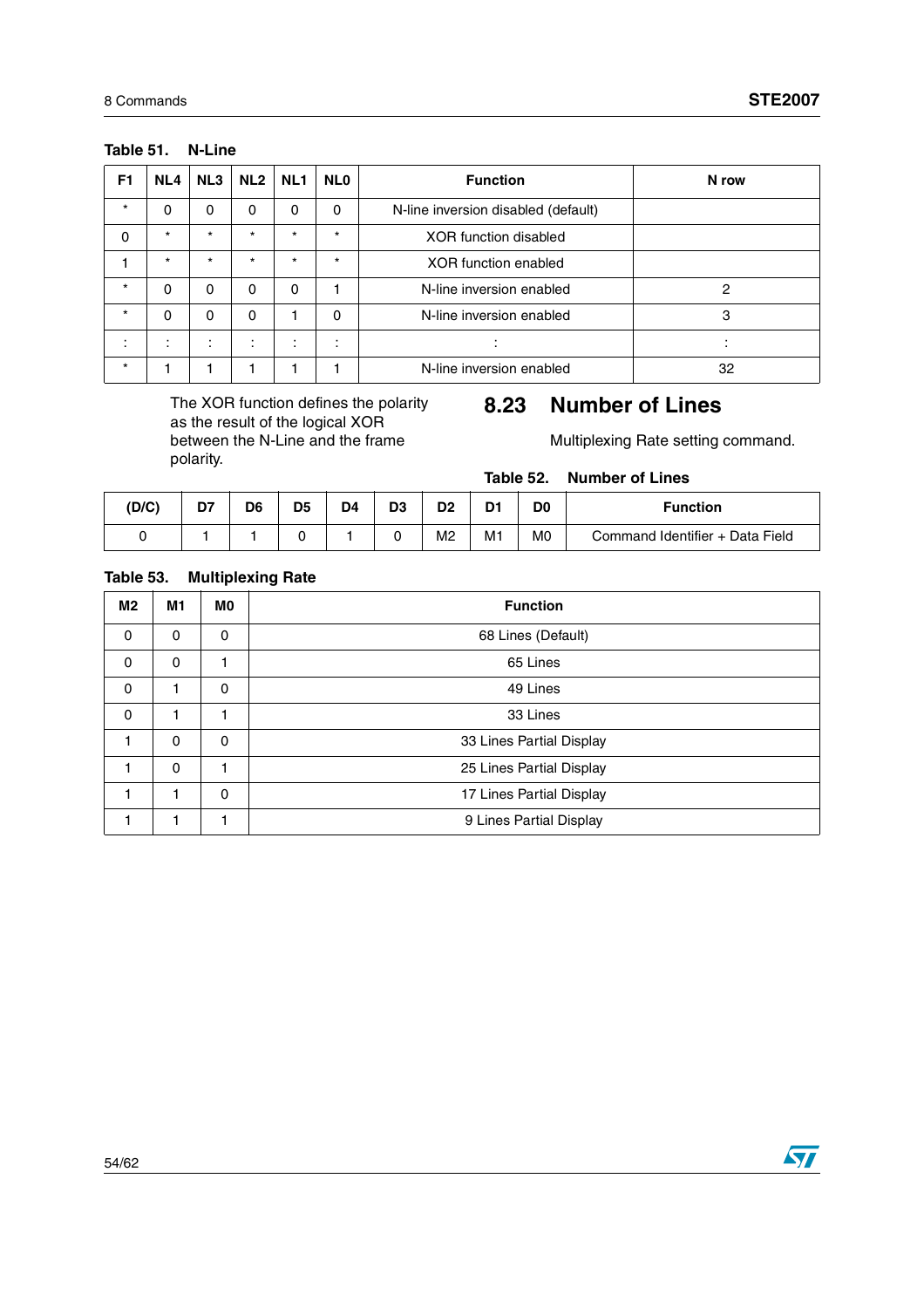**Table 51. N-Line**

| F1 | NL4 | NL3 | NL2 | NL1 | NL0 | Function | N row |
|---|---|---|---|---|---|---|---|
| * | 0 | 0 | 0 | 0 | 0 | N-line inversion disabled (default) | |
| 0 | * | * | * | * | * | XOR function disabled | |
| 1 | * | * | * | * | * | XOR function enabled | |
| * | 0 | 0 | 0 | 0 | 1 | N-line inversion enabled | 2 |
| * | 0 | 0 | 0 | 1 | 0 | N-line inversion enabled | 3 |
| : | : | : | : | : | : | : | : |
| * | 1 | 1 | 1 | 1 | 1 | N-line inversion enabled | 32 |

The XOR function defines the polarity as the result of the logical XOR between the N-Line and the frame polarity.

## 8.23 Number of Lines

Multiplexing Rate setting command.

**Table 52. Number of Lines**

| (D/C) | D7 | D6 | D5 | D4 | D3 | D2 | D1 | D0 | Function |
|---|---|---|---|---|---|---|---|---|---|
| 0 | 1 | 1 | 0 | 1 | 0 | M2 | M1 | M0 | Command Identifier + Data Field |

**Table 53. Multiplexing Rate**

| M2 | M1 | M0 | Function |
|---|---|---|---|
| 0 | 0 | 0 | 68 Lines (Default) |
| 0 | 0 | 1 | 65 Lines |
| 0 | 1 | 0 | 49 Lines |
| 0 | 1 | 1 | 33 Lines |
| 1 | 0 | 0 | 33 Lines Partial Display |
| 1 | 0 | 1 | 25 Lines Partial Display |
| 1 | 1 | 0 | 17 Lines Partial Display |
| 1 | 1 | 1 | 9 Lines Partial Display |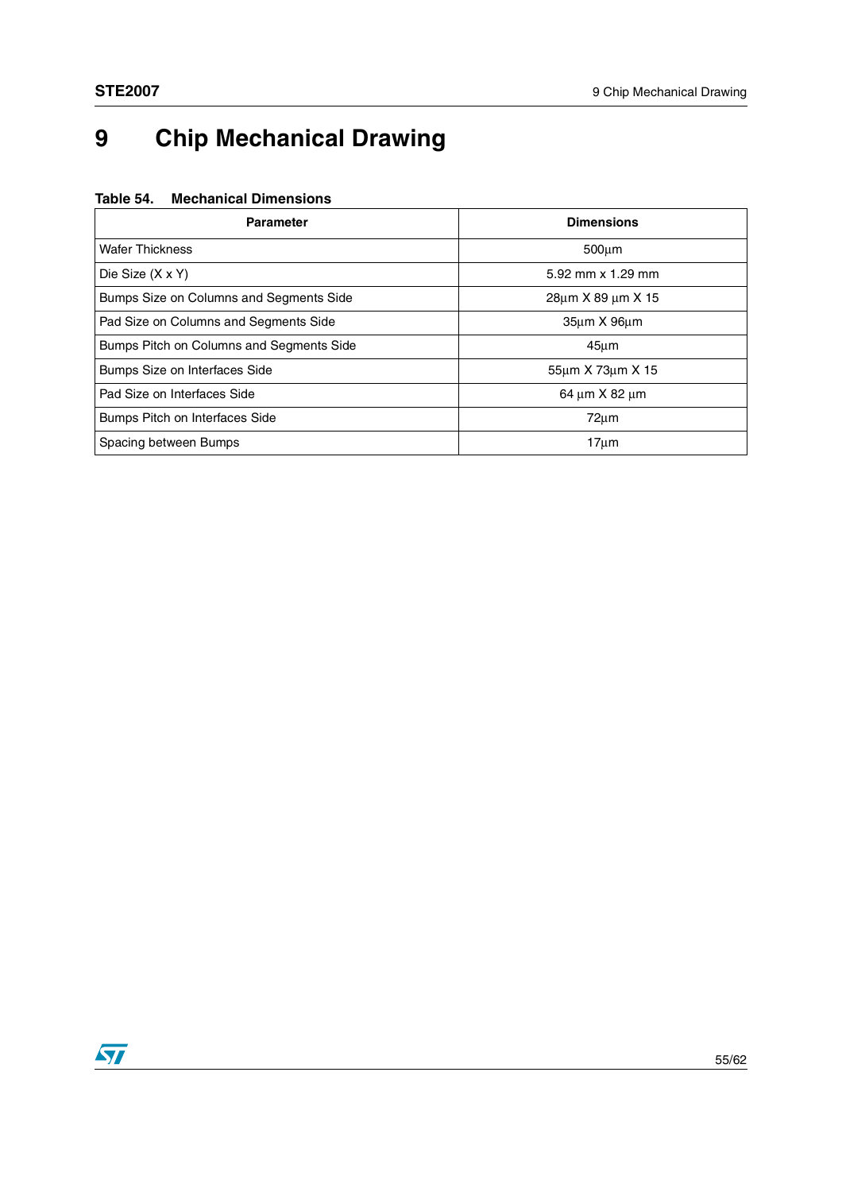# 9 Chip Mechanical Drawing

**Table 54. Mechanical Dimensions**

| Parameter | Dimensions |
|---|---|
| Wafer Thickness | 500µm |
| Die Size (X x Y) | 5.92 mm x 1.29 mm |
| Bumps Size on Columns and Segments Side | 28µm X 89 µm X 15 |
| Pad Size on Columns and Segments Side | 35µm X 96µm |
| Bumps Pitch on Columns and Segments Side | 45µm |
| Bumps Size on Interfaces Side | 55µm X 73µm X 15 |
| Pad Size on Interfaces Side | 64 µm X 82 µm |
| Bumps Pitch on Interfaces Side | 72µm |
| Spacing between Bumps | 17µm |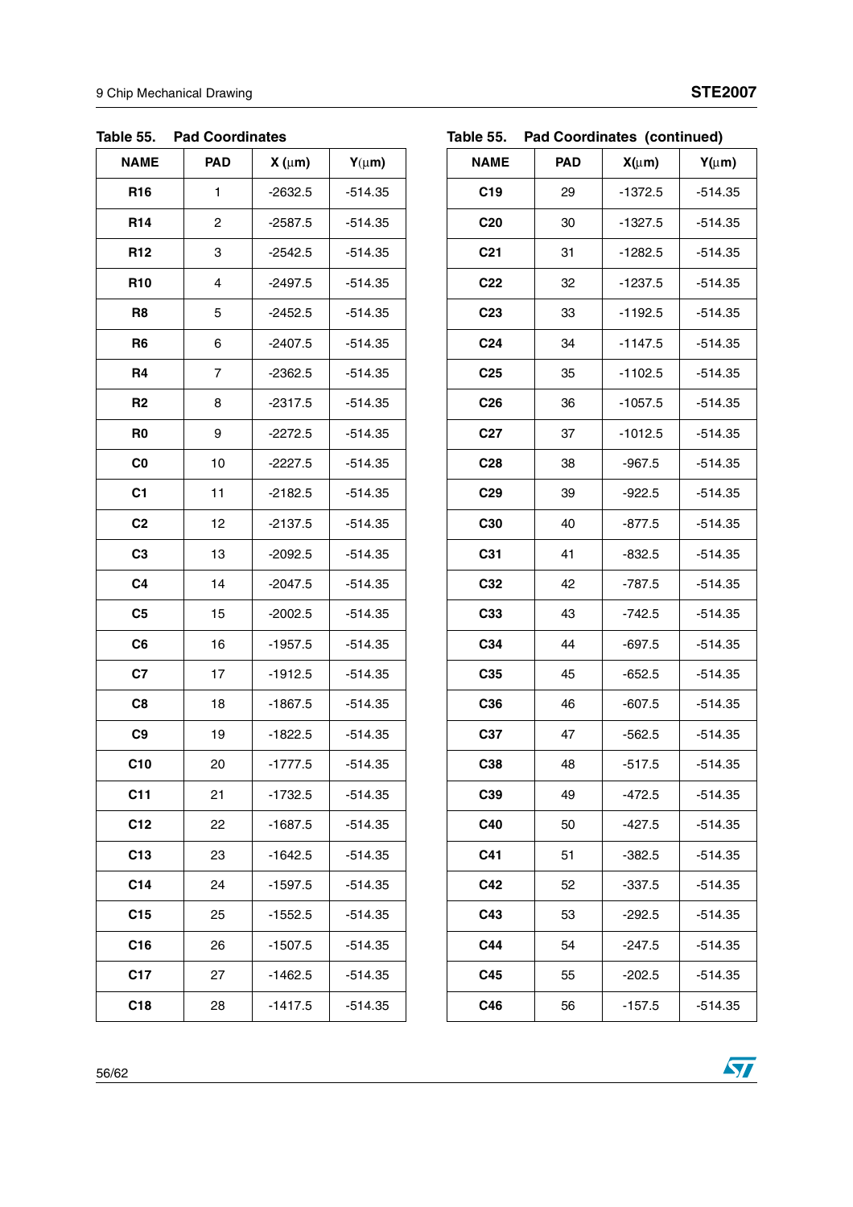**Table 55. Pad Coordinates**

| NAME | PAD | X (µm) | Y(µm) |
|---|---|---|---|
| R16 | 1 | -2632.5 | -514.35 |
| R14 | 2 | -2587.5 | -514.35 |
| R12 | 3 | -2542.5 | -514.35 |
| R10 | 4 | -2497.5 | -514.35 |
| R8 | 5 | -2452.5 | -514.35 |
| R6 | 6 | -2407.5 | -514.35 |
| R4 | 7 | -2362.5 | -514.35 |
| R2 | 8 | -2317.5 | -514.35 |
| R0 | 9 | -2272.5 | -514.35 |
| C0 | 10 | -2227.5 | -514.35 |
| C1 | 11 | -2182.5 | -514.35 |
| C2 | 12 | -2137.5 | -514.35 |
| C3 | 13 | -2092.5 | -514.35 |
| C4 | 14 | -2047.5 | -514.35 |
| C5 | 15 | -2002.5 | -514.35 |
| C6 | 16 | -1957.5 | -514.35 |
| C7 | 17 | -1912.5 | -514.35 |
| C8 | 18 | -1867.5 | -514.35 |
| C9 | 19 | -1822.5 | -514.35 |
| C10 | 20 | -1777.5 | -514.35 |
| C11 | 21 | -1732.5 | -514.35 |
| C12 | 22 | -1687.5 | -514.35 |
| C13 | 23 | -1642.5 | -514.35 |
| C14 | 24 | -1597.5 | -514.35 |
| C15 | 25 | -1552.5 | -514.35 |
| C16 | 26 | -1507.5 | -514.35 |
| C17 | 27 | -1462.5 | -514.35 |
| C18 | 28 | -1417.5 | -514.35 |

**Table 55. Pad Coordinates (continued)**

| NAME | PAD | X(µm) | Y(µm) |
|---|---|---|---|
| C19 | 29 | -1372.5 | -514.35 |
| C20 | 30 | -1327.5 | -514.35 |
| C21 | 31 | -1282.5 | -514.35 |
| C22 | 32 | -1237.5 | -514.35 |
| C23 | 33 | -1192.5 | -514.35 |
| C24 | 34 | -1147.5 | -514.35 |
| C25 | 35 | -1102.5 | -514.35 |
| C26 | 36 | -1057.5 | -514.35 |
| C27 | 37 | -1012.5 | -514.35 |
| C28 | 38 | -967.5 | -514.35 |
| C29 | 39 | -922.5 | -514.35 |
| C30 | 40 | -877.5 | -514.35 |
| C31 | 41 | -832.5 | -514.35 |
| C32 | 42 | -787.5 | -514.35 |
| C33 | 43 | -742.5 | -514.35 |
| C34 | 44 | -697.5 | -514.35 |
| C35 | 45 | -652.5 | -514.35 |
| C36 | 46 | -607.5 | -514.35 |
| C37 | 47 | -562.5 | -514.35 |
| C38 | 48 | -517.5 | -514.35 |
| C39 | 49 | -472.5 | -514.35 |
| C40 | 50 | -427.5 | -514.35 |
| C41 | 51 | -382.5 | -514.35 |
| C42 | 52 | -337.5 | -514.35 |
| C43 | 53 | -292.5 | -514.35 |
| C44 | 54 | -247.5 | -514.35 |
| C45 | 55 | -202.5 | -514.35 |
| C46 | 56 | -157.5 | -514.35 |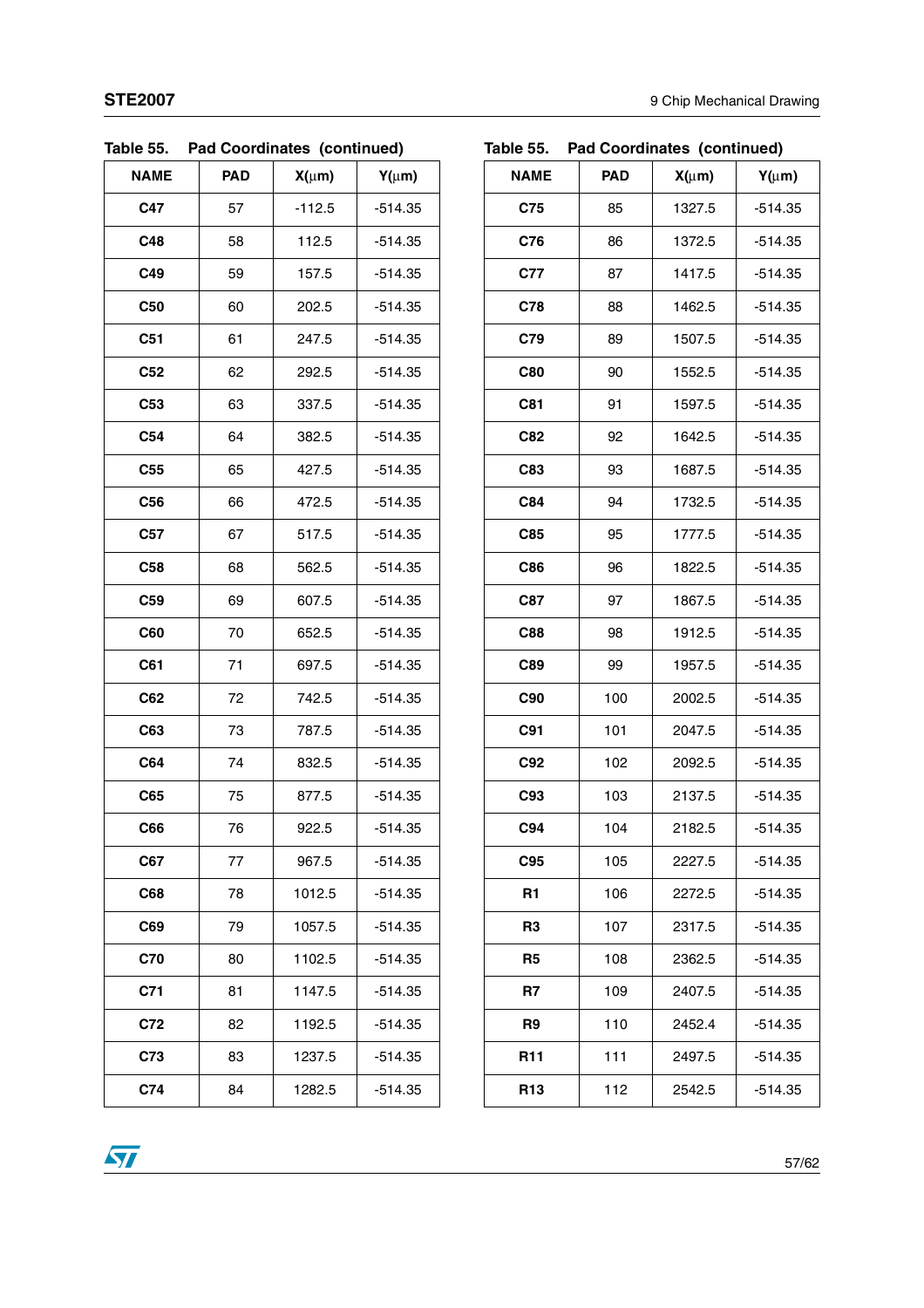Table 55. Pad Coordinates (continued)

| NAME | PAD | X(µm) | Y(µm) |
|---|---|---|---|
| **C47** | 57 | -112.5 | -514.35 |
| **C48** | 58 | 112.5 | -514.35 |
| **C49** | 59 | 157.5 | -514.35 |
| **C50** | 60 | 202.5 | -514.35 |
| **C51** | 61 | 247.5 | -514.35 |
| **C52** | 62 | 292.5 | -514.35 |
| **C53** | 63 | 337.5 | -514.35 |
| **C54** | 64 | 382.5 | -514.35 |
| **C55** | 65 | 427.5 | -514.35 |
| **C56** | 66 | 472.5 | -514.35 |
| **C57** | 67 | 517.5 | -514.35 |
| **C58** | 68 | 562.5 | -514.35 |
| **C59** | 69 | 607.5 | -514.35 |
| **C60** | 70 | 652.5 | -514.35 |
| **C61** | 71 | 697.5 | -514.35 |
| **C62** | 72 | 742.5 | -514.35 |
| **C63** | 73 | 787.5 | -514.35 |
| **C64** | 74 | 832.5 | -514.35 |
| **C65** | 75 | 877.5 | -514.35 |
| **C66** | 76 | 922.5 | -514.35 |
| **C67** | 77 | 967.5 | -514.35 |
| **C68** | 78 | 1012.5 | -514.35 |
| **C69** | 79 | 1057.5 | -514.35 |
| **C70** | 80 | 1102.5 | -514.35 |
| **C71** | 81 | 1147.5 | -514.35 |
| **C72** | 82 | 1192.5 | -514.35 |
| **C73** | 83 | 1237.5 | -514.35 |
| **C74** | 84 | 1282.5 | -514.35 |

Table 55. Pad Coordinates (continued)

| NAME | PAD | X(µm) | Y(µm) |
|---|---|---|---|
| **C75** | 85 | 1327.5 | -514.35 |
| **C76** | 86 | 1372.5 | -514.35 |
| **C77** | 87 | 1417.5 | -514.35 |
| **C78** | 88 | 1462.5 | -514.35 |
| **C79** | 89 | 1507.5 | -514.35 |
| **C80** | 90 | 1552.5 | -514.35 |
| **C81** | 91 | 1597.5 | -514.35 |
| **C82** | 92 | 1642.5 | -514.35 |
| **C83** | 93 | 1687.5 | -514.35 |
| **C84** | 94 | 1732.5 | -514.35 |
| **C85** | 95 | 1777.5 | -514.35 |
| **C86** | 96 | 1822.5 | -514.35 |
| **C87** | 97 | 1867.5 | -514.35 |
| **C88** | 98 | 1912.5 | -514.35 |
| **C89** | 99 | 1957.5 | -514.35 |
| **C90** | 100 | 2002.5 | -514.35 |
| **C91** | 101 | 2047.5 | -514.35 |
| **C92** | 102 | 2092.5 | -514.35 |
| **C93** | 103 | 2137.5 | -514.35 |
| **C94** | 104 | 2182.5 | -514.35 |
| **C95** | 105 | 2227.5 | -514.35 |
| **R1** | 106 | 2272.5 | -514.35 |
| **R3** | 107 | 2317.5 | -514.35 |
| **R5** | 108 | 2362.5 | -514.35 |
| **R7** | 109 | 2407.5 | -514.35 |
| **R9** | 110 | 2452.4 | -514.35 |
| **R11** | 111 | 2497.5 | -514.35 |
| **R13** | 112 | 2542.5 | -514.35 |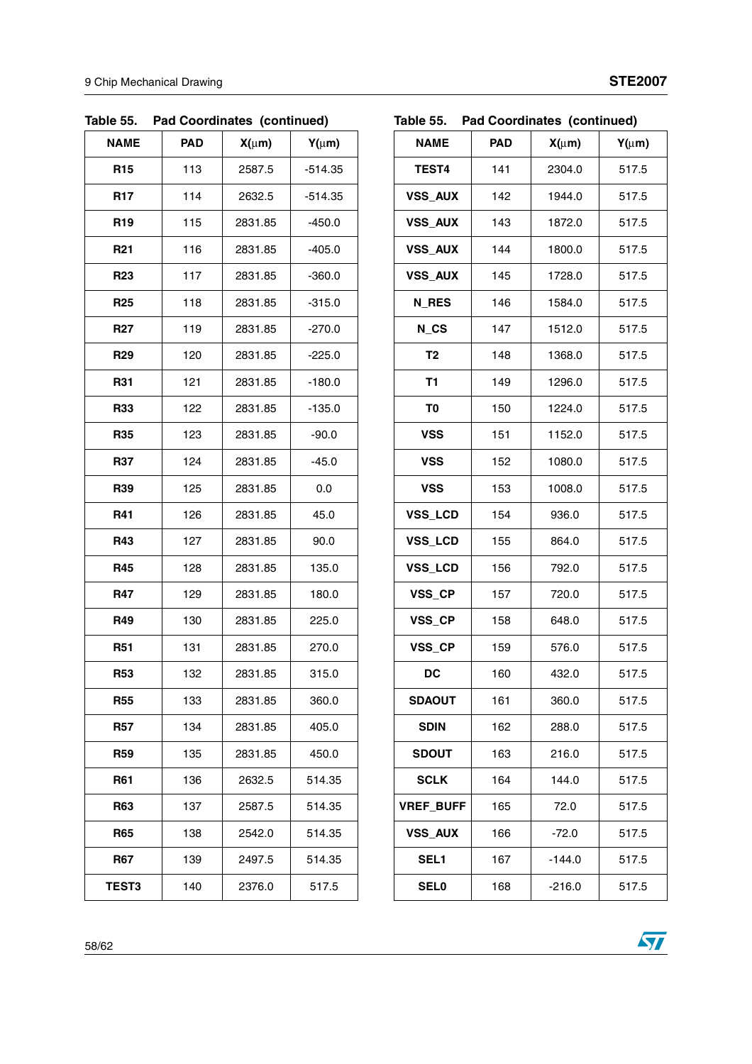**Table 55. Pad Coordinates (continued)**

| NAME | PAD | X(μm) | Y(μm) |
|---|---|---|---|
| R15 | 113 | 2587.5 | -514.35 |
| R17 | 114 | 2632.5 | -514.35 |
| R19 | 115 | 2831.85 | -450.0 |
| R21 | 116 | 2831.85 | -405.0 |
| R23 | 117 | 2831.85 | -360.0 |
| R25 | 118 | 2831.85 | -315.0 |
| R27 | 119 | 2831.85 | -270.0 |
| R29 | 120 | 2831.85 | -225.0 |
| R31 | 121 | 2831.85 | -180.0 |
| R33 | 122 | 2831.85 | -135.0 |
| R35 | 123 | 2831.85 | -90.0 |
| R37 | 124 | 2831.85 | -45.0 |
| R39 | 125 | 2831.85 | 0.0 |
| R41 | 126 | 2831.85 | 45.0 |
| R43 | 127 | 2831.85 | 90.0 |
| R45 | 128 | 2831.85 | 135.0 |
| R47 | 129 | 2831.85 | 180.0 |
| R49 | 130 | 2831.85 | 225.0 |
| R51 | 131 | 2831.85 | 270.0 |
| R53 | 132 | 2831.85 | 315.0 |
| R55 | 133 | 2831.85 | 360.0 |
| R57 | 134 | 2831.85 | 405.0 |
| R59 | 135 | 2831.85 | 450.0 |
| R61 | 136 | 2632.5 | 514.35 |
| R63 | 137 | 2587.5 | 514.35 |
| R65 | 138 | 2542.0 | 514.35 |
| R67 | 139 | 2497.5 | 514.35 |
| TEST3 | 140 | 2376.0 | 517.5 |

**Table 55. Pad Coordinates (continued)**

| NAME | PAD | X(μm) | Y(μm) |
|---|---|---|---|
| TEST4 | 141 | 2304.0 | 517.5 |
| VSS_AUX | 142 | 1944.0 | 517.5 |
| VSS_AUX | 143 | 1872.0 | 517.5 |
| VSS_AUX | 144 | 1800.0 | 517.5 |
| VSS_AUX | 145 | 1728.0 | 517.5 |
| N_RES | 146 | 1584.0 | 517.5 |
| N_CS | 147 | 1512.0 | 517.5 |
| T2 | 148 | 1368.0 | 517.5 |
| T1 | 149 | 1296.0 | 517.5 |
| T0 | 150 | 1224.0 | 517.5 |
| VSS | 151 | 1152.0 | 517.5 |
| VSS | 152 | 1080.0 | 517.5 |
| VSS | 153 | 1008.0 | 517.5 |
| VSS_LCD | 154 | 936.0 | 517.5 |
| VSS_LCD | 155 | 864.0 | 517.5 |
| VSS_LCD | 156 | 792.0 | 517.5 |
| VSS_CP | 157 | 720.0 | 517.5 |
| VSS_CP | 158 | 648.0 | 517.5 |
| VSS_CP | 159 | 576.0 | 517.5 |
| DC | 160 | 432.0 | 517.5 |
| SDAOUT | 161 | 360.0 | 517.5 |
| SDIN | 162 | 288.0 | 517.5 |
| SDOUT | 163 | 216.0 | 517.5 |
| SCLK | 164 | 144.0 | 517.5 |
| VREF_BUFF | 165 | 72.0 | 517.5 |
| VSS_AUX | 166 | -72.0 | 517.5 |
| SEL1 | 167 | -144.0 | 517.5 |
| SEL0 | 168 | -216.0 | 517.5 |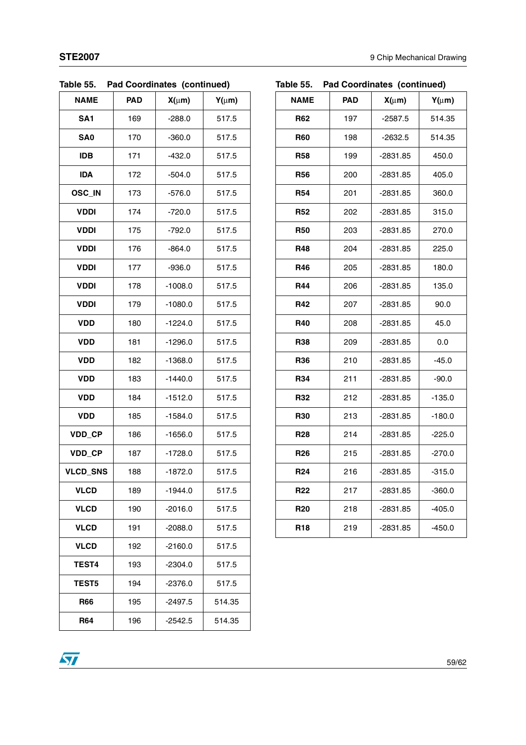Table 55. Pad Coordinates (continued)

| NAME | PAD | X(µm) | Y(µm) |
|---|---|---|---|
| SA1 | 169 | -288.0 | 517.5 |
| SA0 | 170 | -360.0 | 517.5 |
| IDB | 171 | -432.0 | 517.5 |
| IDA | 172 | -504.0 | 517.5 |
| OSC_IN | 173 | -576.0 | 517.5 |
| VDDI | 174 | -720.0 | 517.5 |
| VDDI | 175 | -792.0 | 517.5 |
| VDDI | 176 | -864.0 | 517.5 |
| VDDI | 177 | -936.0 | 517.5 |
| VDDI | 178 | -1008.0 | 517.5 |
| VDDI | 179 | -1080.0 | 517.5 |
| VDD | 180 | -1224.0 | 517.5 |
| VDD | 181 | -1296.0 | 517.5 |
| VDD | 182 | -1368.0 | 517.5 |
| VDD | 183 | -1440.0 | 517.5 |
| VDD | 184 | -1512.0 | 517.5 |
| VDD | 185 | -1584.0 | 517.5 |
| VDD_CP | 186 | -1656.0 | 517.5 |
| VDD_CP | 187 | -1728.0 | 517.5 |
| VLCD_SNS | 188 | -1872.0 | 517.5 |
| VLCD | 189 | -1944.0 | 517.5 |
| VLCD | 190 | -2016.0 | 517.5 |
| VLCD | 191 | -2088.0 | 517.5 |
| VLCD | 192 | -2160.0 | 517.5 |
| TEST4 | 193 | -2304.0 | 517.5 |
| TEST5 | 194 | -2376.0 | 517.5 |
| R66 | 195 | -2497.5 | 514.35 |
| R64 | 196 | -2542.5 | 514.35 |

Table 55. Pad Coordinates (continued)

| NAME | PAD | X(µm) | Y(µm) |
|---|---|---|---|
| R62 | 197 | -2587.5 | 514.35 |
| R60 | 198 | -2632.5 | 514.35 |
| R58 | 199 | -2831.85 | 450.0 |
| R56 | 200 | -2831.85 | 405.0 |
| R54 | 201 | -2831.85 | 360.0 |
| R52 | 202 | -2831.85 | 315.0 |
| R50 | 203 | -2831.85 | 270.0 |
| R48 | 204 | -2831.85 | 225.0 |
| R46 | 205 | -2831.85 | 180.0 |
| R44 | 206 | -2831.85 | 135.0 |
| R42 | 207 | -2831.85 | 90.0 |
| R40 | 208 | -2831.85 | 45.0 |
| R38 | 209 | -2831.85 | 0.0 |
| R36 | 210 | -2831.85 | -45.0 |
| R34 | 211 | -2831.85 | -90.0 |
| R32 | 212 | -2831.85 | -135.0 |
| R30 | 213 | -2831.85 | -180.0 |
| R28 | 214 | -2831.85 | -225.0 |
| R26 | 215 | -2831.85 | -270.0 |
| R24 | 216 | -2831.85 | -315.0 |
| R22 | 217 | -2831.85 | -360.0 |
| R20 | 218 | -2831.85 | -405.0 |
| R18 | 219 | -2831.85 | -450.0 |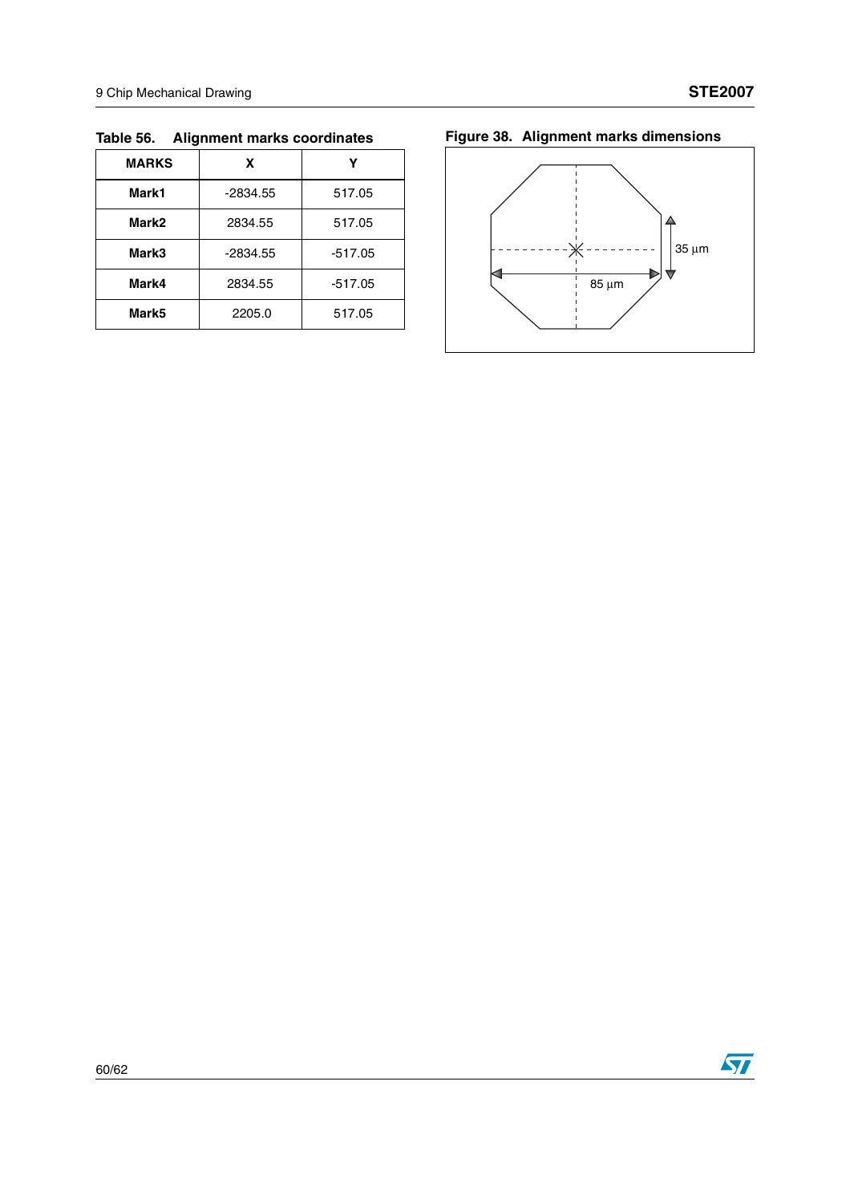**Table 56. Alignment marks coordinates**

| MARKS | X | Y |
|---|---|---|
| **Mark1** | -2834.55 | 517.05 |
| **Mark2** | 2834.55 | 517.05 |
| **Mark3** | -2834.55 | -517.05 |
| **Mark4** | 2834.55 | -517.05 |
| **Mark5** | 2205.0 | 517.05 |

**Figure 38. Alignment marks dimensions**

35 µm

85 µm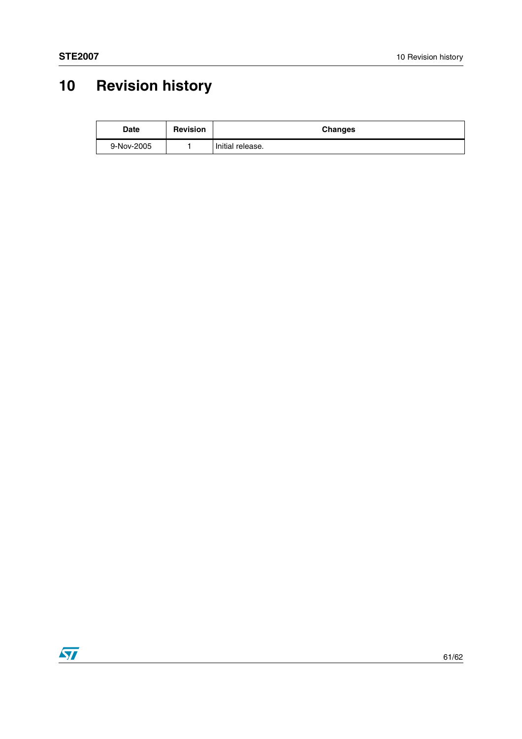# 10 Revision history

| Date | Revision | Changes |
|---|---|---|
| 9-Nov-2005 | 1 | Initial release. |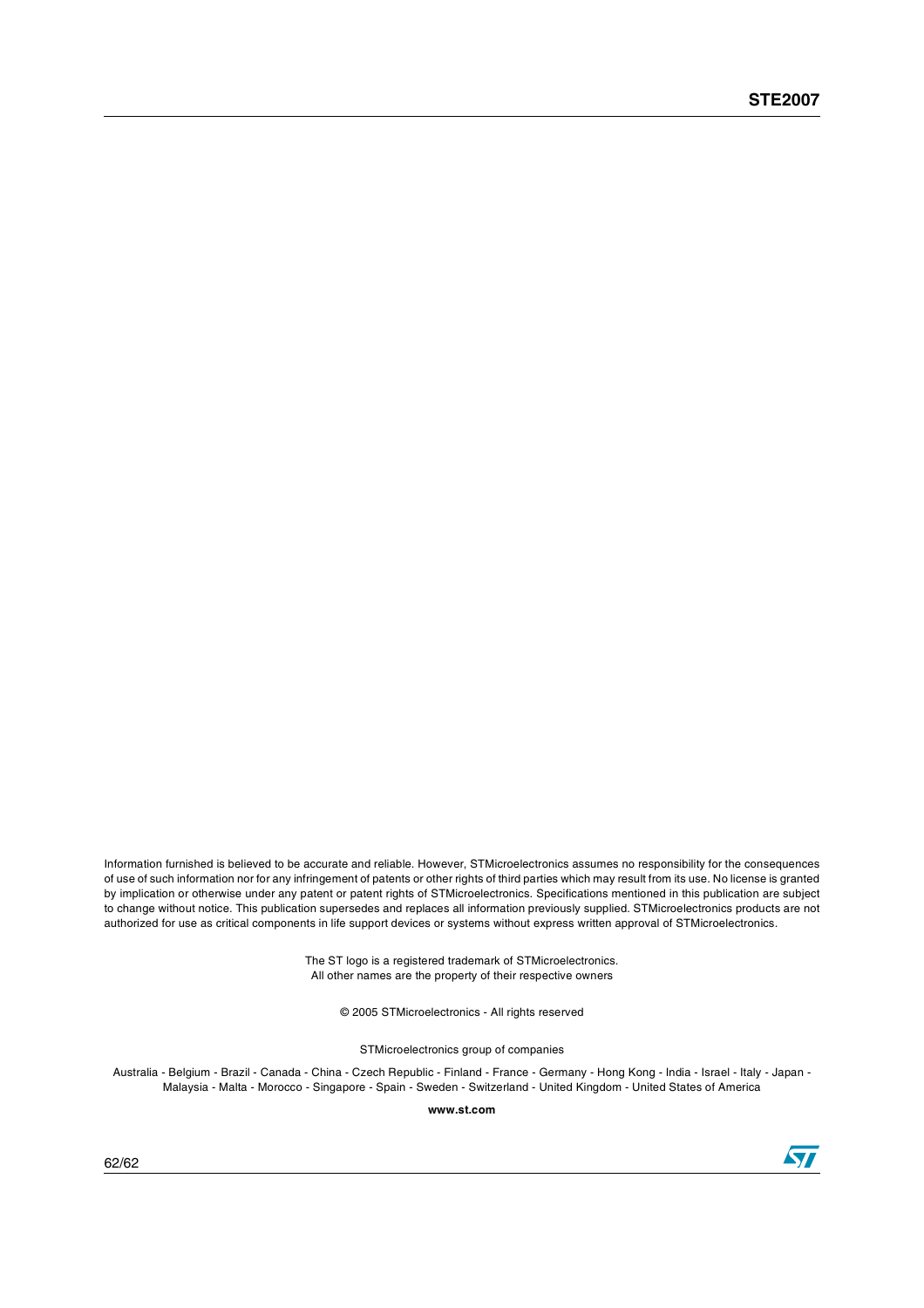Information furnished is believed to be accurate and reliable. However, STMicroelectronics assumes no responsibility for the consequences of use of such information nor for any infringement of patents or other rights of third parties which may result from its use. No license is granted by implication or otherwise under any patent or patent rights of STMicroelectronics. Specifications mentioned in this publication are subject to change without notice. This publication supersedes and replaces all information previously supplied. STMicroelectronics products are not authorized for use as critical components in life support devices or systems without express written approval of STMicroelectronics.

The ST logo is a registered trademark of STMicroelectronics.
All other names are the property of their respective owners

© 2005 STMicroelectronics - All rights reserved

STMicroelectronics group of companies

Australia - Belgium - Brazil - Canada - China - Czech Republic - Finland - France - Germany - Hong Kong - India - Israel - Italy - Japan - Malaysia - Malta - Morocco - Singapore - Spain - Sweden - Switzerland - United Kingdom - United States of America

**www.st.com**